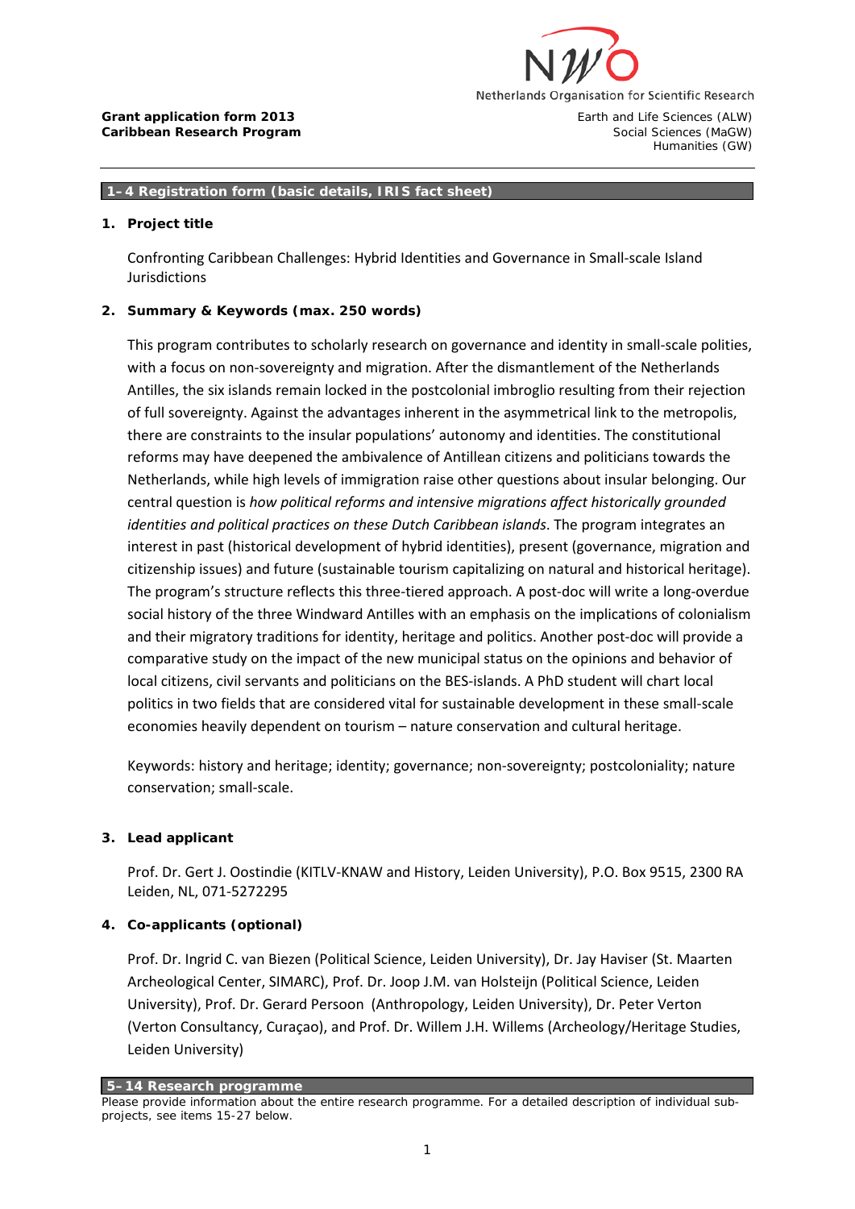**Grant application form 2013**
**Caribbean Research Program**

Netherlands Organisation for Scientific Research

Earth and Life Sciences (ALW)
Social Sciences (MaGW)
Humanities (GW)

## 1–4 Registration form (basic details, IRIS fact sheet)

### 1. Project title

Confronting Caribbean Challenges: Hybrid Identities and Governance in Small-scale Island Jurisdictions

### 2. Summary & Keywords (max. 250 words)

This program contributes to scholarly research on governance and identity in small-scale polities, with a focus on non-sovereignty and migration. After the dismantlement of the Netherlands Antilles, the six islands remain locked in the postcolonial imbroglio resulting from their rejection of full sovereignty. Against the advantages inherent in the asymmetrical link to the metropolis, there are constraints to the insular populations' autonomy and identities. The constitutional reforms may have deepened the ambivalence of Antillean citizens and politicians towards the Netherlands, while high levels of immigration raise other questions about insular belonging. Our central question is *how political reforms and intensive migrations affect historically grounded identities and political practices on these Dutch Caribbean islands*. The program integrates an interest in past (historical development of hybrid identities), present (governance, migration and citizenship issues) and future (sustainable tourism capitalizing on natural and historical heritage). The program's structure reflects this three-tiered approach. A post-doc will write a long-overdue social history of the three Windward Antilles with an emphasis on the implications of colonialism and their migratory traditions for identity, heritage and politics. Another post-doc will provide a comparative study on the impact of the new municipal status on the opinions and behavior of local citizens, civil servants and politicians on the BES-islands. A PhD student will chart local politics in two fields that are considered vital for sustainable development in these small-scale economies heavily dependent on tourism – nature conservation and cultural heritage.

Keywords: history and heritage; identity; governance; non-sovereignty; postcoloniality; nature conservation; small-scale.

### 3. Lead applicant

Prof. Dr. Gert J. Oostindie (KITLV-KNAW and History, Leiden University), P.O. Box 9515, 2300 RA Leiden, NL, 071-5272295

### 4. Co-applicants (optional)

Prof. Dr. Ingrid C. van Biezen (Political Science, Leiden University), Dr. Jay Haviser (St. Maarten Archeological Center, SIMARC), Prof. Dr. Joop J.M. van Holsteijn (Political Science, Leiden University), Prof. Dr. Gerard Persoon (Anthropology, Leiden University), Dr. Peter Verton (Verton Consultancy, Curaçao), and Prof. Dr. Willem J.H. Willems (Archeology/Heritage Studies, Leiden University)

## 5–14 Research programme

Please provide information about the entire research programme. For a detailed description of individual sub-projects, see items 15-27 below.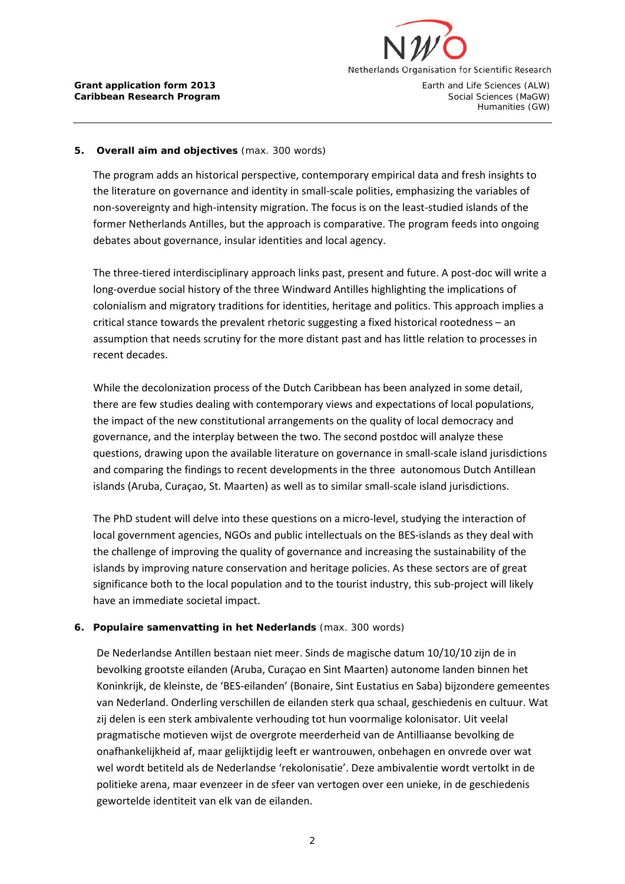**5. Overall aim and objectives** (max. 300 words)

The program adds an historical perspective, contemporary empirical data and fresh insights to the literature on governance and identity in small-scale polities, emphasizing the variables of non-sovereignty and high-intensity migration. The focus is on the least-studied islands of the former Netherlands Antilles, but the approach is comparative. The program feeds into ongoing debates about governance, insular identities and local agency.

The three-tiered interdisciplinary approach links past, present and future. A post-doc will write a long-overdue social history of the three Windward Antilles highlighting the implications of colonialism and migratory traditions for identities, heritage and politics. This approach implies a critical stance towards the prevalent rhetoric suggesting a fixed historical rootedness – an assumption that needs scrutiny for the more distant past and has little relation to processes in recent decades.

While the decolonization process of the Dutch Caribbean has been analyzed in some detail, there are few studies dealing with contemporary views and expectations of local populations, the impact of the new constitutional arrangements on the quality of local democracy and governance, and the interplay between the two. The second postdoc will analyze these questions, drawing upon the available literature on governance in small-scale island jurisdictions and comparing the findings to recent developments in the three autonomous Dutch Antillean islands (Aruba, Curaçao, St. Maarten) as well as to similar small-scale island jurisdictions.

The PhD student will delve into these questions on a micro-level, studying the interaction of local government agencies, NGOs and public intellectuals on the BES-islands as they deal with the challenge of improving the quality of governance and increasing the sustainability of the islands by improving nature conservation and heritage policies. As these sectors are of great significance both to the local population and to the tourist industry, this sub-project will likely have an immediate societal impact.

**6. Populaire samenvatting in het Nederlands** (max. 300 words)

De Nederlandse Antillen bestaan niet meer. Sinds de magische datum 10/10/10 zijn de in bevolking grootste eilanden (Aruba, Curaçao en Sint Maarten) autonome landen binnen het Koninkrijk, de kleinste, de 'BES-eilanden' (Bonaire, Sint Eustatius en Saba) bijzondere gemeentes van Nederland. Onderling verschillen de eilanden sterk qua schaal, geschiedenis en cultuur. Wat zij delen is een sterk ambivalente verhouding tot hun voormalige kolonisator. Uit veelal pragmatische motieven wijst de overgrote meerderheid van de Antilliaanse bevolking de onafhankelijkheid af, maar gelijktijdig leeft er wantrouwen, onbehagen en onvrede over wat wel wordt betiteld als de Nederlandse 'rekolonisatie'. Deze ambivalentie wordt vertolkt in de politieke arena, maar evenzeer in de sfeer van vertogen over een unieke, in de geschiedenis gewortelde identiteit van elk van de eilanden.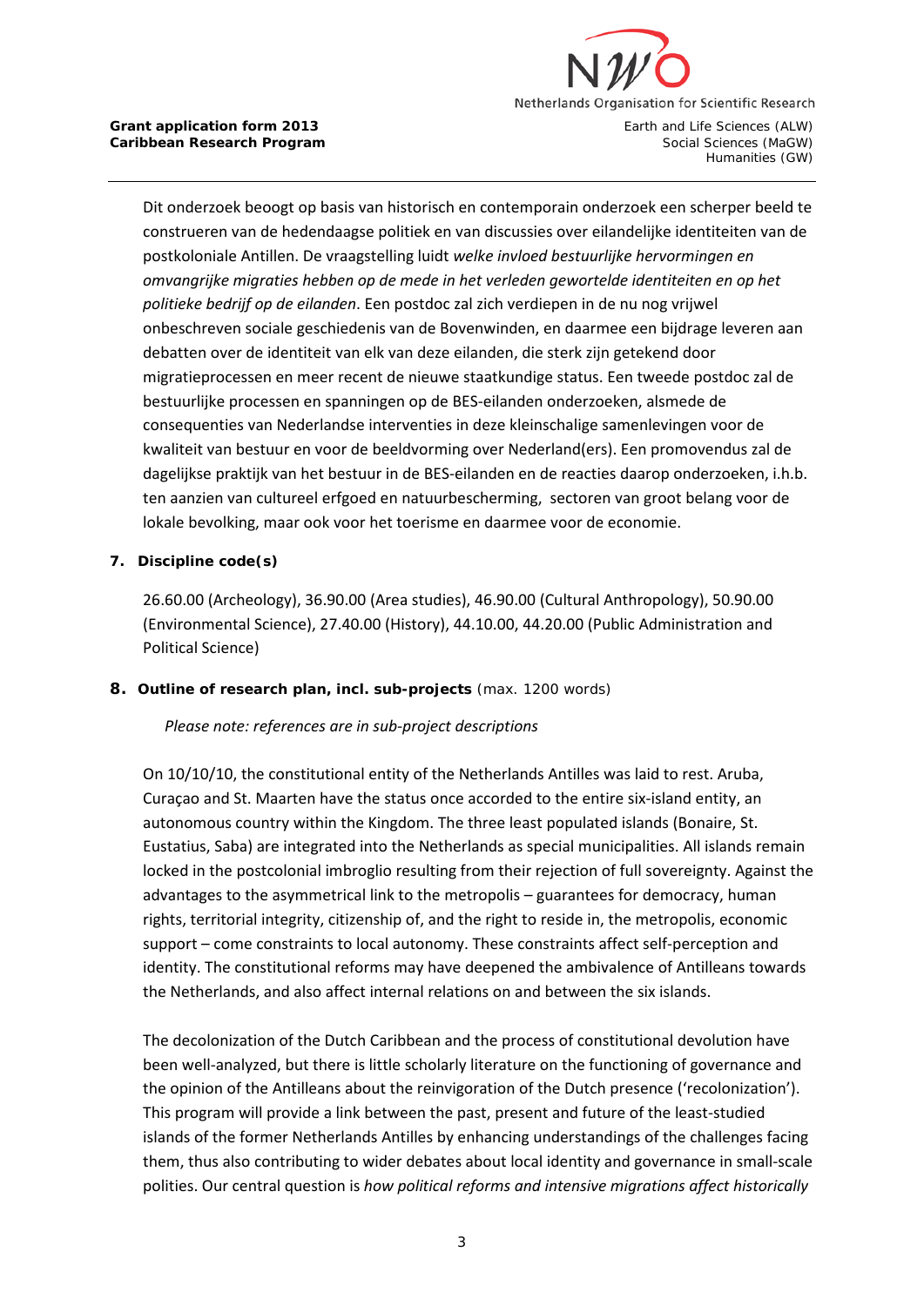Dit onderzoek beoogt op basis van historisch en contemporain onderzoek een scherper beeld te construeren van de hedendaagse politiek en van discussies over eilandelijke identiteiten van de postkoloniale Antillen. De vraagstelling luidt *welke invloed bestuurlijke hervormingen en omvangrijke migraties hebben op de mede in het verleden gewortelde identiteiten en op het politieke bedrijf op de eilanden*. Een postdoc zal zich verdiepen in de nu nog vrijwel onbeschreven sociale geschiedenis van de Bovenwinden, en daarmee een bijdrage leveren aan debatten over de identiteit van elk van deze eilanden, die sterk zijn getekend door migratieprocessen en meer recent de nieuwe staatkundige status. Een tweede postdoc zal de bestuurlijke processen en spanningen op de BES-eilanden onderzoeken, alsmede de consequenties van Nederlandse interventies in deze kleinschalige samenlevingen voor de kwaliteit van bestuur en voor de beeldvorming over Nederland(ers). Een promovendus zal de dagelijkse praktijk van het bestuur in de BES-eilanden en de reacties daarop onderzoeken, i.h.b. ten aanzien van cultureel erfgoed en natuurbescherming, sectoren van groot belang voor de lokale bevolking, maar ook voor het toerisme en daarmee voor de economie.

## 7. Discipline code(s)

26.60.00 (Archeology), 36.90.00 (Area studies), 46.90.00 (Cultural Anthropology), 50.90.00 (Environmental Science), 27.40.00 (History), 44.10.00, 44.20.00 (Public Administration and Political Science)

## 8. Outline of research plan, incl. sub-projects (max. 1200 words)

*Please note: references are in sub-project descriptions*

On 10/10/10, the constitutional entity of the Netherlands Antilles was laid to rest. Aruba, Curaçao and St. Maarten have the status once accorded to the entire six-island entity, an autonomous country within the Kingdom. The three least populated islands (Bonaire, St. Eustatius, Saba) are integrated into the Netherlands as special municipalities. All islands remain locked in the postcolonial imbroglio resulting from their rejection of full sovereignty. Against the advantages to the asymmetrical link to the metropolis – guarantees for democracy, human rights, territorial integrity, citizenship of, and the right to reside in, the metropolis, economic support – come constraints to local autonomy. These constraints affect self-perception and identity. The constitutional reforms may have deepened the ambivalence of Antilleans towards the Netherlands, and also affect internal relations on and between the six islands.

The decolonization of the Dutch Caribbean and the process of constitutional devolution have been well-analyzed, but there is little scholarly literature on the functioning of governance and the opinion of the Antilleans about the reinvigoration of the Dutch presence ('recolonization'). This program will provide a link between the past, present and future of the least-studied islands of the former Netherlands Antilles by enhancing understandings of the challenges facing them, thus also contributing to wider debates about local identity and governance in small-scale polities. Our central question is *how political reforms and intensive migrations affect historically*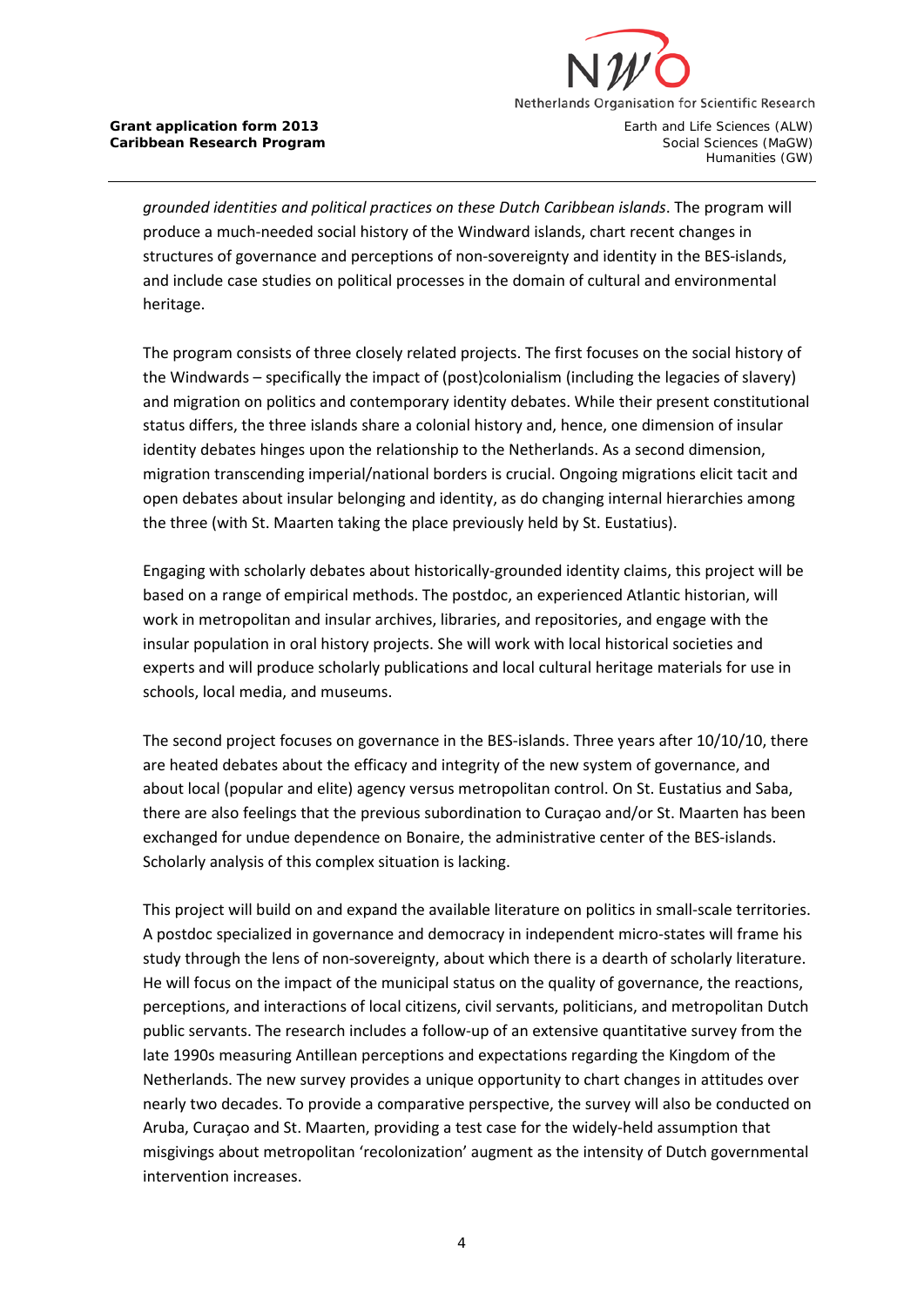*grounded identities and political practices on these Dutch Caribbean islands*. The program will produce a much-needed social history of the Windward islands, chart recent changes in structures of governance and perceptions of non-sovereignty and identity in the BES-islands, and include case studies on political processes in the domain of cultural and environmental heritage.

The program consists of three closely related projects. The first focuses on the social history of the Windwards – specifically the impact of (post)colonialism (including the legacies of slavery) and migration on politics and contemporary identity debates. While their present constitutional status differs, the three islands share a colonial history and, hence, one dimension of insular identity debates hinges upon the relationship to the Netherlands. As a second dimension, migration transcending imperial/national borders is crucial. Ongoing migrations elicit tacit and open debates about insular belonging and identity, as do changing internal hierarchies among the three (with St. Maarten taking the place previously held by St. Eustatius).

Engaging with scholarly debates about historically-grounded identity claims, this project will be based on a range of empirical methods. The postdoc, an experienced Atlantic historian, will work in metropolitan and insular archives, libraries, and repositories, and engage with the insular population in oral history projects. She will work with local historical societies and experts and will produce scholarly publications and local cultural heritage materials for use in schools, local media, and museums.

The second project focuses on governance in the BES-islands. Three years after 10/10/10, there are heated debates about the efficacy and integrity of the new system of governance, and about local (popular and elite) agency versus metropolitan control. On St. Eustatius and Saba, there are also feelings that the previous subordination to Curaçao and/or St. Maarten has been exchanged for undue dependence on Bonaire, the administrative center of the BES-islands. Scholarly analysis of this complex situation is lacking.

This project will build on and expand the available literature on politics in small-scale territories. A postdoc specialized in governance and democracy in independent micro-states will frame his study through the lens of non-sovereignty, about which there is a dearth of scholarly literature. He will focus on the impact of the municipal status on the quality of governance, the reactions, perceptions, and interactions of local citizens, civil servants, politicians, and metropolitan Dutch public servants. The research includes a follow-up of an extensive quantitative survey from the late 1990s measuring Antillean perceptions and expectations regarding the Kingdom of the Netherlands. The new survey provides a unique opportunity to chart changes in attitudes over nearly two decades. To provide a comparative perspective, the survey will also be conducted on Aruba, Curaçao and St. Maarten, providing a test case for the widely-held assumption that misgivings about metropolitan 'recolonization' augment as the intensity of Dutch governmental intervention increases.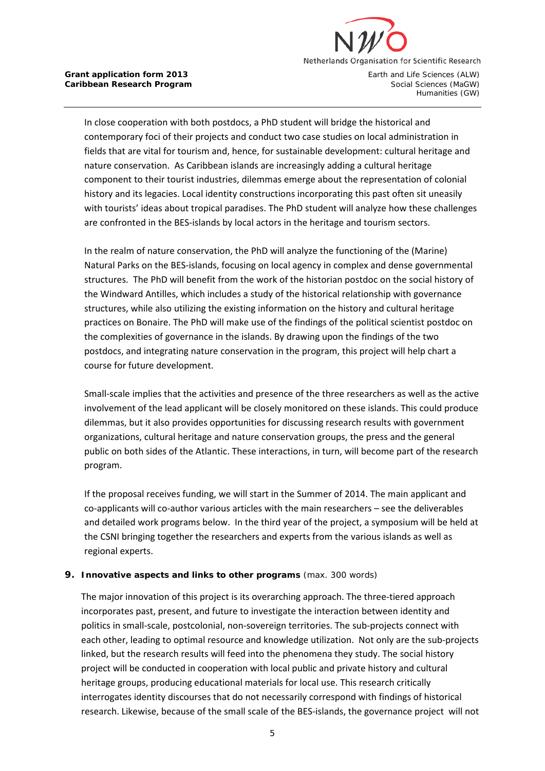In close cooperation with both postdocs, a PhD student will bridge the historical and contemporary foci of their projects and conduct two case studies on local administration in fields that are vital for tourism and, hence, for sustainable development: cultural heritage and nature conservation. As Caribbean islands are increasingly adding a cultural heritage component to their tourist industries, dilemmas emerge about the representation of colonial history and its legacies. Local identity constructions incorporating this past often sit uneasily with tourists' ideas about tropical paradises. The PhD student will analyze how these challenges are confronted in the BES-islands by local actors in the heritage and tourism sectors.

In the realm of nature conservation, the PhD will analyze the functioning of the (Marine) Natural Parks on the BES-islands, focusing on local agency in complex and dense governmental structures. The PhD will benefit from the work of the historian postdoc on the social history of the Windward Antilles, which includes a study of the historical relationship with governance structures, while also utilizing the existing information on the history and cultural heritage practices on Bonaire. The PhD will make use of the findings of the political scientist postdoc on the complexities of governance in the islands. By drawing upon the findings of the two postdocs, and integrating nature conservation in the program, this project will help chart a course for future development.

Small-scale implies that the activities and presence of the three researchers as well as the active involvement of the lead applicant will be closely monitored on these islands. This could produce dilemmas, but it also provides opportunities for discussing research results with government organizations, cultural heritage and nature conservation groups, the press and the general public on both sides of the Atlantic. These interactions, in turn, will become part of the research program.

If the proposal receives funding, we will start in the Summer of 2014. The main applicant and co-applicants will co-author various articles with the main researchers – see the deliverables and detailed work programs below. In the third year of the project, a symposium will be held at the CSNI bringing together the researchers and experts from the various islands as well as regional experts.

## 9. Innovative aspects and links to other programs (max. 300 words)

The major innovation of this project is its overarching approach. The three-tiered approach incorporates past, present, and future to investigate the interaction between identity and politics in small-scale, postcolonial, non-sovereign territories. The sub-projects connect with each other, leading to optimal resource and knowledge utilization. Not only are the sub-projects linked, but the research results will feed into the phenomena they study. The social history project will be conducted in cooperation with local public and private history and cultural heritage groups, producing educational materials for local use. This research critically interrogates identity discourses that do not necessarily correspond with findings of historical research. Likewise, because of the small scale of the BES-islands, the governance project will not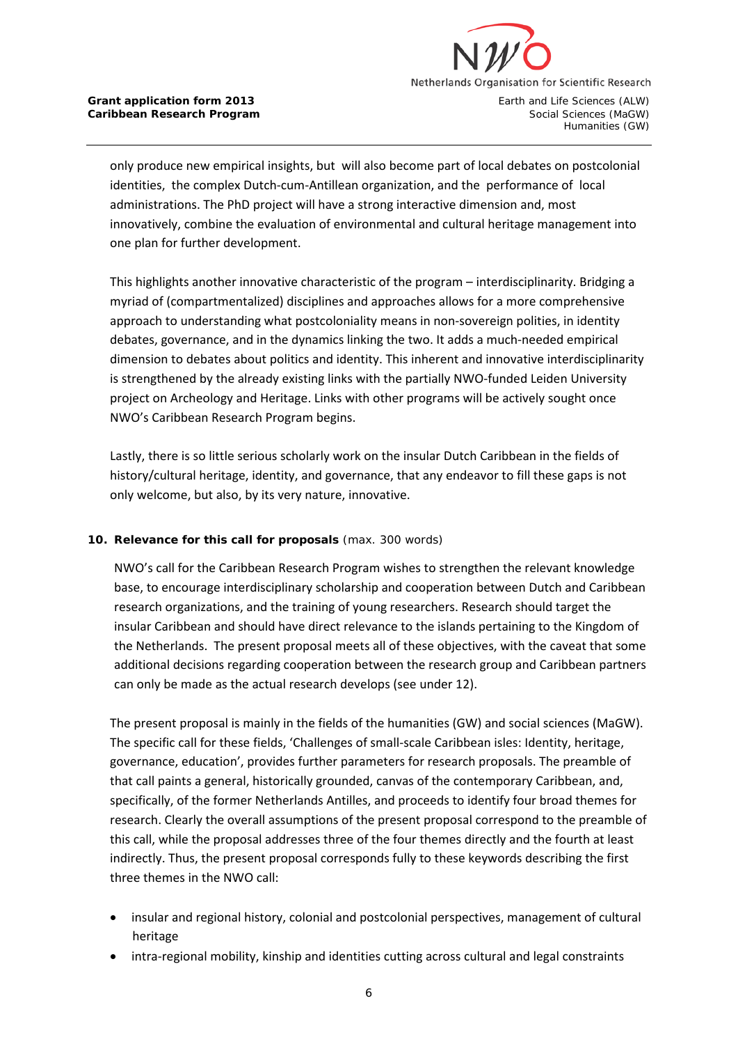only produce new empirical insights, but will also become part of local debates on postcolonial identities, the complex Dutch-cum-Antillean organization, and the performance of local administrations. The PhD project will have a strong interactive dimension and, most innovatively, combine the evaluation of environmental and cultural heritage management into one plan for further development.

This highlights another innovative characteristic of the program – interdisciplinarity. Bridging a myriad of (compartmentalized) disciplines and approaches allows for a more comprehensive approach to understanding what postcoloniality means in non-sovereign polities, in identity debates, governance, and in the dynamics linking the two. It adds a much-needed empirical dimension to debates about politics and identity. This inherent and innovative interdisciplinarity is strengthened by the already existing links with the partially NWO-funded Leiden University project on Archeology and Heritage. Links with other programs will be actively sought once NWO's Caribbean Research Program begins.

Lastly, there is so little serious scholarly work on the insular Dutch Caribbean in the fields of history/cultural heritage, identity, and governance, that any endeavor to fill these gaps is not only welcome, but also, by its very nature, innovative.

**10. Relevance for this call for proposals** (max. 300 words)

NWO's call for the Caribbean Research Program wishes to strengthen the relevant knowledge base, to encourage interdisciplinary scholarship and cooperation between Dutch and Caribbean research organizations, and the training of young researchers. Research should target the insular Caribbean and should have direct relevance to the islands pertaining to the Kingdom of the Netherlands. The present proposal meets all of these objectives, with the caveat that some additional decisions regarding cooperation between the research group and Caribbean partners can only be made as the actual research develops (see under 12).

The present proposal is mainly in the fields of the humanities (GW) and social sciences (MaGW). The specific call for these fields, 'Challenges of small-scale Caribbean isles: Identity, heritage, governance, education', provides further parameters for research proposals. The preamble of that call paints a general, historically grounded, canvas of the contemporary Caribbean, and, specifically, of the former Netherlands Antilles, and proceeds to identify four broad themes for research. Clearly the overall assumptions of the present proposal correspond to the preamble of this call, while the proposal addresses three of the four themes directly and the fourth at least indirectly. Thus, the present proposal corresponds fully to these keywords describing the first three themes in the NWO call:

- insular and regional history, colonial and postcolonial perspectives, management of cultural heritage
- intra-regional mobility, kinship and identities cutting across cultural and legal constraints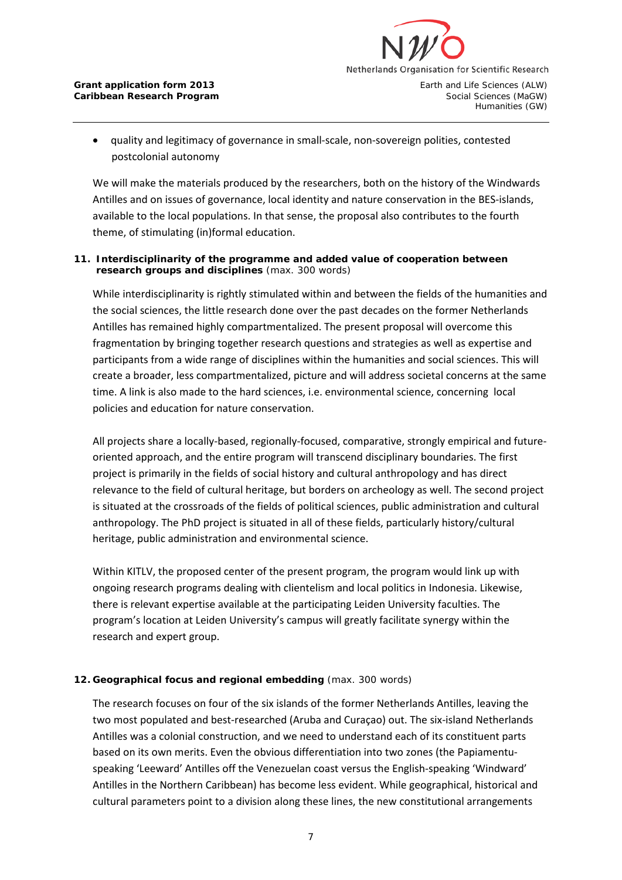- quality and legitimacy of governance in small-scale, non-sovereign polities, contested postcolonial autonomy

We will make the materials produced by the researchers, both on the history of the Windwards Antilles and on issues of governance, local identity and nature conservation in the BES-islands, available to the local populations. In that sense, the proposal also contributes to the fourth theme, of stimulating (in)formal education.

**11. Interdisciplinarity of the programme and added value of cooperation between research groups and disciplines** (max. 300 words)

While interdisciplinarity is rightly stimulated within and between the fields of the humanities and the social sciences, the little research done over the past decades on the former Netherlands Antilles has remained highly compartmentalized. The present proposal will overcome this fragmentation by bringing together research questions and strategies as well as expertise and participants from a wide range of disciplines within the humanities and social sciences. This will create a broader, less compartmentalized, picture and will address societal concerns at the same time. A link is also made to the hard sciences, i.e. environmental science, concerning local policies and education for nature conservation.

All projects share a locally-based, regionally-focused, comparative, strongly empirical and future-oriented approach, and the entire program will transcend disciplinary boundaries. The first project is primarily in the fields of social history and cultural anthropology and has direct relevance to the field of cultural heritage, but borders on archeology as well. The second project is situated at the crossroads of the fields of political sciences, public administration and cultural anthropology. The PhD project is situated in all of these fields, particularly history/cultural heritage, public administration and environmental science.

Within KITLV, the proposed center of the present program, the program would link up with ongoing research programs dealing with clientelism and local politics in Indonesia. Likewise, there is relevant expertise available at the participating Leiden University faculties. The program's location at Leiden University's campus will greatly facilitate synergy within the research and expert group.

**12. Geographical focus and regional embedding** (max. 300 words)

The research focuses on four of the six islands of the former Netherlands Antilles, leaving the two most populated and best-researched (Aruba and Curaçao) out. The six-island Netherlands Antilles was a colonial construction, and we need to understand each of its constituent parts based on its own merits. Even the obvious differentiation into two zones (the Papiamentu-speaking 'Leeward' Antilles off the Venezuelan coast versus the English-speaking 'Windward' Antilles in the Northern Caribbean) has become less evident. While geographical, historical and cultural parameters point to a division along these lines, the new constitutional arrangements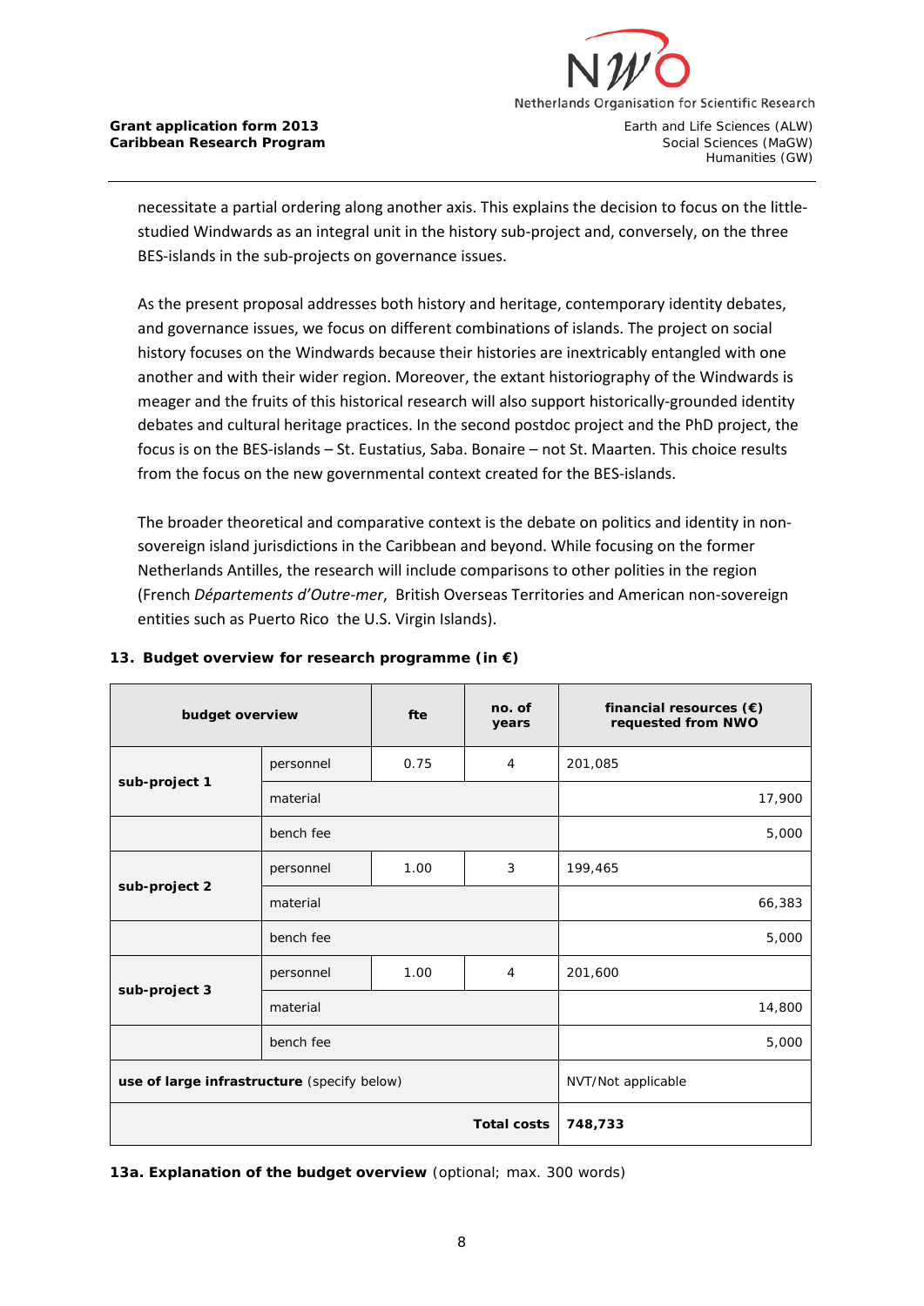necessitate a partial ordering along another axis. This explains the decision to focus on the little-studied Windwards as an integral unit in the history sub-project and, conversely, on the three BES-islands in the sub-projects on governance issues.

As the present proposal addresses both history and heritage, contemporary identity debates, and governance issues, we focus on different combinations of islands. The project on social history focuses on the Windwards because their histories are inextricably entangled with one another and with their wider region. Moreover, the extant historiography of the Windwards is meager and the fruits of this historical research will also support historically-grounded identity debates and cultural heritage practices. In the second postdoc project and the PhD project, the focus is on the BES-islands – St. Eustatius, Saba. Bonaire – not St. Maarten. This choice results from the focus on the new governmental context created for the BES-islands.

The broader theoretical and comparative context is the debate on politics and identity in non-sovereign island jurisdictions in the Caribbean and beyond. While focusing on the former Netherlands Antilles, the research will include comparisons to other polities in the region (French *Départements d'Outre-mer*, British Overseas Territories and American non-sovereign entities such as Puerto Rico the U.S. Virgin Islands).

### 13. Budget overview for research programme (in €)

| budget overview | | fte | no. of years | financial resources (€) requested from NWO |
|---|---|---|---|---|
| sub-project 1 | personnel | 0.75 | 4 | 201,085 |
| | material | | | 17,900 |
| | bench fee | | | 5,000 |
| sub-project 2 | personnel | 1.00 | 3 | 199,465 |
| | material | | | 66,383 |
| | bench fee | | | 5,000 |
| sub-project 3 | personnel | 1.00 | 4 | 201,600 |
| | material | | | 14,800 |
| | bench fee | | | 5,000 |
| **use of large infrastructure** (specify below) | | | | NVT/Not applicable |
| | | | **Total costs** | **748,733** |

**13a. Explanation of the budget overview** (optional; max. 300 words)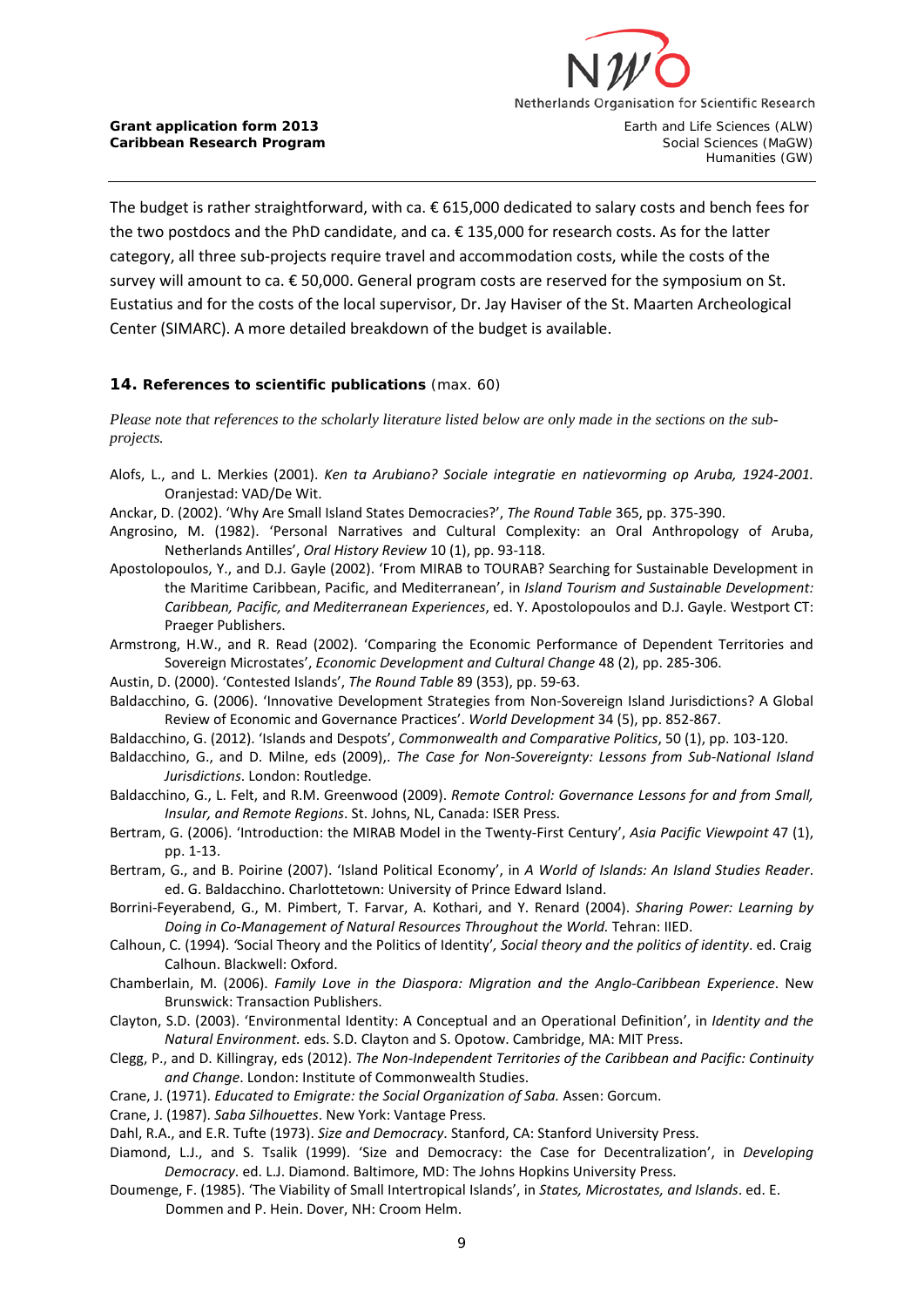The budget is rather straightforward, with ca. € 615,000 dedicated to salary costs and bench fees for the two postdocs and the PhD candidate, and ca. € 135,000 for research costs. As for the latter category, all three sub-projects require travel and accommodation costs, while the costs of the survey will amount to ca. € 50,000. General program costs are reserved for the symposium on St. Eustatius and for the costs of the local supervisor, Dr. Jay Haviser of the St. Maarten Archeological Center (SIMARC). A more detailed breakdown of the budget is available.

### 14. References to scientific publications (max. 60)

*Please note that references to the scholarly literature listed below are only made in the sections on the sub-projects.*

Alofs, L., and L. Merkies (2001). *Ken ta Arubiano? Sociale integratie en natievorming op Aruba, 1924-2001.* Oranjestad: VAD/De Wit.

Anckar, D. (2002). 'Why Are Small Island States Democracies?', *The Round Table* 365, pp. 375-390.

Angrosino, M. (1982). 'Personal Narratives and Cultural Complexity: an Oral Anthropology of Aruba, Netherlands Antilles', *Oral History Review* 10 (1), pp. 93-118.

Apostolopoulos, Y., and D.J. Gayle (2002). 'From MIRAB to TOURAB? Searching for Sustainable Development in the Maritime Caribbean, Pacific, and Mediterranean', in *Island Tourism and Sustainable Development: Caribbean, Pacific, and Mediterranean Experiences*, ed. Y. Apostolopoulos and D.J. Gayle. Westport CT: Praeger Publishers.

Armstrong, H.W., and R. Read (2002). 'Comparing the Economic Performance of Dependent Territories and Sovereign Microstates', *Economic Development and Cultural Change* 48 (2), pp. 285-306.

Austin, D. (2000). 'Contested Islands', *The Round Table* 89 (353), pp. 59-63.

Baldacchino, G. (2006). 'Innovative Development Strategies from Non-Sovereign Island Jurisdictions? A Global Review of Economic and Governance Practices'. *World Development* 34 (5), pp. 852-867.

Baldacchino, G. (2012). 'Islands and Despots', *Commonwealth and Comparative Politics*, 50 (1), pp. 103-120.

Baldacchino, G., and D. Milne, eds (2009),. *The Case for Non-Sovereignty: Lessons from Sub-National Island Jurisdictions*. London: Routledge.

Baldacchino, G., L. Felt, and R.M. Greenwood (2009). *Remote Control: Governance Lessons for and from Small, Insular, and Remote Regions*. St. Johns, NL, Canada: ISER Press.

Bertram, G. (2006). 'Introduction: the MIRAB Model in the Twenty-First Century', *Asia Pacific Viewpoint* 47 (1), pp. 1-13.

Bertram, G., and B. Poirine (2007). 'Island Political Economy', in *A World of Islands: An Island Studies Reader*. ed. G. Baldacchino. Charlottetown: University of Prince Edward Island.

Borrini-Feyerabend, G., M. Pimbert, T. Farvar, A. Kothari, and Y. Renard (2004). *Sharing Power: Learning by Doing in Co-Management of Natural Resources Throughout the World.* Tehran: IIED.

Calhoun, C. (1994). 'Social Theory and the Politics of Identity', *Social theory and the politics of identity*. ed. Craig Calhoun. Blackwell: Oxford.

Chamberlain, M. (2006). *Family Love in the Diaspora: Migration and the Anglo-Caribbean Experience*. New Brunswick: Transaction Publishers.

Clayton, S.D. (2003). 'Environmental Identity: A Conceptual and an Operational Definition', in *Identity and the Natural Environment.* eds. S.D. Clayton and S. Opotow. Cambridge, MA: MIT Press.

Clegg, P., and D. Killingray, eds (2012). *The Non-Independent Territories of the Caribbean and Pacific: Continuity and Change*. London: Institute of Commonwealth Studies.

Crane, J. (1971). *Educated to Emigrate: the Social Organization of Saba.* Assen: Gorcum.

Crane, J. (1987). *Saba Silhouettes*. New York: Vantage Press.

Dahl, R.A., and E.R. Tufte (1973). *Size and Democracy*. Stanford, CA: Stanford University Press.

Diamond, L.J., and S. Tsalik (1999). 'Size and Democracy: the Case for Decentralization', in *Developing Democracy*. ed. L.J. Diamond. Baltimore, MD: The Johns Hopkins University Press.

Doumenge, F. (1985). 'The Viability of Small Intertropical Islands', in *States, Microstates, and Islands*. ed. E. Dommen and P. Hein. Dover, NH: Croom Helm.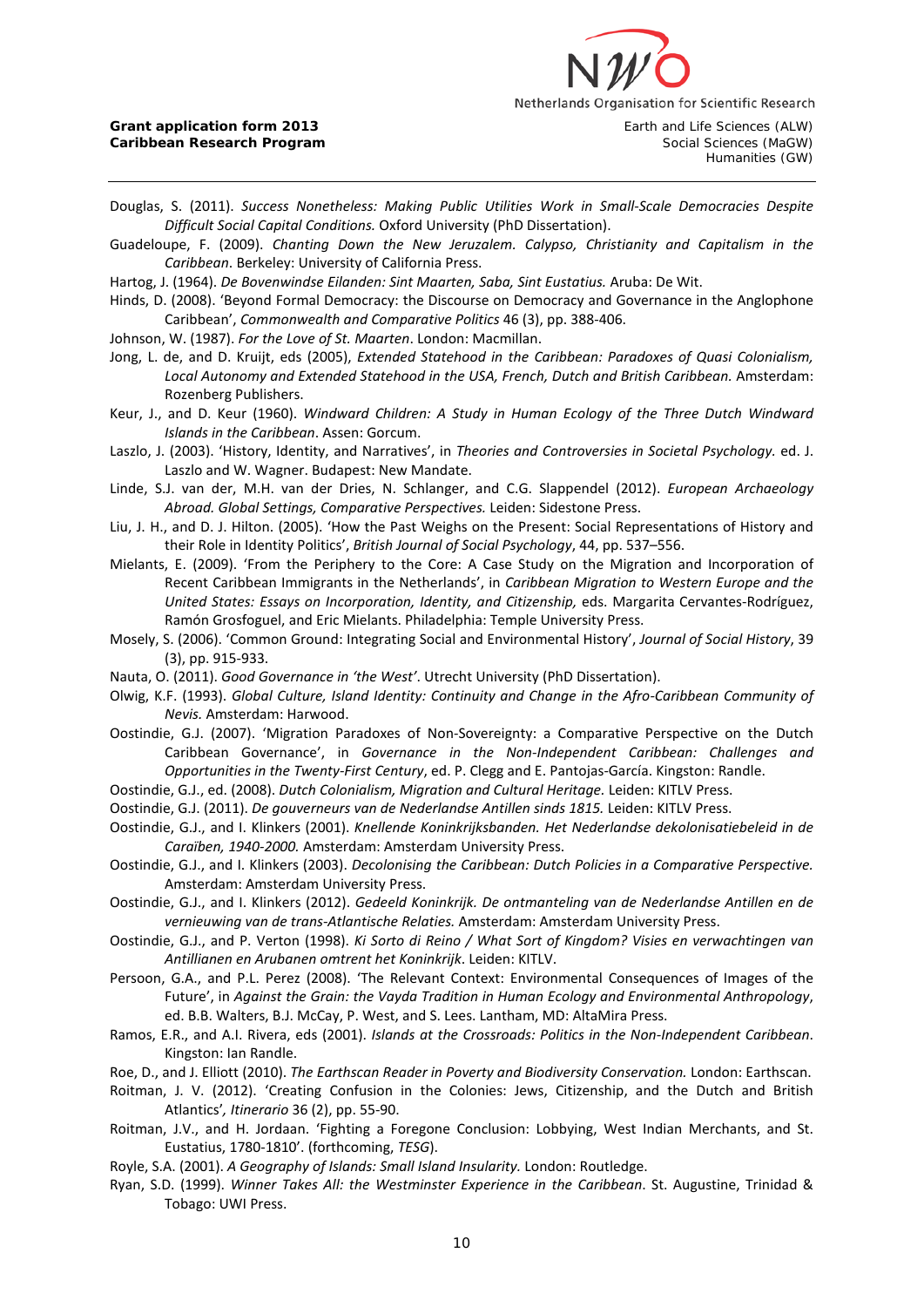Douglas, S. (2011). *Success Nonetheless: Making Public Utilities Work in Small-Scale Democracies Despite Difficult Social Capital Conditions.* Oxford University (PhD Dissertation).

Guadeloupe, F. (2009). *Chanting Down the New Jeruzalem. Calypso, Christianity and Capitalism in the Caribbean*. Berkeley: University of California Press.

Hartog, J. (1964). *De Bovenwindse Eilanden: Sint Maarten, Saba, Sint Eustatius.* Aruba: De Wit.

Hinds, D. (2008). 'Beyond Formal Democracy: the Discourse on Democracy and Governance in the Anglophone Caribbean', *Commonwealth and Comparative Politics* 46 (3), pp. 388-406.

Johnson, W. (1987). *For the Love of St. Maarten*. London: Macmillan.

Jong, L. de, and D. Kruijt, eds (2005), *Extended Statehood in the Caribbean: Paradoxes of Quasi Colonialism, Local Autonomy and Extended Statehood in the USA, French, Dutch and British Caribbean.* Amsterdam: Rozenberg Publishers.

Keur, J., and D. Keur (1960). *Windward Children: A Study in Human Ecology of the Three Dutch Windward Islands in the Caribbean*. Assen: Gorcum.

Laszlo, J. (2003). 'History, Identity, and Narratives', in *Theories and Controversies in Societal Psychology.* ed. J. Laszlo and W. Wagner. Budapest: New Mandate.

Linde, S.J. van der, M.H. van der Dries, N. Schlanger, and C.G. Slappendel (2012). *European Archaeology Abroad. Global Settings, Comparative Perspectives.* Leiden: Sidestone Press.

Liu, J. H., and D. J. Hilton. (2005). 'How the Past Weighs on the Present: Social Representations of History and their Role in Identity Politics', *British Journal of Social Psychology*, 44, pp. 537–556.

Mielants, E. (2009). 'From the Periphery to the Core: A Case Study on the Migration and Incorporation of Recent Caribbean Immigrants in the Netherlands', in *Caribbean Migration to Western Europe and the United States: Essays on Incorporation, Identity, and Citizenship,* eds. Margarita Cervantes-Rodríguez, Ramón Grosfoguel, and Eric Mielants. Philadelphia: Temple University Press.

Mosely, S. (2006). 'Common Ground: Integrating Social and Environmental History', *Journal of Social History*, 39 (3), pp. 915-933.

Nauta, O. (2011). *Good Governance in 'the West'*. Utrecht University (PhD Dissertation).

Olwig, K.F. (1993). *Global Culture, Island Identity: Continuity and Change in the Afro-Caribbean Community of Nevis.* Amsterdam: Harwood.

Oostindie, G.J. (2007). 'Migration Paradoxes of Non-Sovereignty: a Comparative Perspective on the Dutch Caribbean Governance', in *Governance in the Non-Independent Caribbean: Challenges and Opportunities in the Twenty-First Century*, ed. P. Clegg and E. Pantojas-García. Kingston: Randle.

Oostindie, G.J., ed. (2008). *Dutch Colonialism, Migration and Cultural Heritage.* Leiden: KITLV Press.

Oostindie, G.J. (2011). *De gouverneurs van de Nederlandse Antillen sinds 1815.* Leiden: KITLV Press.

Oostindie, G.J., and I. Klinkers (2001). *Knellende Koninkrijksbanden. Het Nederlandse dekolonisatiebeleid in de Caraïben, 1940-2000.* Amsterdam: Amsterdam University Press.

Oostindie, G.J., and I. Klinkers (2003). *Decolonising the Caribbean: Dutch Policies in a Comparative Perspective.* Amsterdam: Amsterdam University Press.

Oostindie, G.J., and I. Klinkers (2012). *Gedeeld Koninkrijk. De ontmanteling van de Nederlandse Antillen en de vernieuwing van de trans-Atlantische Relaties.* Amsterdam: Amsterdam University Press.

Oostindie, G.J., and P. Verton (1998). *Ki Sorto di Reino / What Sort of Kingdom? Visies en verwachtingen van Antillianen en Arubanen omtrent het Koninkrijk*. Leiden: KITLV.

Persoon, G.A., and P.L. Perez (2008). 'The Relevant Context: Environmental Consequences of Images of the Future', in *Against the Grain: the Vayda Tradition in Human Ecology and Environmental Anthropology*, ed. B.B. Walters, B.J. McCay, P. West, and S. Lees. Lantham, MD: AltaMira Press.

Ramos, E.R., and A.I. Rivera, eds (2001). *Islands at the Crossroads: Politics in the Non-Independent Caribbean*. Kingston: Ian Randle.

Roe, D., and J. Elliott (2010). *The Earthscan Reader in Poverty and Biodiversity Conservation.* London: Earthscan.

Roitman, J. V. (2012). 'Creating Confusion in the Colonies: Jews, Citizenship, and the Dutch and British Atlantics'*, Itinerario* 36 (2), pp. 55-90.

Roitman, J.V., and H. Jordaan. 'Fighting a Foregone Conclusion: Lobbying, West Indian Merchants, and St. Eustatius, 1780-1810'. (forthcoming, *TESG*).

Royle, S.A. (2001). *A Geography of Islands: Small Island Insularity.* London: Routledge.

Ryan, S.D. (1999). *Winner Takes All: the Westminster Experience in the Caribbean*. St. Augustine, Trinidad & Tobago: UWI Press.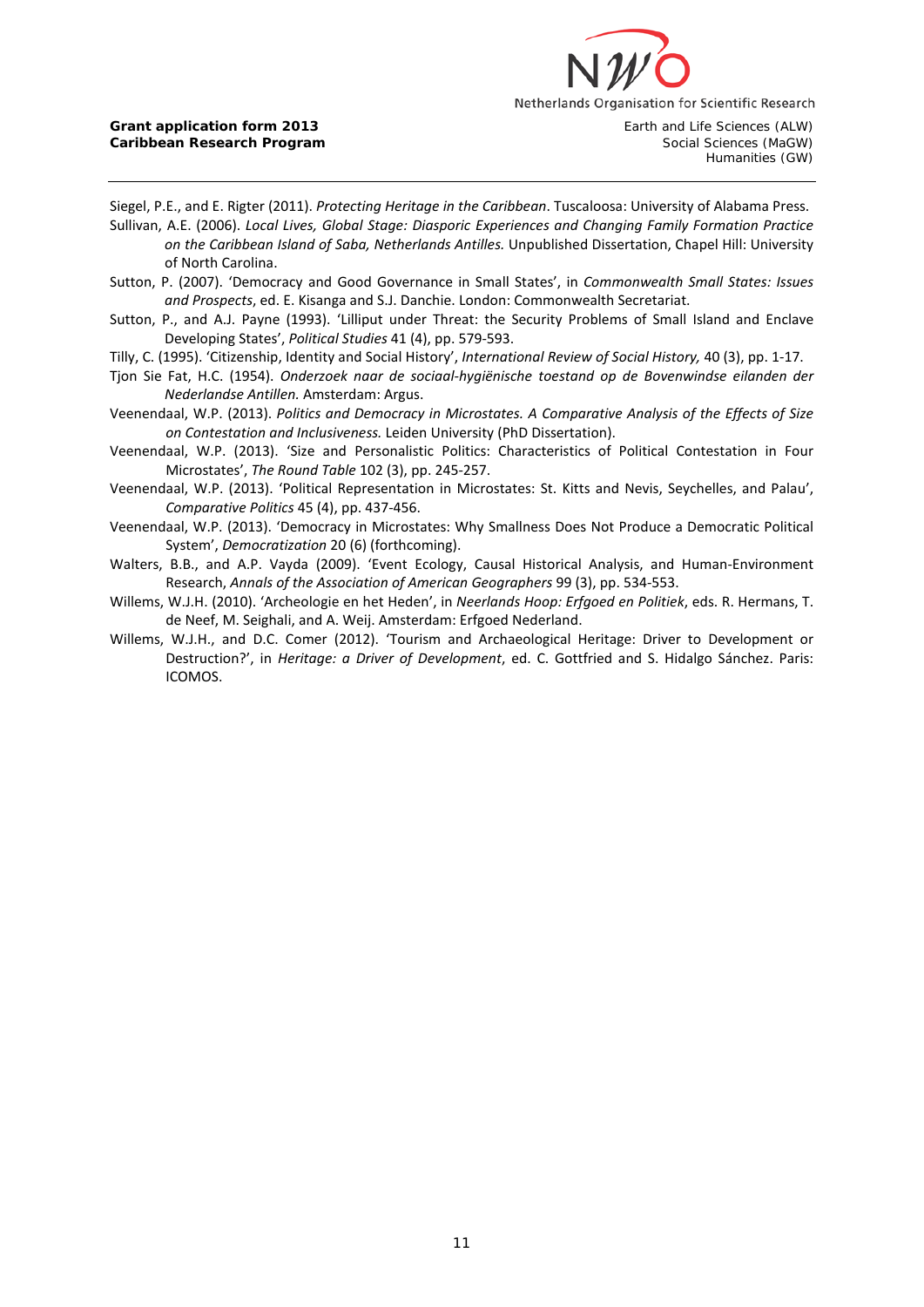Siegel, P.E., and E. Rigter (2011). *Protecting Heritage in the Caribbean*. Tuscaloosa: University of Alabama Press.

Sullivan, A.E. (2006). *Local Lives, Global Stage: Diasporic Experiences and Changing Family Formation Practice on the Caribbean Island of Saba, Netherlands Antilles.* Unpublished Dissertation, Chapel Hill: University of North Carolina.

Sutton, P. (2007). 'Democracy and Good Governance in Small States', in *Commonwealth Small States: Issues and Prospects*, ed. E. Kisanga and S.J. Danchie. London: Commonwealth Secretariat.

Sutton, P., and A.J. Payne (1993). 'Lilliput under Threat: the Security Problems of Small Island and Enclave Developing States', *Political Studies* 41 (4), pp. 579-593.

Tilly, C. (1995). 'Citizenship, Identity and Social History', *International Review of Social History,* 40 (3), pp. 1-17.

Tjon Sie Fat, H.C. (1954). *Onderzoek naar de sociaal-hygiënische toestand op de Bovenwindse eilanden der Nederlandse Antillen.* Amsterdam: Argus.

Veenendaal, W.P. (2013). *Politics and Democracy in Microstates. A Comparative Analysis of the Effects of Size on Contestation and Inclusiveness.* Leiden University (PhD Dissertation).

Veenendaal, W.P. (2013). 'Size and Personalistic Politics: Characteristics of Political Contestation in Four Microstates', *The Round Table* 102 (3), pp. 245-257.

Veenendaal, W.P. (2013). 'Political Representation in Microstates: St. Kitts and Nevis, Seychelles, and Palau', *Comparative Politics* 45 (4), pp. 437-456.

Veenendaal, W.P. (2013). 'Democracy in Microstates: Why Smallness Does Not Produce a Democratic Political System', *Democratization* 20 (6) (forthcoming).

Walters, B.B., and A.P. Vayda (2009). 'Event Ecology, Causal Historical Analysis, and Human-Environment Research, *Annals of the Association of American Geographers* 99 (3), pp. 534-553.

Willems, W.J.H. (2010). 'Archeologie en het Heden', in *Neerlands Hoop: Erfgoed en Politiek*, eds. R. Hermans, T. de Neef, M. Seighali, and A. Weij. Amsterdam: Erfgoed Nederland.

Willems, W.J.H., and D.C. Comer (2012). 'Tourism and Archaeological Heritage: Driver to Development or Destruction?', in *Heritage: a Driver of Development*, ed. C. Gottfried and S. Hidalgo Sánchez. Paris: ICOMOS.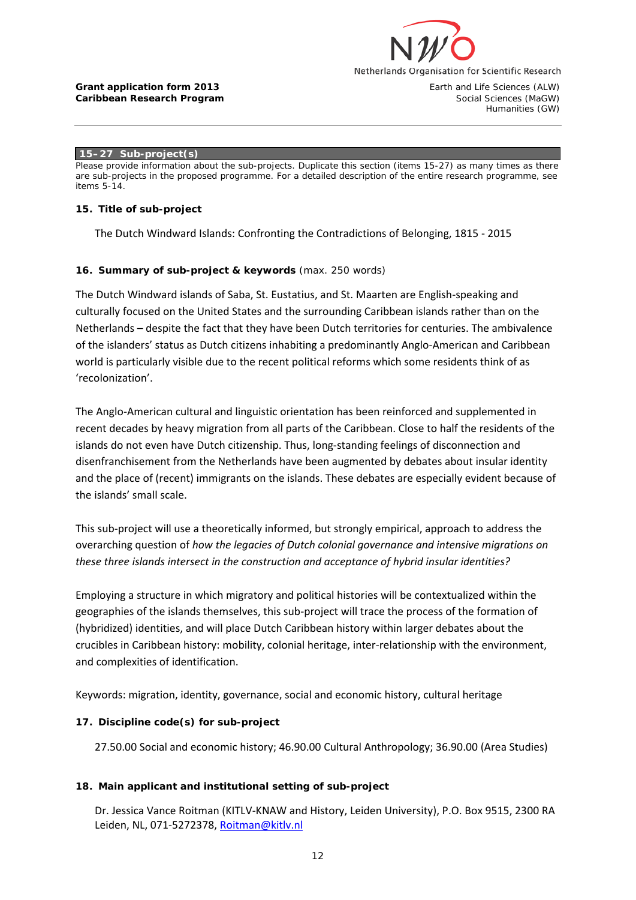## 15–27 Sub-project(s)

Please provide information about the sub-projects. Duplicate this section (items 15-27) as many times as there are sub-projects in the proposed programme. For a detailed description of the entire research programme, see items 5-14.

### 15. Title of sub-project

The Dutch Windward Islands: Confronting the Contradictions of Belonging, 1815 - 2015

### 16. Summary of sub-project & keywords (max. 250 words)

The Dutch Windward islands of Saba, St. Eustatius, and St. Maarten are English-speaking and culturally focused on the United States and the surrounding Caribbean islands rather than on the Netherlands – despite the fact that they have been Dutch territories for centuries. The ambivalence of the islanders' status as Dutch citizens inhabiting a predominantly Anglo-American and Caribbean world is particularly visible due to the recent political reforms which some residents think of as 'recolonization'.

The Anglo-American cultural and linguistic orientation has been reinforced and supplemented in recent decades by heavy migration from all parts of the Caribbean. Close to half the residents of the islands do not even have Dutch citizenship. Thus, long-standing feelings of disconnection and disenfranchisement from the Netherlands have been augmented by debates about insular identity and the place of (recent) immigrants on the islands. These debates are especially evident because of the islands' small scale.

This sub-project will use a theoretically informed, but strongly empirical, approach to address the overarching question of *how the legacies of Dutch colonial governance and intensive migrations on these three islands intersect in the construction and acceptance of hybrid insular identities?*

Employing a structure in which migratory and political histories will be contextualized within the geographies of the islands themselves, this sub-project will trace the process of the formation of (hybridized) identities, and will place Dutch Caribbean history within larger debates about the crucibles in Caribbean history: mobility, colonial heritage, inter-relationship with the environment, and complexities of identification.

Keywords: migration, identity, governance, social and economic history, cultural heritage

### 17. Discipline code(s) for sub-project

27.50.00 Social and economic history; 46.90.00 Cultural Anthropology; 36.90.00 (Area Studies)

### 18. Main applicant and institutional setting of sub-project

Dr. Jessica Vance Roitman (KITLV-KNAW and History, Leiden University), P.O. Box 9515, 2300 RA Leiden, NL, 071-5272378, Roitman@kitlv.nl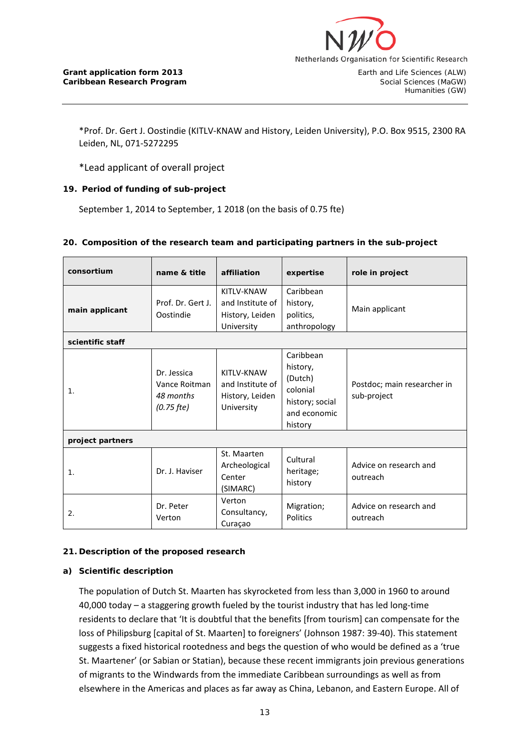*Prof. Dr. Gert J. Oostindie (KITLV-KNAW and History, Leiden University), P.O. Box 9515, 2300 RA Leiden, NL, 071-5272295

*Lead applicant of overall project

**19. Period of funding of sub-project**

September 1, 2014 to September, 1 2018 (on the basis of 0.75 fte)

**20. Composition of the research team and participating partners in the sub-project**

| consortium | name & title | affiliation | expertise | role in project |
|---|---|---|---|---|
| **main applicant** | Prof. Dr. Gert J. Oostindie | KITLV-KNAW and Institute of History, Leiden University | Caribbean history, politics, anthropology | Main applicant |
| **scientific staff** | | | | |
| 1. | Dr. Jessica Vance Roitman *48 months (0.75 fte)* | KITLV-KNAW and Institute of History, Leiden University | Caribbean history, (Dutch) colonial history; social and economic history | Postdoc; main researcher in sub-project |
| **project partners** | | | | |
| 1. | Dr. J. Haviser | St. Maarten Archeological Center (SIMARC) | Cultural heritage; history | Advice on research and outreach |
| 2. | Dr. Peter Verton | Verton Consultancy, Curaçao | Migration; Politics | Advice on research and outreach |

**21. Description of the proposed research**

**a) Scientific description**

The population of Dutch St. Maarten has skyrocketed from less than 3,000 in 1960 to around 40,000 today – a staggering growth fueled by the tourist industry that has led long-time residents to declare that 'It is doubtful that the benefits [from tourism] can compensate for the loss of Philipsburg [capital of St. Maarten] to foreigners' (Johnson 1987: 39-40). This statement suggests a fixed historical rootedness and begs the question of who would be defined as a 'true St. Maartener' (or Sabian or Statian), because these recent immigrants join previous generations of migrants to the Windwards from the immediate Caribbean surroundings as well as from elsewhere in the Americas and places as far away as China, Lebanon, and Eastern Europe. All of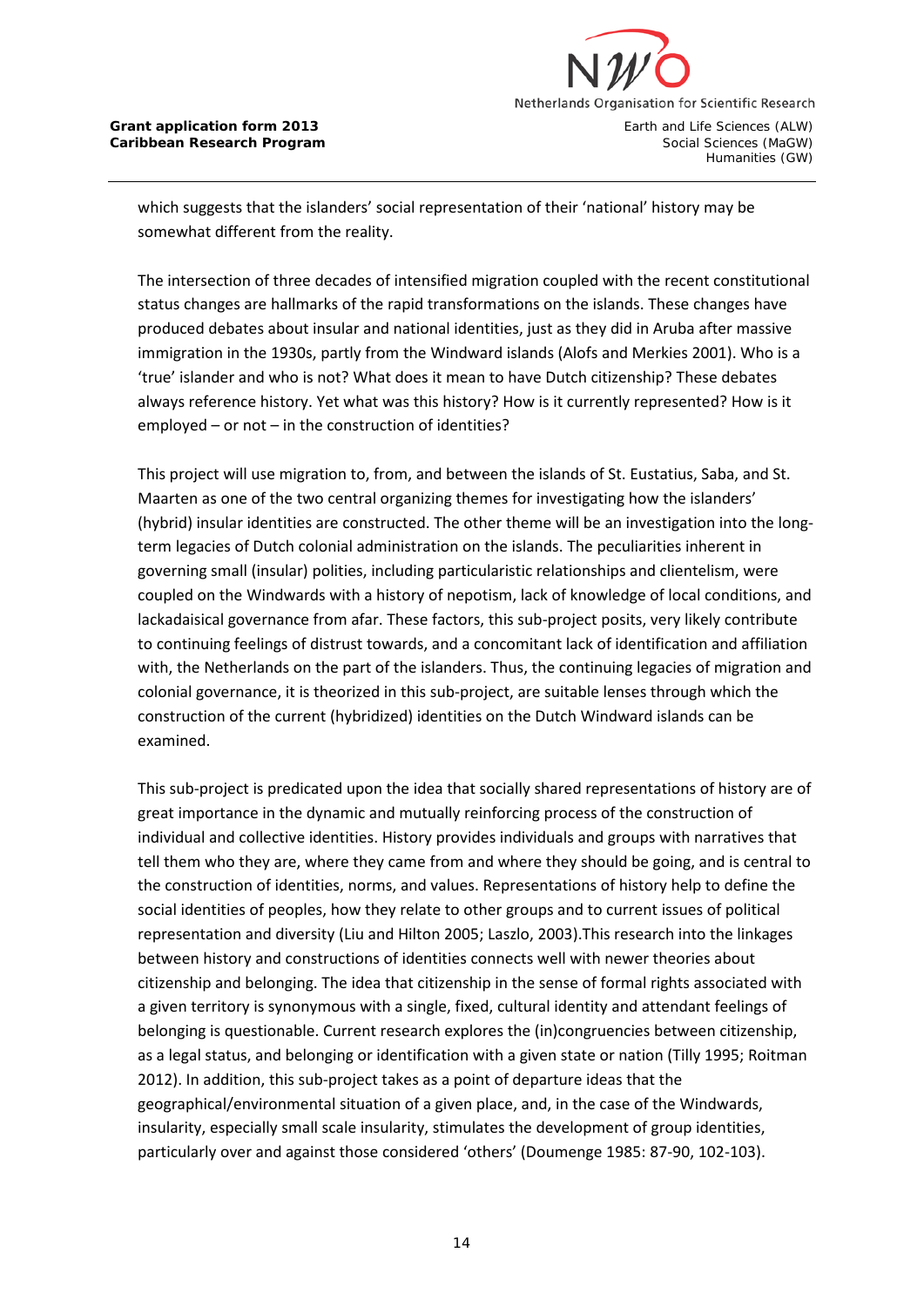which suggests that the islanders' social representation of their 'national' history may be somewhat different from the reality.

The intersection of three decades of intensified migration coupled with the recent constitutional status changes are hallmarks of the rapid transformations on the islands. These changes have produced debates about insular and national identities, just as they did in Aruba after massive immigration in the 1930s, partly from the Windward islands (Alofs and Merkies 2001). Who is a 'true' islander and who is not? What does it mean to have Dutch citizenship? These debates always reference history. Yet what was this history? How is it currently represented? How is it employed – or not – in the construction of identities?

This project will use migration to, from, and between the islands of St. Eustatius, Saba, and St. Maarten as one of the two central organizing themes for investigating how the islanders' (hybrid) insular identities are constructed. The other theme will be an investigation into the long-term legacies of Dutch colonial administration on the islands. The peculiarities inherent in governing small (insular) polities, including particularistic relationships and clientelism, were coupled on the Windwards with a history of nepotism, lack of knowledge of local conditions, and lackadaisical governance from afar. These factors, this sub-project posits, very likely contribute to continuing feelings of distrust towards, and a concomitant lack of identification and affiliation with, the Netherlands on the part of the islanders. Thus, the continuing legacies of migration and colonial governance, it is theorized in this sub-project, are suitable lenses through which the construction of the current (hybridized) identities on the Dutch Windward islands can be examined.

This sub-project is predicated upon the idea that socially shared representations of history are of great importance in the dynamic and mutually reinforcing process of the construction of individual and collective identities. History provides individuals and groups with narratives that tell them who they are, where they came from and where they should be going, and is central to the construction of identities, norms, and values. Representations of history help to define the social identities of peoples, how they relate to other groups and to current issues of political representation and diversity (Liu and Hilton 2005; Laszlo, 2003).This research into the linkages between history and constructions of identities connects well with newer theories about citizenship and belonging. The idea that citizenship in the sense of formal rights associated with a given territory is synonymous with a single, fixed, cultural identity and attendant feelings of belonging is questionable. Current research explores the (in)congruencies between citizenship, as a legal status, and belonging or identification with a given state or nation (Tilly 1995; Roitman 2012). In addition, this sub-project takes as a point of departure ideas that the geographical/environmental situation of a given place, and, in the case of the Windwards, insularity, especially small scale insularity, stimulates the development of group identities, particularly over and against those considered 'others' (Doumenge 1985: 87-90, 102-103).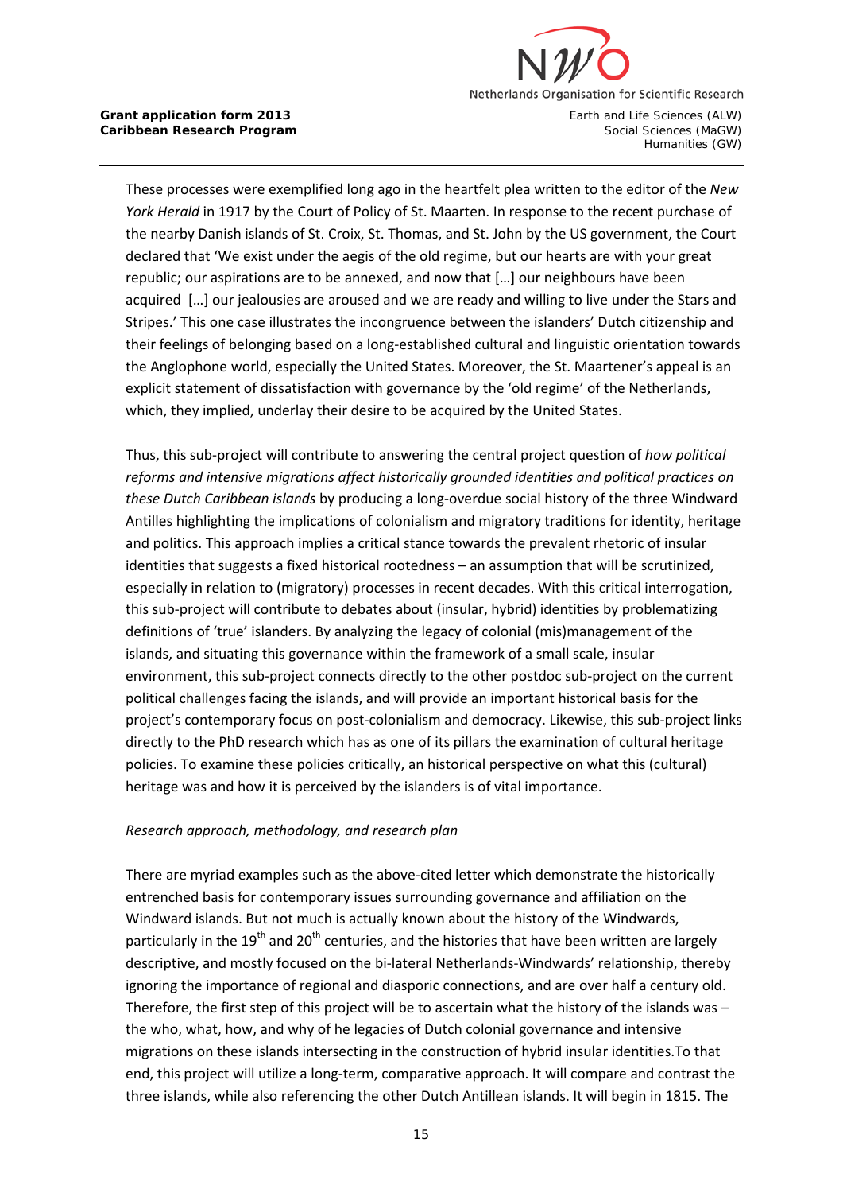These processes were exemplified long ago in the heartfelt plea written to the editor of the *New York Herald* in 1917 by the Court of Policy of St. Maarten. In response to the recent purchase of the nearby Danish islands of St. Croix, St. Thomas, and St. John by the US government, the Court declared that 'We exist under the aegis of the old regime, but our hearts are with your great republic; our aspirations are to be annexed, and now that […] our neighbours have been acquired […] our jealousies are aroused and we are ready and willing to live under the Stars and Stripes.' This one case illustrates the incongruence between the islanders' Dutch citizenship and their feelings of belonging based on a long-established cultural and linguistic orientation towards the Anglophone world, especially the United States. Moreover, the St. Maartener's appeal is an explicit statement of dissatisfaction with governance by the 'old regime' of the Netherlands, which, they implied, underlay their desire to be acquired by the United States.

Thus, this sub-project will contribute to answering the central project question of *how political reforms and intensive migrations affect historically grounded identities and political practices on these Dutch Caribbean islands* by producing a long-overdue social history of the three Windward Antilles highlighting the implications of colonialism and migratory traditions for identity, heritage and politics. This approach implies a critical stance towards the prevalent rhetoric of insular identities that suggests a fixed historical rootedness – an assumption that will be scrutinized, especially in relation to (migratory) processes in recent decades. With this critical interrogation, this sub-project will contribute to debates about (insular, hybrid) identities by problematizing definitions of 'true' islanders. By analyzing the legacy of colonial (mis)management of the islands, and situating this governance within the framework of a small scale, insular environment, this sub-project connects directly to the other postdoc sub-project on the current political challenges facing the islands, and will provide an important historical basis for the project's contemporary focus on post-colonialism and democracy. Likewise, this sub-project links directly to the PhD research which has as one of its pillars the examination of cultural heritage policies. To examine these policies critically, an historical perspective on what this (cultural) heritage was and how it is perceived by the islanders is of vital importance.

*Research approach, methodology, and research plan*

There are myriad examples such as the above-cited letter which demonstrate the historically entrenched basis for contemporary issues surrounding governance and affiliation on the Windward islands. But not much is actually known about the history of the Windwards, particularly in the 19th and 20th centuries, and the histories that have been written are largely descriptive, and mostly focused on the bi-lateral Netherlands-Windwards' relationship, thereby ignoring the importance of regional and diasporic connections, and are over half a century old. Therefore, the first step of this project will be to ascertain what the history of the islands was – the who, what, how, and why of he legacies of Dutch colonial governance and intensive migrations on these islands intersecting in the construction of hybrid insular identities.To that end, this project will utilize a long-term, comparative approach. It will compare and contrast the three islands, while also referencing the other Dutch Antillean islands. It will begin in 1815. The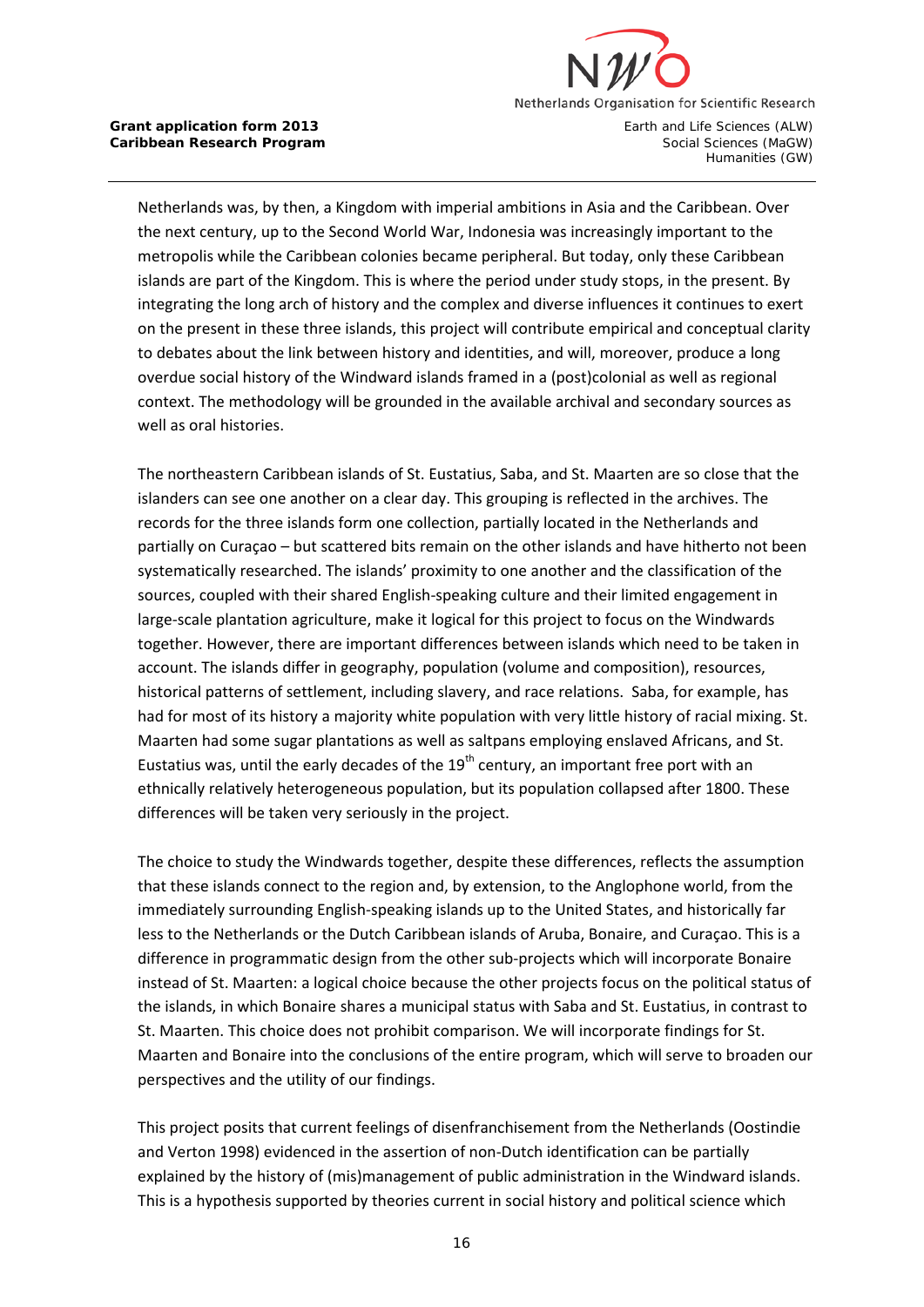Netherlands was, by then, a Kingdom with imperial ambitions in Asia and the Caribbean. Over the next century, up to the Second World War, Indonesia was increasingly important to the metropolis while the Caribbean colonies became peripheral. But today, only these Caribbean islands are part of the Kingdom. This is where the period under study stops, in the present. By integrating the long arch of history and the complex and diverse influences it continues to exert on the present in these three islands, this project will contribute empirical and conceptual clarity to debates about the link between history and identities, and will, moreover, produce a long overdue social history of the Windward islands framed in a (post)colonial as well as regional context. The methodology will be grounded in the available archival and secondary sources as well as oral histories.

The northeastern Caribbean islands of St. Eustatius, Saba, and St. Maarten are so close that the islanders can see one another on a clear day. This grouping is reflected in the archives. The records for the three islands form one collection, partially located in the Netherlands and partially on Curaçao – but scattered bits remain on the other islands and have hitherto not been systematically researched. The islands' proximity to one another and the classification of the sources, coupled with their shared English-speaking culture and their limited engagement in large-scale plantation agriculture, make it logical for this project to focus on the Windwards together. However, there are important differences between islands which need to be taken in account. The islands differ in geography, population (volume and composition), resources, historical patterns of settlement, including slavery, and race relations. Saba, for example, has had for most of its history a majority white population with very little history of racial mixing. St. Maarten had some sugar plantations as well as saltpans employing enslaved Africans, and St. Eustatius was, until the early decades of the 19th century, an important free port with an ethnically relatively heterogeneous population, but its population collapsed after 1800. These differences will be taken very seriously in the project.

The choice to study the Windwards together, despite these differences, reflects the assumption that these islands connect to the region and, by extension, to the Anglophone world, from the immediately surrounding English-speaking islands up to the United States, and historically far less to the Netherlands or the Dutch Caribbean islands of Aruba, Bonaire, and Curaçao. This is a difference in programmatic design from the other sub-projects which will incorporate Bonaire instead of St. Maarten: a logical choice because the other projects focus on the political status of the islands, in which Bonaire shares a municipal status with Saba and St. Eustatius, in contrast to St. Maarten. This choice does not prohibit comparison. We will incorporate findings for St. Maarten and Bonaire into the conclusions of the entire program, which will serve to broaden our perspectives and the utility of our findings.

This project posits that current feelings of disenfranchisement from the Netherlands (Oostindie and Verton 1998) evidenced in the assertion of non-Dutch identification can be partially explained by the history of (mis)management of public administration in the Windward islands. This is a hypothesis supported by theories current in social history and political science which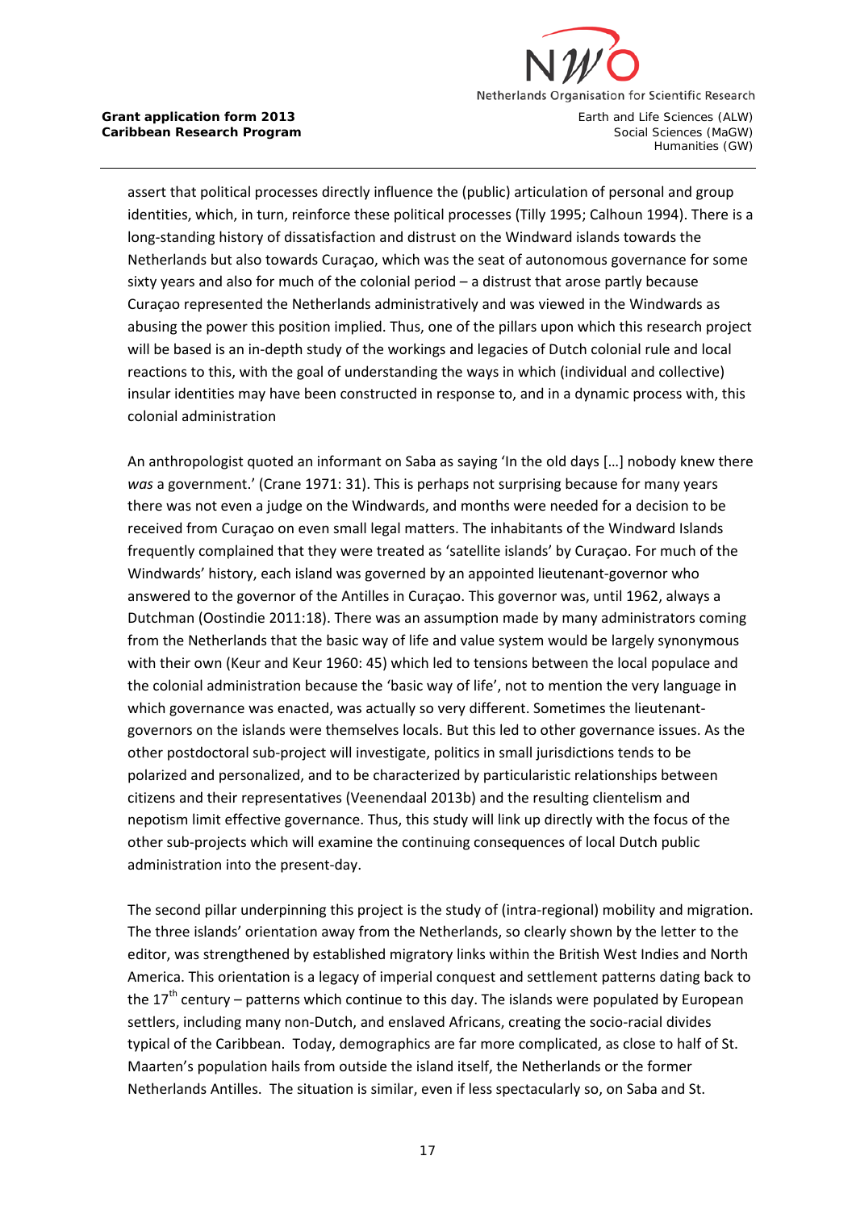assert that political processes directly influence the (public) articulation of personal and group identities, which, in turn, reinforce these political processes (Tilly 1995; Calhoun 1994). There is a long-standing history of dissatisfaction and distrust on the Windward islands towards the Netherlands but also towards Curaçao, which was the seat of autonomous governance for some sixty years and also for much of the colonial period – a distrust that arose partly because Curaçao represented the Netherlands administratively and was viewed in the Windwards as abusing the power this position implied. Thus, one of the pillars upon which this research project will be based is an in-depth study of the workings and legacies of Dutch colonial rule and local reactions to this, with the goal of understanding the ways in which (individual and collective) insular identities may have been constructed in response to, and in a dynamic process with, this colonial administration

An anthropologist quoted an informant on Saba as saying 'In the old days […] nobody knew there *was* a government.' (Crane 1971: 31). This is perhaps not surprising because for many years there was not even a judge on the Windwards, and months were needed for a decision to be received from Curaçao on even small legal matters. The inhabitants of the Windward Islands frequently complained that they were treated as 'satellite islands' by Curaçao. For much of the Windwards' history, each island was governed by an appointed lieutenant-governor who answered to the governor of the Antilles in Curaçao. This governor was, until 1962, always a Dutchman (Oostindie 2011:18). There was an assumption made by many administrators coming from the Netherlands that the basic way of life and value system would be largely synonymous with their own (Keur and Keur 1960: 45) which led to tensions between the local populace and the colonial administration because the 'basic way of life', not to mention the very language in which governance was enacted, was actually so very different. Sometimes the lieutenant-governors on the islands were themselves locals. But this led to other governance issues. As the other postdoctoral sub-project will investigate, politics in small jurisdictions tends to be polarized and personalized, and to be characterized by particularistic relationships between citizens and their representatives (Veenendaal 2013b) and the resulting clientelism and nepotism limit effective governance. Thus, this study will link up directly with the focus of the other sub-projects which will examine the continuing consequences of local Dutch public administration into the present-day.

The second pillar underpinning this project is the study of (intra-regional) mobility and migration. The three islands' orientation away from the Netherlands, so clearly shown by the letter to the editor, was strengthened by established migratory links within the British West Indies and North America. This orientation is a legacy of imperial conquest and settlement patterns dating back to the 17th century – patterns which continue to this day. The islands were populated by European settlers, including many non-Dutch, and enslaved Africans, creating the socio-racial divides typical of the Caribbean. Today, demographics are far more complicated, as close to half of St. Maarten's population hails from outside the island itself, the Netherlands or the former Netherlands Antilles. The situation is similar, even if less spectacularly so, on Saba and St.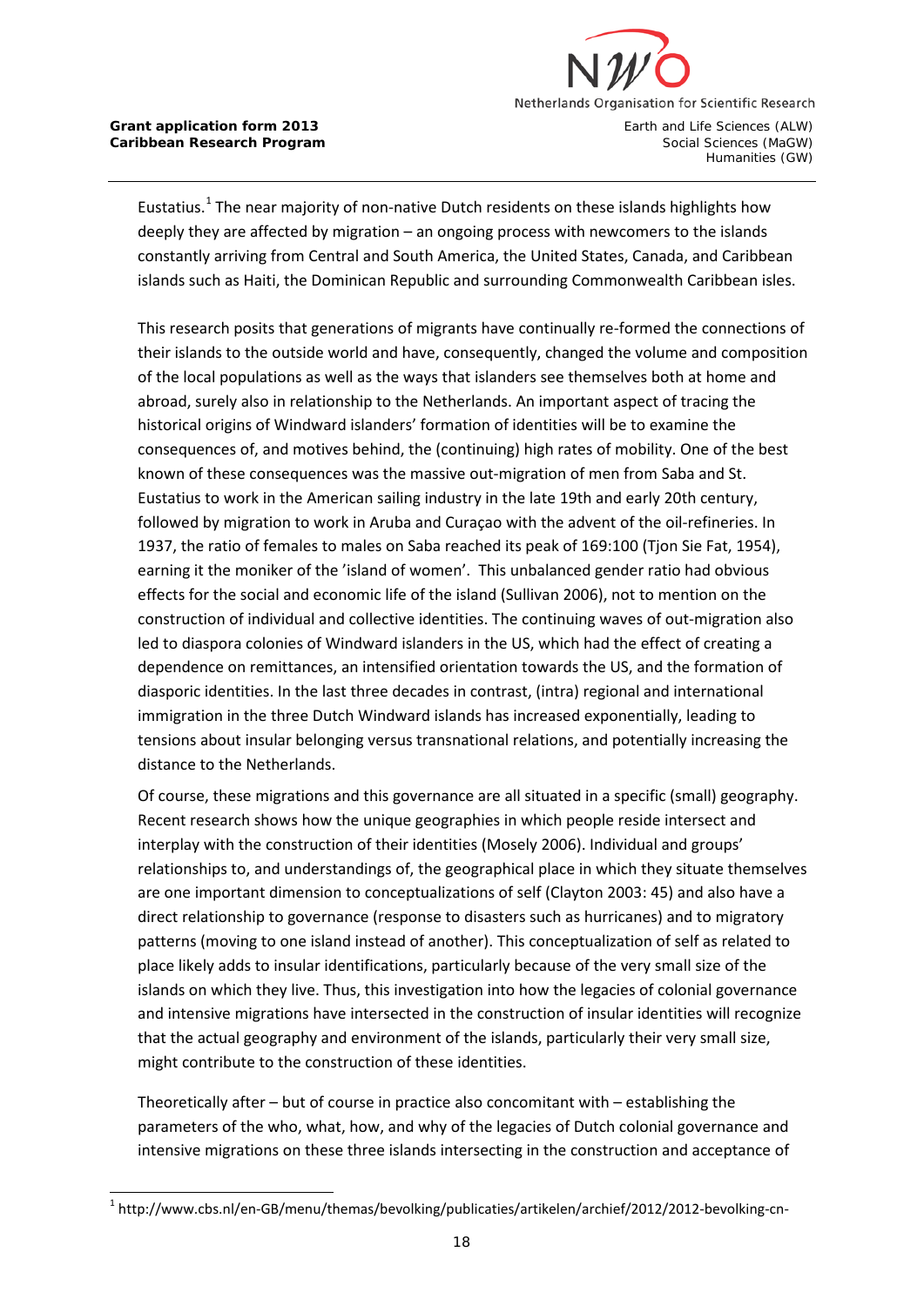Eustatius.[1] The near majority of non-native Dutch residents on these islands highlights how deeply they are affected by migration – an ongoing process with newcomers to the islands constantly arriving from Central and South America, the United States, Canada, and Caribbean islands such as Haiti, the Dominican Republic and surrounding Commonwealth Caribbean isles.

This research posits that generations of migrants have continually re-formed the connections of their islands to the outside world and have, consequently, changed the volume and composition of the local populations as well as the ways that islanders see themselves both at home and abroad, surely also in relationship to the Netherlands. An important aspect of tracing the historical origins of Windward islanders' formation of identities will be to examine the consequences of, and motives behind, the (continuing) high rates of mobility. One of the best known of these consequences was the massive out-migration of men from Saba and St. Eustatius to work in the American sailing industry in the late 19th and early 20th century, followed by migration to work in Aruba and Curaçao with the advent of the oil-refineries. In 1937, the ratio of females to males on Saba reached its peak of 169:100 (Tjon Sie Fat, 1954), earning it the moniker of the 'island of women'. This unbalanced gender ratio had obvious effects for the social and economic life of the island (Sullivan 2006), not to mention on the construction of individual and collective identities. The continuing waves of out-migration also led to diaspora colonies of Windward islanders in the US, which had the effect of creating a dependence on remittances, an intensified orientation towards the US, and the formation of diasporic identities. In the last three decades in contrast, (intra) regional and international immigration in the three Dutch Windward islands has increased exponentially, leading to tensions about insular belonging versus transnational relations, and potentially increasing the distance to the Netherlands.

Of course, these migrations and this governance are all situated in a specific (small) geography. Recent research shows how the unique geographies in which people reside intersect and interplay with the construction of their identities (Mosely 2006). Individual and groups' relationships to, and understandings of, the geographical place in which they situate themselves are one important dimension to conceptualizations of self (Clayton 2003: 45) and also have a direct relationship to governance (response to disasters such as hurricanes) and to migratory patterns (moving to one island instead of another). This conceptualization of self as related to place likely adds to insular identifications, particularly because of the very small size of the islands on which they live. Thus, this investigation into how the legacies of colonial governance and intensive migrations have intersected in the construction of insular identities will recognize that the actual geography and environment of the islands, particularly their very small size, might contribute to the construction of these identities.

Theoretically after – but of course in practice also concomitant with – establishing the parameters of the who, what, how, and why of the legacies of Dutch colonial governance and intensive migrations on these three islands intersecting in the construction and acceptance of

---

[1] http://www.cbs.nl/en-GB/menu/themas/bevolking/publicaties/artikelen/archief/2012/2012-bevolking-cn-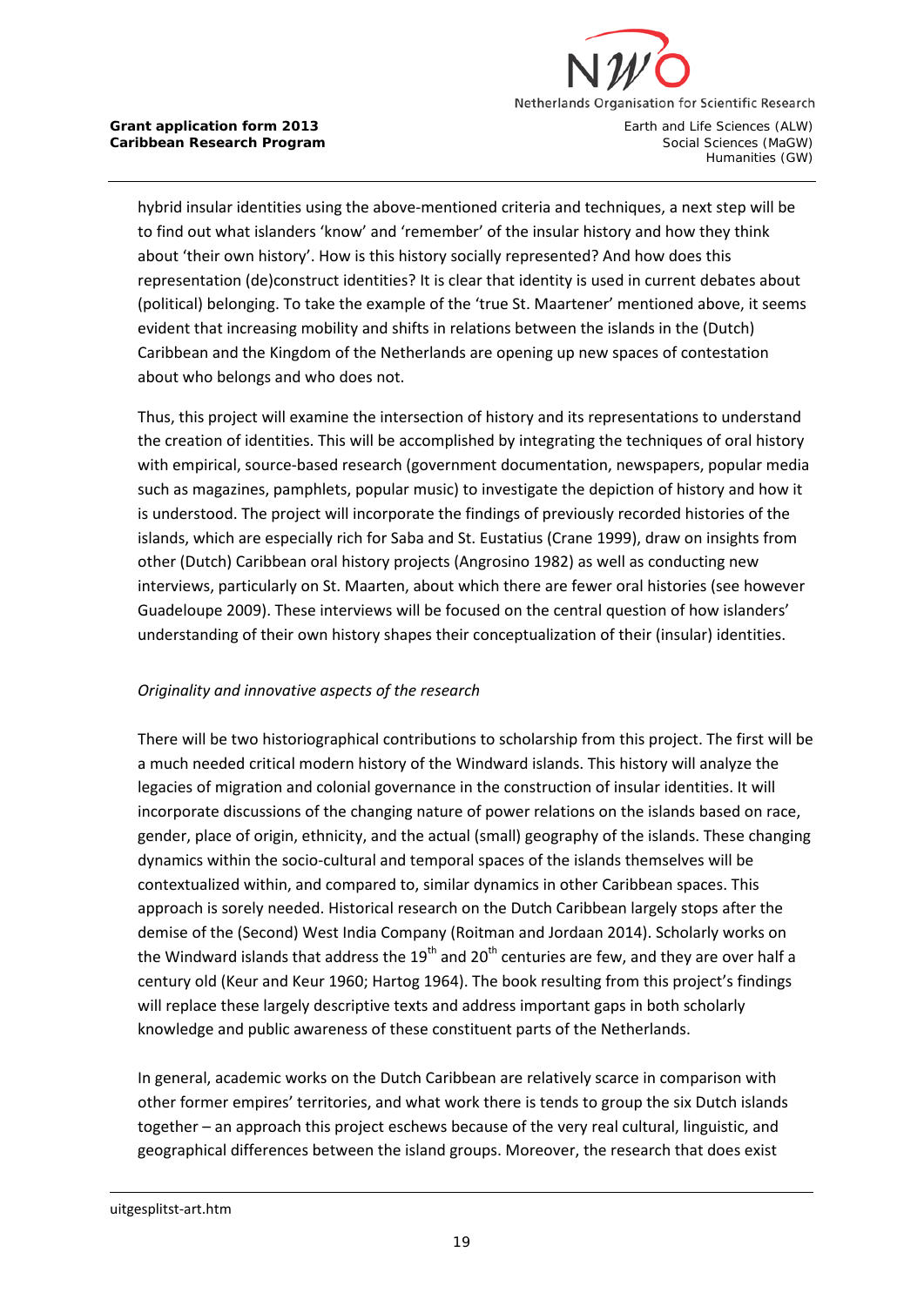hybrid insular identities using the above-mentioned criteria and techniques, a next step will be to find out what islanders 'know' and 'remember' of the insular history and how they think about 'their own history'. How is this history socially represented? And how does this representation (de)construct identities? It is clear that identity is used in current debates about (political) belonging. To take the example of the 'true St. Maartener' mentioned above, it seems evident that increasing mobility and shifts in relations between the islands in the (Dutch) Caribbean and the Kingdom of the Netherlands are opening up new spaces of contestation about who belongs and who does not.

Thus, this project will examine the intersection of history and its representations to understand the creation of identities. This will be accomplished by integrating the techniques of oral history with empirical, source-based research (government documentation, newspapers, popular media such as magazines, pamphlets, popular music) to investigate the depiction of history and how it is understood. The project will incorporate the findings of previously recorded histories of the islands, which are especially rich for Saba and St. Eustatius (Crane 1999), draw on insights from other (Dutch) Caribbean oral history projects (Angrosino 1982) as well as conducting new interviews, particularly on St. Maarten, about which there are fewer oral histories (see however Guadeloupe 2009). These interviews will be focused on the central question of how islanders' understanding of their own history shapes their conceptualization of their (insular) identities.

*Originality and innovative aspects of the research*

There will be two historiographical contributions to scholarship from this project. The first will be a much needed critical modern history of the Windward islands. This history will analyze the legacies of migration and colonial governance in the construction of insular identities. It will incorporate discussions of the changing nature of power relations on the islands based on race, gender, place of origin, ethnicity, and the actual (small) geography of the islands. These changing dynamics within the socio-cultural and temporal spaces of the islands themselves will be contextualized within, and compared to, similar dynamics in other Caribbean spaces. This approach is sorely needed. Historical research on the Dutch Caribbean largely stops after the demise of the (Second) West India Company (Roitman and Jordaan 2014). Scholarly works on the Windward islands that address the 19th and 20th centuries are few, and they are over half a century old (Keur and Keur 1960; Hartog 1964). The book resulting from this project's findings will replace these largely descriptive texts and address important gaps in both scholarly knowledge and public awareness of these constituent parts of the Netherlands.

In general, academic works on the Dutch Caribbean are relatively scarce in comparison with other former empires' territories, and what work there is tends to group the six Dutch islands together – an approach this project eschews because of the very real cultural, linguistic, and geographical differences between the island groups. Moreover, the research that does exist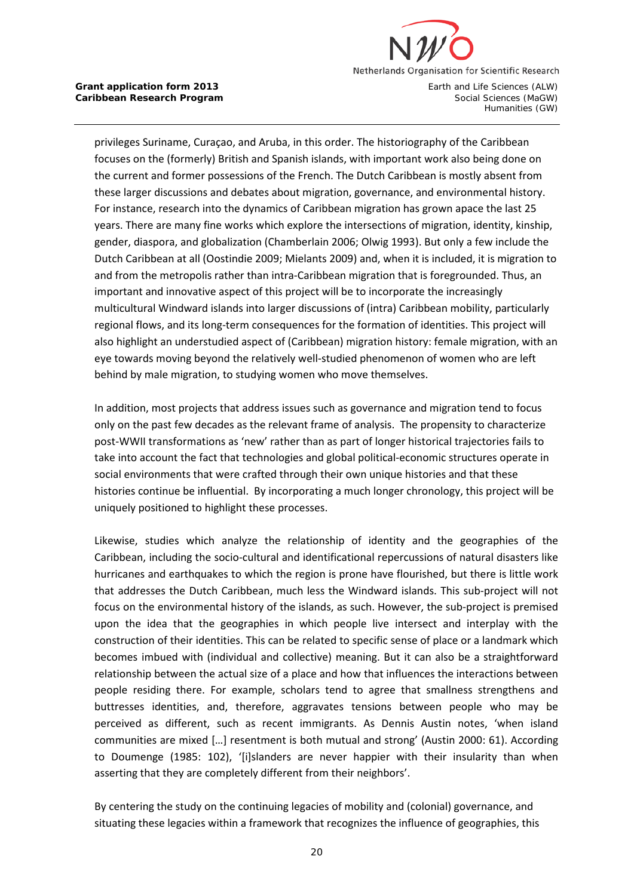privileges Suriname, Curaçao, and Aruba, in this order. The historiography of the Caribbean focuses on the (formerly) British and Spanish islands, with important work also being done on the current and former possessions of the French. The Dutch Caribbean is mostly absent from these larger discussions and debates about migration, governance, and environmental history. For instance, research into the dynamics of Caribbean migration has grown apace the last 25 years. There are many fine works which explore the intersections of migration, identity, kinship, gender, diaspora, and globalization (Chamberlain 2006; Olwig 1993). But only a few include the Dutch Caribbean at all (Oostindie 2009; Mielants 2009) and, when it is included, it is migration to and from the metropolis rather than intra-Caribbean migration that is foregrounded. Thus, an important and innovative aspect of this project will be to incorporate the increasingly multicultural Windward islands into larger discussions of (intra) Caribbean mobility, particularly regional flows, and its long-term consequences for the formation of identities. This project will also highlight an understudied aspect of (Caribbean) migration history: female migration, with an eye towards moving beyond the relatively well-studied phenomenon of women who are left behind by male migration, to studying women who move themselves.

In addition, most projects that address issues such as governance and migration tend to focus only on the past few decades as the relevant frame of analysis. The propensity to characterize post-WWII transformations as 'new' rather than as part of longer historical trajectories fails to take into account the fact that technologies and global political-economic structures operate in social environments that were crafted through their own unique histories and that these histories continue be influential. By incorporating a much longer chronology, this project will be uniquely positioned to highlight these processes.

Likewise, studies which analyze the relationship of identity and the geographies of the Caribbean, including the socio-cultural and identificational repercussions of natural disasters like hurricanes and earthquakes to which the region is prone have flourished, but there is little work that addresses the Dutch Caribbean, much less the Windward islands. This sub-project will not focus on the environmental history of the islands, as such. However, the sub-project is premised upon the idea that the geographies in which people live intersect and interplay with the construction of their identities. This can be related to specific sense of place or a landmark which becomes imbued with (individual and collective) meaning. But it can also be a straightforward relationship between the actual size of a place and how that influences the interactions between people residing there. For example, scholars tend to agree that smallness strengthens and buttresses identities, and, therefore, aggravates tensions between people who may be perceived as different, such as recent immigrants. As Dennis Austin notes, 'when island communities are mixed […] resentment is both mutual and strong' (Austin 2000: 61). According to Doumenge (1985: 102), '[i]slanders are never happier with their insularity than when asserting that they are completely different from their neighbors'.

By centering the study on the continuing legacies of mobility and (colonial) governance, and situating these legacies within a framework that recognizes the influence of geographies, this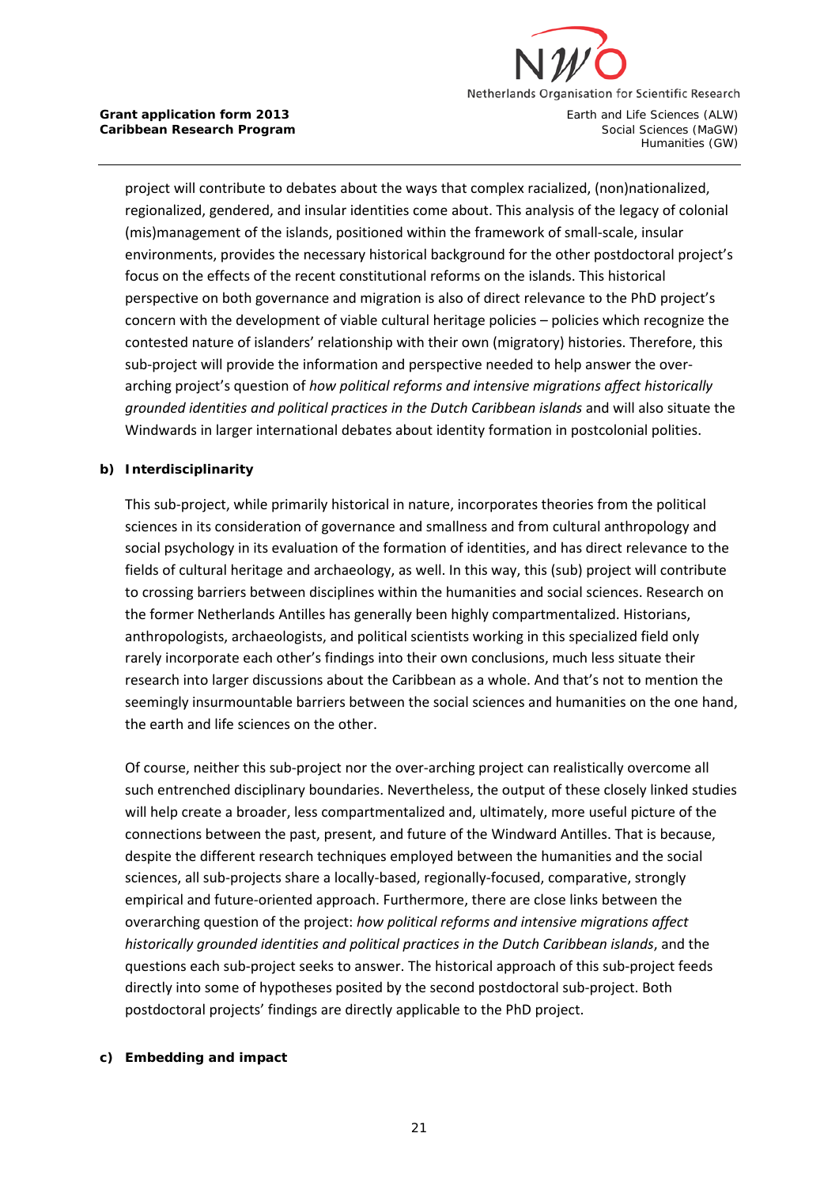project will contribute to debates about the ways that complex racialized, (non)nationalized, regionalized, gendered, and insular identities come about. This analysis of the legacy of colonial (mis)management of the islands, positioned within the framework of small-scale, insular environments, provides the necessary historical background for the other postdoctoral project's focus on the effects of the recent constitutional reforms on the islands. This historical perspective on both governance and migration is also of direct relevance to the PhD project's concern with the development of viable cultural heritage policies – policies which recognize the contested nature of islanders' relationship with their own (migratory) histories. Therefore, this sub-project will provide the information and perspective needed to help answer the over-arching project's question of *how political reforms and intensive migrations affect historically grounded identities and political practices in the Dutch Caribbean islands* and will also situate the Windwards in larger international debates about identity formation in postcolonial polities.

**b) Interdisciplinarity**

This sub-project, while primarily historical in nature, incorporates theories from the political sciences in its consideration of governance and smallness and from cultural anthropology and social psychology in its evaluation of the formation of identities, and has direct relevance to the fields of cultural heritage and archaeology, as well. In this way, this (sub) project will contribute to crossing barriers between disciplines within the humanities and social sciences. Research on the former Netherlands Antilles has generally been highly compartmentalized. Historians, anthropologists, archaeologists, and political scientists working in this specialized field only rarely incorporate each other's findings into their own conclusions, much less situate their research into larger discussions about the Caribbean as a whole. And that's not to mention the seemingly insurmountable barriers between the social sciences and humanities on the one hand, the earth and life sciences on the other.

Of course, neither this sub-project nor the over-arching project can realistically overcome all such entrenched disciplinary boundaries. Nevertheless, the output of these closely linked studies will help create a broader, less compartmentalized and, ultimately, more useful picture of the connections between the past, present, and future of the Windward Antilles. That is because, despite the different research techniques employed between the humanities and the social sciences, all sub-projects share a locally-based, regionally-focused, comparative, strongly empirical and future-oriented approach. Furthermore, there are close links between the overarching question of the project: *how political reforms and intensive migrations affect historically grounded identities and political practices in the Dutch Caribbean islands*, and the questions each sub-project seeks to answer. The historical approach of this sub-project feeds directly into some of hypotheses posited by the second postdoctoral sub-project. Both postdoctoral projects' findings are directly applicable to the PhD project.

**c) Embedding and impact**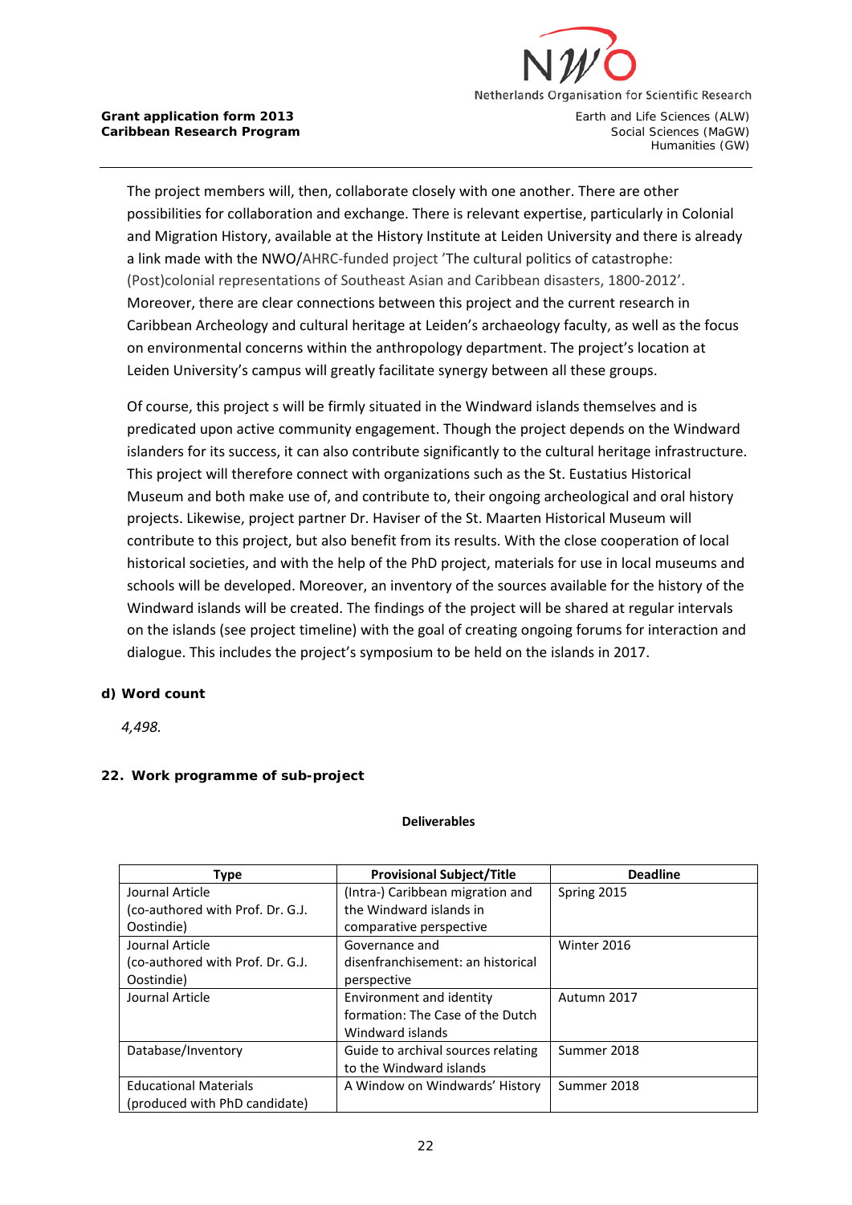The project members will, then, collaborate closely with one another. There are other possibilities for collaboration and exchange. There is relevant expertise, particularly in Colonial and Migration History, available at the History Institute at Leiden University and there is already a link made with the NWO/AHRC-funded project 'The cultural politics of catastrophe: (Post)colonial representations of Southeast Asian and Caribbean disasters, 1800-2012'. Moreover, there are clear connections between this project and the current research in Caribbean Archeology and cultural heritage at Leiden's archaeology faculty, as well as the focus on environmental concerns within the anthropology department. The project's location at Leiden University's campus will greatly facilitate synergy between all these groups.

Of course, this project s will be firmly situated in the Windward islands themselves and is predicated upon active community engagement. Though the project depends on the Windward islanders for its success, it can also contribute significantly to the cultural heritage infrastructure. This project will therefore connect with organizations such as the St. Eustatius Historical Museum and both make use of, and contribute to, their ongoing archeological and oral history projects. Likewise, project partner Dr. Haviser of the St. Maarten Historical Museum will contribute to this project, but also benefit from its results. With the close cooperation of local historical societies, and with the help of the PhD project, materials for use in local museums and schools will be developed. Moreover, an inventory of the sources available for the history of the Windward islands will be created. The findings of the project will be shared at regular intervals on the islands (see project timeline) with the goal of creating ongoing forums for interaction and dialogue. This includes the project's symposium to be held on the islands in 2017.

**d) Word count**

*4,498.*

**22. Work programme of sub-project**

**Deliverables**

| Type | Provisional Subject/Title | Deadline |
|---|---|---|
| Journal Article (co-authored with Prof. Dr. G.J. Oostindie) | (Intra-) Caribbean migration and the Windward islands in comparative perspective | Spring 2015 |
| Journal Article (co-authored with Prof. Dr. G.J. Oostindie) | Governance and disenfranchisement: an historical perspective | Winter 2016 |
| Journal Article | Environment and identity formation: The Case of the Dutch Windward islands | Autumn 2017 |
| Database/Inventory | Guide to archival sources relating to the Windward islands | Summer 2018 |
| Educational Materials (produced with PhD candidate) | A Window on Windwards' History | Summer 2018 |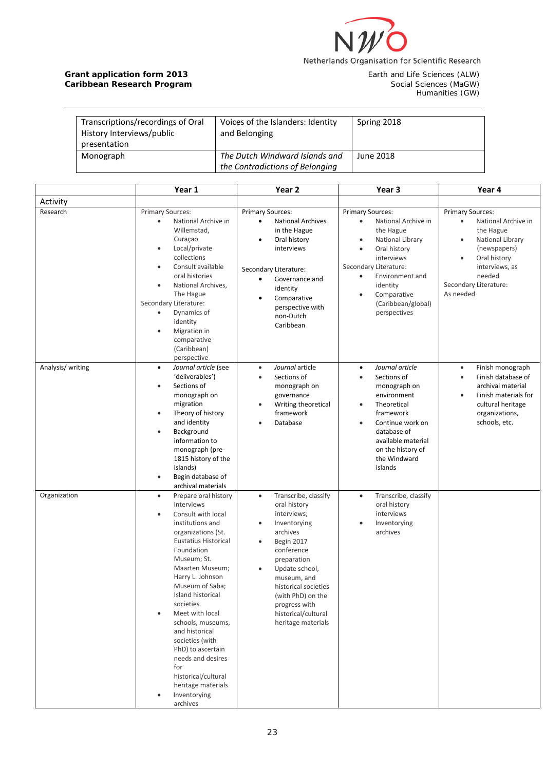**Grant application form 2013**
**Caribbean Research Program**

Netherlands Organisation for Scientific Research

Earth and Life Sciences (ALW)
Social Sciences (MaGW)
Humanities (GW)

| | | |
|---|---|---|
| Transcriptions/recordings of Oral History Interviews/public presentation | Voices of the Islanders: Identity and Belonging | Spring 2018 |
| Monograph | *The Dutch Windward Islands and the Contradictions of Belonging* | June 2018 |

| | Year 1 | Year 2 | Year 3 | Year 4 |
|---|---|---|---|---|
| Activity | | | | |
| Research | Primary Sources:<br>• National Archive in Willemstad, Curaçao<br>• Local/private collections<br>• Consult available oral histories<br>• National Archives, The Hague<br>Secondary Literature:<br>• Dynamics of identity<br>• Migration in comparative (Caribbean) perspective | Primary Sources:<br>• National Archives in the Hague<br>• Oral history interviews<br><br>Secondary Literature:<br>• Governance and identity<br>• Comparative perspective with non-Dutch Caribbean | Primary Sources:<br>• National Archive in the Hague<br>• National Library<br>• Oral history interviews<br>Secondary Literature:<br>• Environment and identity<br>• Comparative (Caribbean/global) perspectives | Primary Sources:<br>• National Archive in the Hague<br>• National Library (newspapers)<br>• Oral history interviews, as needed<br>Secondary Literature:<br>As needed |
| Analysis/ writing | • *Journal article* (see 'deliverables')<br>• Sections of monograph on migration<br>• Theory of history and identity<br>• Background information to monograph (pre-1815 history of the islands)<br>• Begin database of archival materials | • *Journal* article<br>• Sections of monograph on governance<br>• Writing theoretical framework<br>• Database | • *Journal article*<br>• Sections of monograph on environment<br>• Theoretical framework<br>• Continue work on database of available material on the history of the Windward islands | • Finish monograph<br>• Finish database of archival material<br>• Finish materials for cultural heritage organizations, schools, etc. |
| Organization | • Prepare oral history interviews<br>• Consult with local institutions and organizations (St. Eustatius Historical Foundation Museum; St. Maarten Museum; Harry L. Johnson Museum of Saba; Island historical societies<br>• Meet with local schools, museums, and historical societies (with PhD) to ascertain needs and desires for historical/cultural heritage materials<br>• Inventorying archives | • Transcribe, classify oral history interviews;<br>• Inventorying archives<br>• Begin 2017 conference preparation<br>• Update school, museum, and historical societies (with PhD) on the progress with historical/cultural heritage materials | • Transcribe, classify oral history interviews<br>• Inventorying archives | |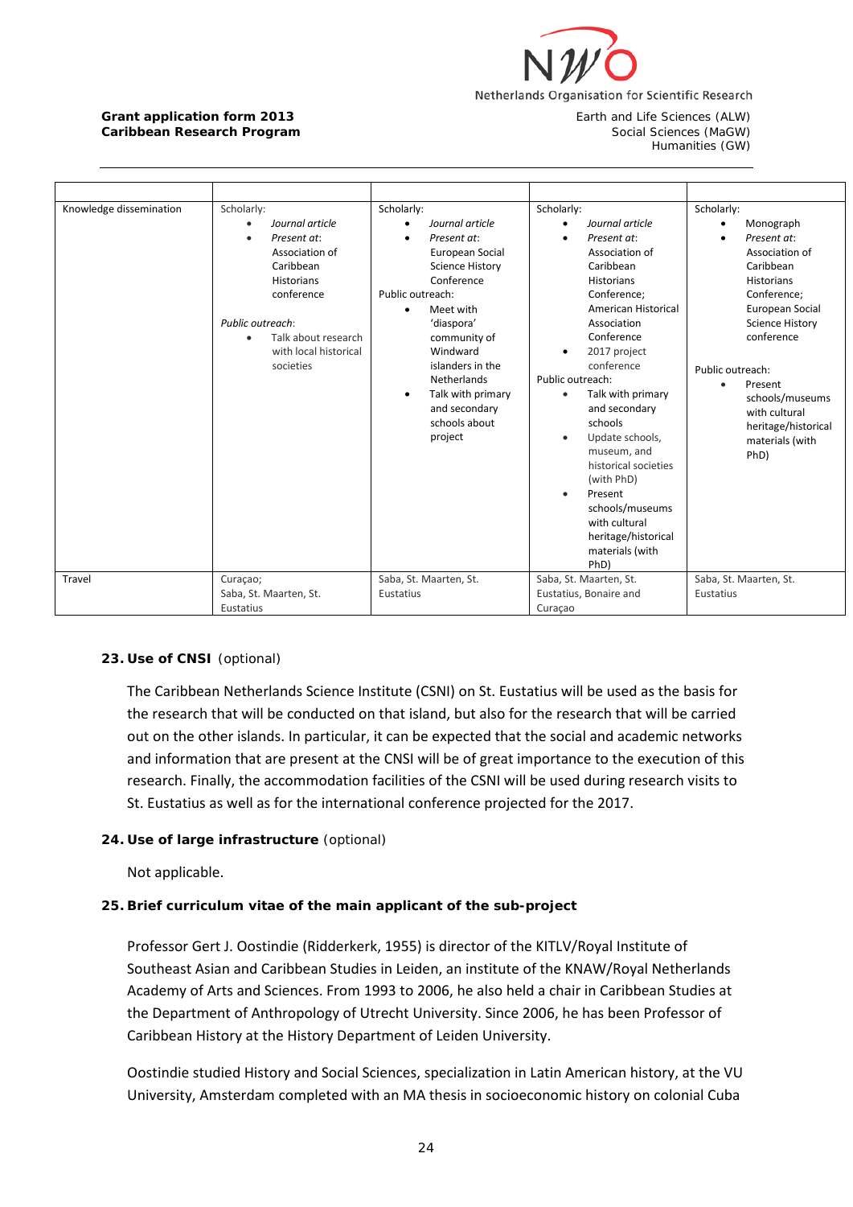| | | | | |
|---|---|---|---|---|
| Knowledge dissemination | Scholarly:<br>• *Journal article*<br>• *Present at*: Association of Caribbean Historians conference<br><br>*Public outreach*:<br>• Talk about research with local historical societies | Scholarly:<br>• *Journal article*<br>• *Present at*: European Social Science History Conference<br>Public outreach:<br>• Meet with 'diaspora' community of Windward islanders in the Netherlands<br>• Talk with primary and secondary schools about project | Scholarly:<br>• *Journal article*<br>• *Present at*: Association of Caribbean Historians Conference; American Historical Association Conference<br>• 2017 project conference<br>Public outreach:<br>• Talk with primary and secondary schools<br>• Update schools, museum, and historical societies (with PhD)<br>• Present schools/museums with cultural heritage/historical materials (with PhD) | Scholarly:<br>• Monograph<br>• *Present at*: Association of Caribbean Historians Conference; European Social Science History conference<br><br>Public outreach:<br>• Present schools/museums with cultural heritage/historical materials (with PhD) |
| Travel | Curaçao;<br>Saba, St. Maarten, St. Eustatius | Saba, St. Maarten, St. Eustatius | Saba, St. Maarten, St. Eustatius, Bonaire and Curaçao | Saba, St. Maarten, St. Eustatius |

**23. Use of CNSI** (optional)

The Caribbean Netherlands Science Institute (CSNI) on St. Eustatius will be used as the basis for the research that will be conducted on that island, but also for the research that will be carried out on the other islands. In particular, it can be expected that the social and academic networks and information that are present at the CNSI will be of great importance to the execution of this research. Finally, the accommodation facilities of the CSNI will be used during research visits to St. Eustatius as well as for the international conference projected for the 2017.

**24. Use of large infrastructure** (optional)

Not applicable.

**25. Brief curriculum vitae of the main applicant of the sub-project**

Professor Gert J. Oostindie (Ridderkerk, 1955) is director of the KITLV/Royal Institute of Southeast Asian and Caribbean Studies in Leiden, an institute of the KNAW/Royal Netherlands Academy of Arts and Sciences. From 1993 to 2006, he also held a chair in Caribbean Studies at the Department of Anthropology of Utrecht University. Since 2006, he has been Professor of Caribbean History at the History Department of Leiden University.

Oostindie studied History and Social Sciences, specialization in Latin American history, at the VU University, Amsterdam completed with an MA thesis in socioeconomic history on colonial Cuba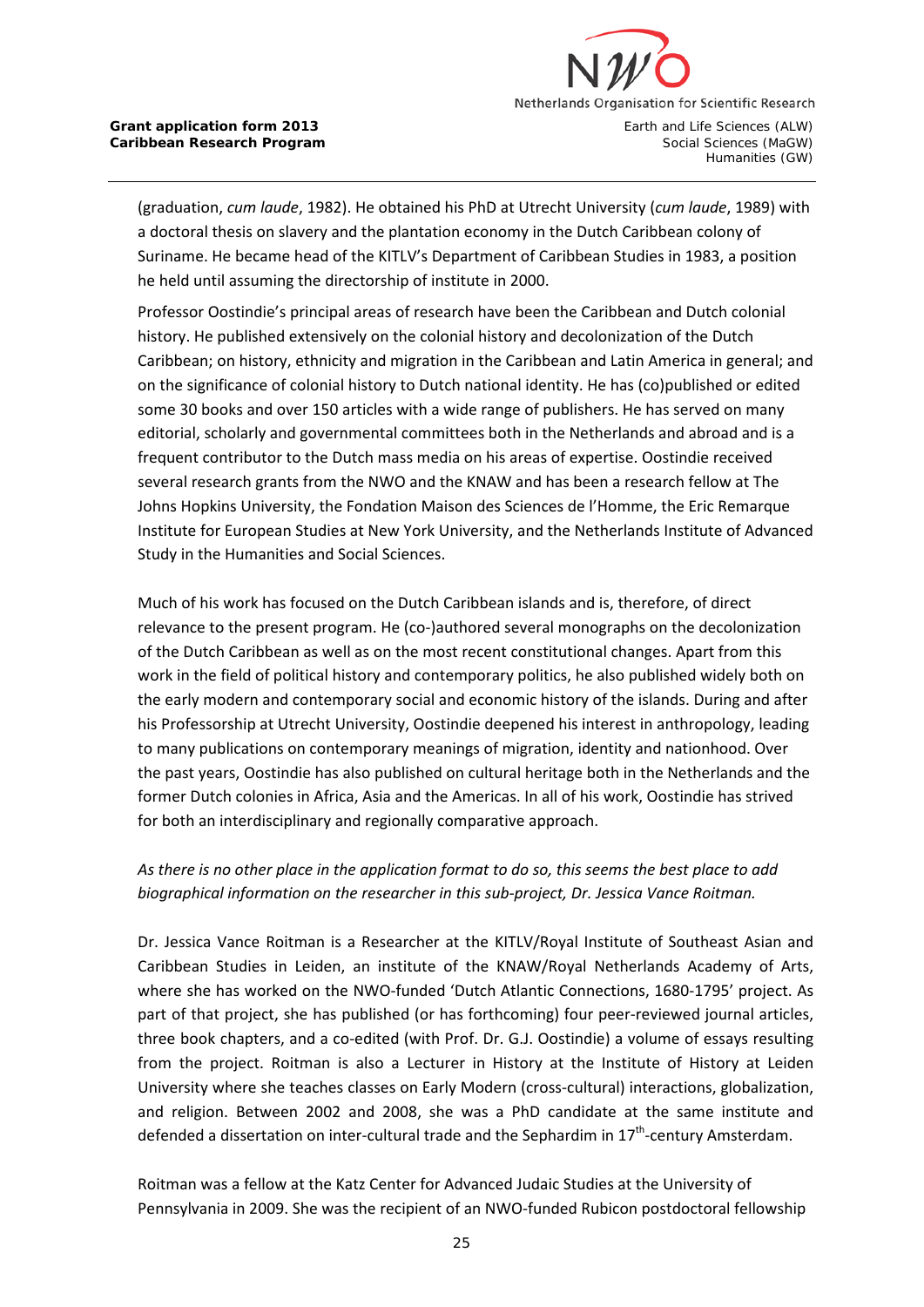(graduation, *cum laude*, 1982). He obtained his PhD at Utrecht University (*cum laude*, 1989) with a doctoral thesis on slavery and the plantation economy in the Dutch Caribbean colony of Suriname. He became head of the KITLV's Department of Caribbean Studies in 1983, a position he held until assuming the directorship of institute in 2000.

Professor Oostindie's principal areas of research have been the Caribbean and Dutch colonial history. He published extensively on the colonial history and decolonization of the Dutch Caribbean; on history, ethnicity and migration in the Caribbean and Latin America in general; and on the significance of colonial history to Dutch national identity. He has (co)published or edited some 30 books and over 150 articles with a wide range of publishers. He has served on many editorial, scholarly and governmental committees both in the Netherlands and abroad and is a frequent contributor to the Dutch mass media on his areas of expertise. Oostindie received several research grants from the NWO and the KNAW and has been a research fellow at The Johns Hopkins University, the Fondation Maison des Sciences de l'Homme, the Eric Remarque Institute for European Studies at New York University, and the Netherlands Institute of Advanced Study in the Humanities and Social Sciences.

Much of his work has focused on the Dutch Caribbean islands and is, therefore, of direct relevance to the present program. He (co-)authored several monographs on the decolonization of the Dutch Caribbean as well as on the most recent constitutional changes. Apart from this work in the field of political history and contemporary politics, he also published widely both on the early modern and contemporary social and economic history of the islands. During and after his Professorship at Utrecht University, Oostindie deepened his interest in anthropology, leading to many publications on contemporary meanings of migration, identity and nationhood. Over the past years, Oostindie has also published on cultural heritage both in the Netherlands and the former Dutch colonies in Africa, Asia and the Americas. In all of his work, Oostindie has strived for both an interdisciplinary and regionally comparative approach.

*As there is no other place in the application format to do so, this seems the best place to add biographical information on the researcher in this sub-project, Dr. Jessica Vance Roitman.*

Dr. Jessica Vance Roitman is a Researcher at the KITLV/Royal Institute of Southeast Asian and Caribbean Studies in Leiden, an institute of the KNAW/Royal Netherlands Academy of Arts, where she has worked on the NWO-funded 'Dutch Atlantic Connections, 1680-1795' project. As part of that project, she has published (or has forthcoming) four peer-reviewed journal articles, three book chapters, and a co-edited (with Prof. Dr. G.J. Oostindie) a volume of essays resulting from the project. Roitman is also a Lecturer in History at the Institute of History at Leiden University where she teaches classes on Early Modern (cross-cultural) interactions, globalization, and religion. Between 2002 and 2008, she was a PhD candidate at the same institute and defended a dissertation on inter-cultural trade and the Sephardim in 17th-century Amsterdam.

Roitman was a fellow at the Katz Center for Advanced Judaic Studies at the University of Pennsylvania in 2009. She was the recipient of an NWO-funded Rubicon postdoctoral fellowship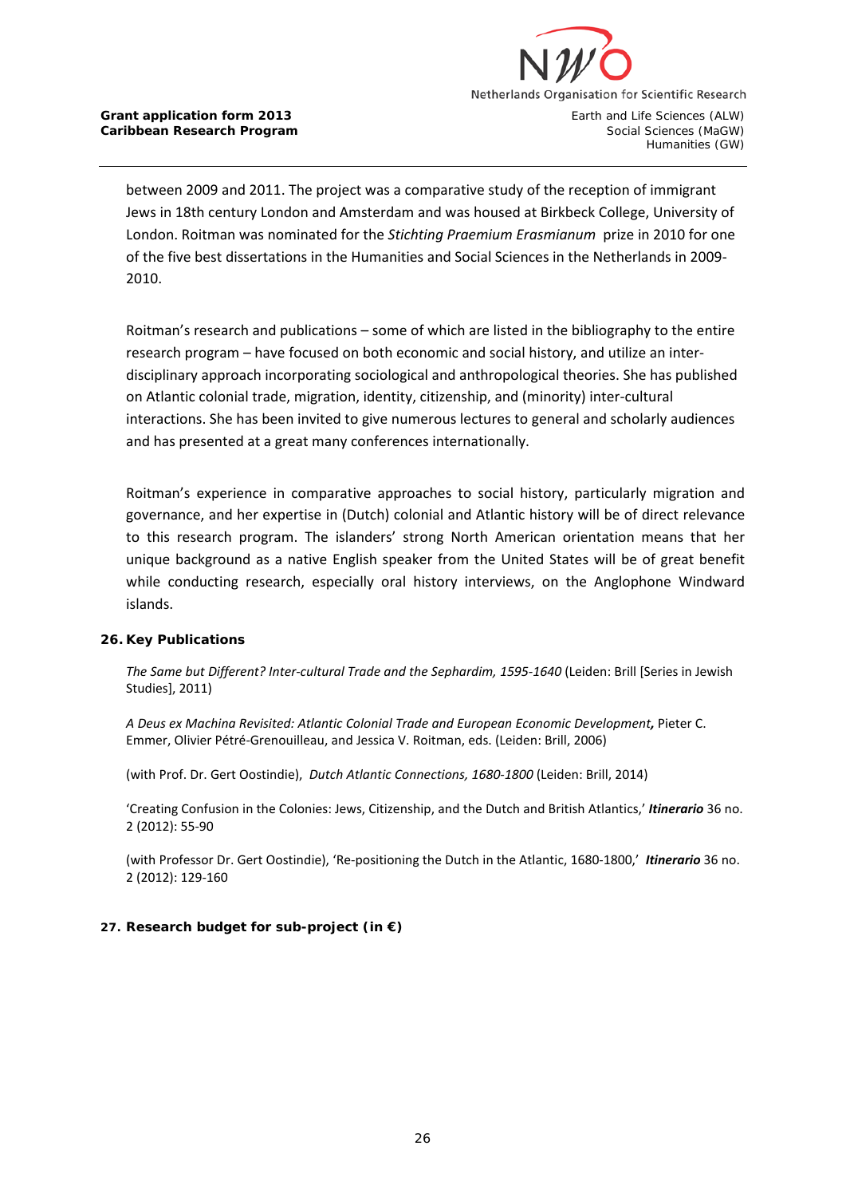between 2009 and 2011. The project was a comparative study of the reception of immigrant Jews in 18th century London and Amsterdam and was housed at Birkbeck College, University of London. Roitman was nominated for the *Stichting Praemium Erasmianum* prize in 2010 for one of the five best dissertations in the Humanities and Social Sciences in the Netherlands in 2009-2010.

Roitman's research and publications – some of which are listed in the bibliography to the entire research program – have focused on both economic and social history, and utilize an inter-disciplinary approach incorporating sociological and anthropological theories. She has published on Atlantic colonial trade, migration, identity, citizenship, and (minority) inter-cultural interactions. She has been invited to give numerous lectures to general and scholarly audiences and has presented at a great many conferences internationally.

Roitman's experience in comparative approaches to social history, particularly migration and governance, and her expertise in (Dutch) colonial and Atlantic history will be of direct relevance to this research program. The islanders' strong North American orientation means that her unique background as a native English speaker from the United States will be of great benefit while conducting research, especially oral history interviews, on the Anglophone Windward islands.

### 26. Key Publications

*The Same but Different? Inter-cultural Trade and the Sephardim, 1595-1640* (Leiden: Brill [Series in Jewish Studies], 2011)

*A Deus ex Machina Revisited: Atlantic Colonial Trade and European Economic Development,* Pieter C. Emmer, Olivier Pétré-Grenouilleau, and Jessica V. Roitman, eds. (Leiden: Brill, 2006)

(with Prof. Dr. Gert Oostindie), *Dutch Atlantic Connections, 1680-1800* (Leiden: Brill, 2014)

'Creating Confusion in the Colonies: Jews, Citizenship, and the Dutch and British Atlantics,' ***Itinerario*** 36 no. 2 (2012): 55-90

(with Professor Dr. Gert Oostindie), 'Re-positioning the Dutch in the Atlantic, 1680-1800,' ***Itinerario*** 36 no. 2 (2012): 129-160

### 27. Research budget for sub-project (in €)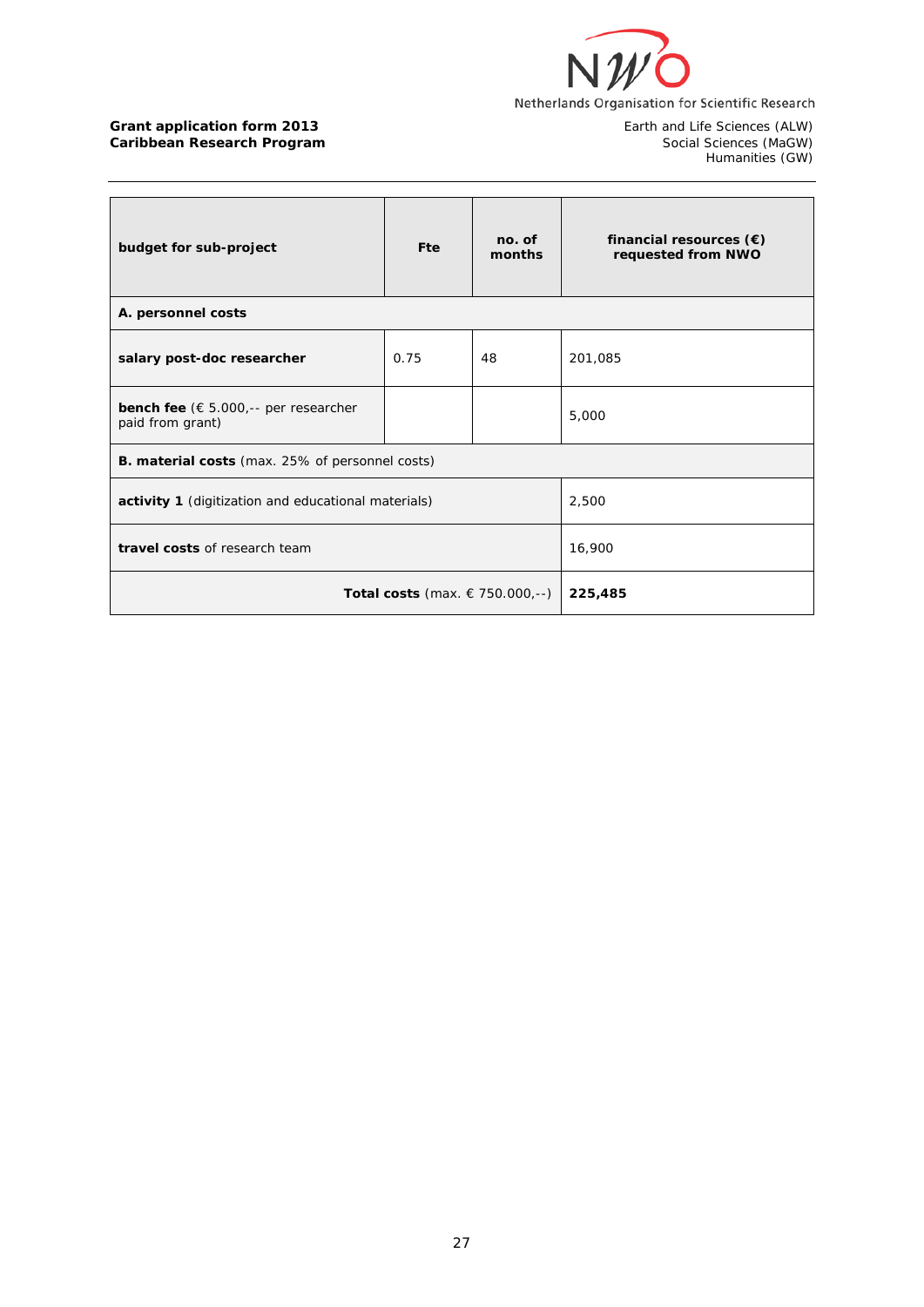**Grant application form 2013**
**Caribbean Research Program**

Netherlands Organisation for Scientific Research

Earth and Life Sciences (ALW)
Social Sciences (MaGW)
Humanities (GW)

| **budget for sub-project** | **Fte** | **no. of months** | **financial resources (€) requested from NWO** |
|---|---|---|---|
| **A. personnel costs** | | | |
| **salary post-doc researcher** | 0.75 | 48 | 201,085 |
| **bench fee** (€ 5.000,-- per researcher paid from grant) | | | 5,000 |
| **B. material costs** (max. 25% of personnel costs) | | | |
| **activity 1** (digitization and educational materials) | | | 2,500 |
| **travel costs** of research team | | | 16,900 |
| **Total costs** (max. € 750.000,--) | | | **225,485** |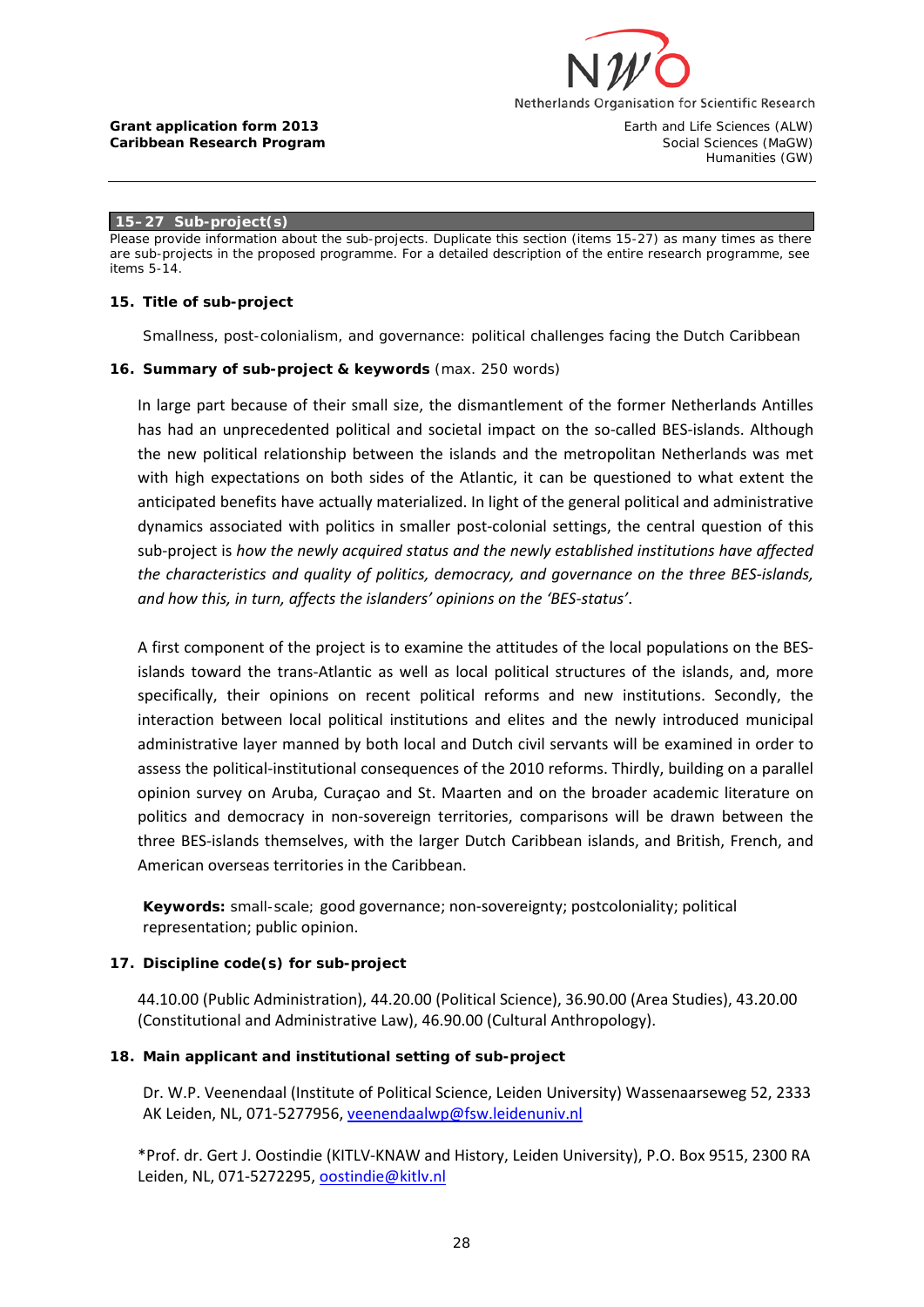**Grant application form 2013**
**Caribbean Research Program**

Netherlands Organisation for Scientific Research
Earth and Life Sciences (ALW)
Social Sciences (MaGW)
Humanities (GW)

## 15–27 Sub-project(s)

Please provide information about the sub-projects. Duplicate this section (items 15-27) as many times as there are sub-projects in the proposed programme. For a detailed description of the entire research programme, see items 5-14.

### 15. Title of sub-project

Smallness, post-colonialism, and governance: political challenges facing the Dutch Caribbean

### 16. Summary of sub-project & keywords (max. 250 words)

In large part because of their small size, the dismantlement of the former Netherlands Antilles has had an unprecedented political and societal impact on the so-called BES-islands. Although the new political relationship between the islands and the metropolitan Netherlands was met with high expectations on both sides of the Atlantic, it can be questioned to what extent the anticipated benefits have actually materialized. In light of the general political and administrative dynamics associated with politics in smaller post-colonial settings, the central question of this sub-project is *how the newly acquired status and the newly established institutions have affected the characteristics and quality of politics, democracy, and governance on the three BES-islands, and how this, in turn, affects the islanders' opinions on the 'BES-status'*.

A first component of the project is to examine the attitudes of the local populations on the BES-islands toward the trans-Atlantic as well as local political structures of the islands, and, more specifically, their opinions on recent political reforms and new institutions. Secondly, the interaction between local political institutions and elites and the newly introduced municipal administrative layer manned by both local and Dutch civil servants will be examined in order to assess the political-institutional consequences of the 2010 reforms. Thirdly, building on a parallel opinion survey on Aruba, Curaçao and St. Maarten and on the broader academic literature on politics and democracy in non-sovereign territories, comparisons will be drawn between the three BES-islands themselves, with the larger Dutch Caribbean islands, and British, French, and American overseas territories in the Caribbean.

**Keywords:** small-scale; good governance; non-sovereignty; postcoloniality; political representation; public opinion.

### 17. Discipline code(s) for sub-project

44.10.00 (Public Administration), 44.20.00 (Political Science), 36.90.00 (Area Studies), 43.20.00 (Constitutional and Administrative Law), 46.90.00 (Cultural Anthropology).

### 18. Main applicant and institutional setting of sub-project

Dr. W.P. Veenendaal (Institute of Political Science, Leiden University) Wassenaarseweg 52, 2333 AK Leiden, NL, 071-5277956, veenendaalwp@fsw.leidenuniv.nl

*Prof. dr. Gert J. Oostindie (KITLV-KNAW and History, Leiden University), P.O. Box 9515, 2300 RA Leiden, NL, 071-5272295, oostindie@kitlv.nl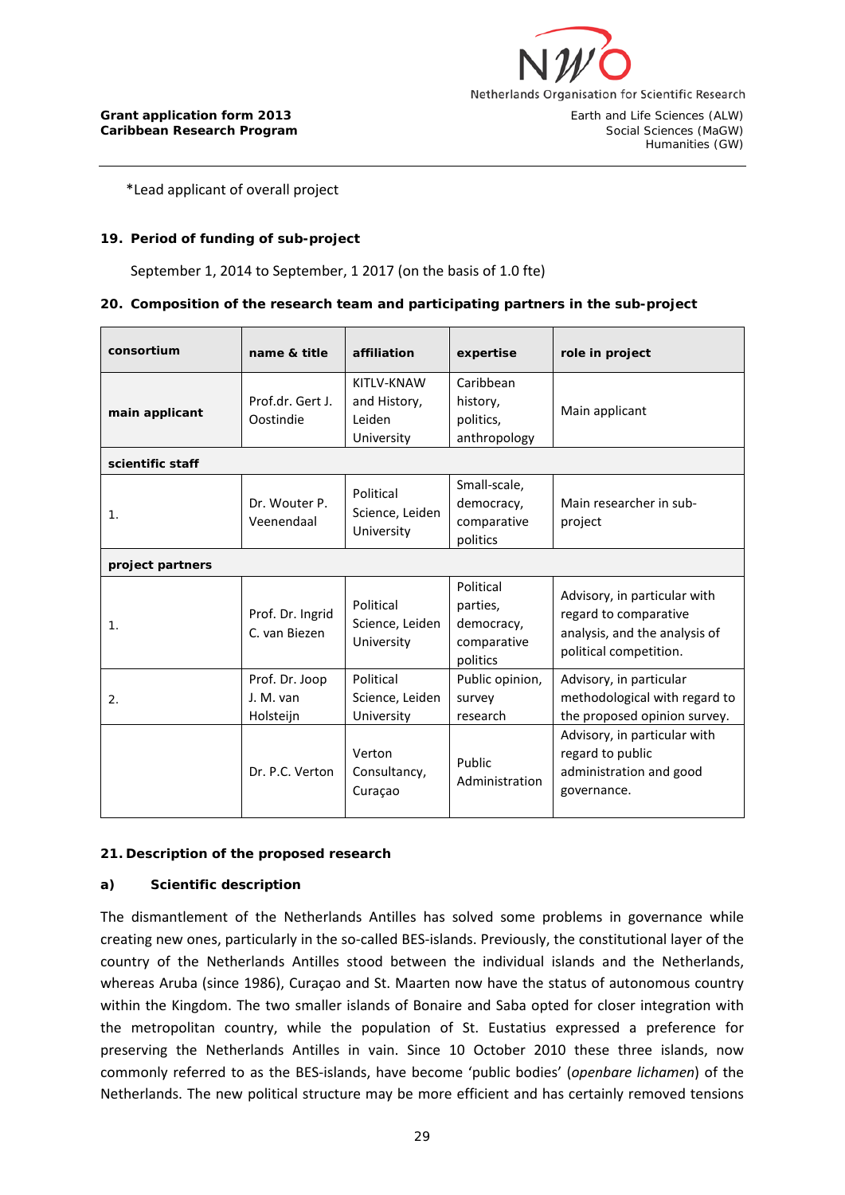*Lead applicant of overall project

**19. Period of funding of sub-project**

September 1, 2014 to September, 1 2017 (on the basis of 1.0 fte)

**20. Composition of the research team and participating partners in the sub-project**

| consortium | name & title | affiliation | expertise | role in project |
|---|---|---|---|---|
| **main applicant** | Prof.dr. Gert J. Oostindie | KITLV-KNAW and History, Leiden University | Caribbean history, politics, anthropology | Main applicant |
| **scientific staff** | | | | |
| 1. | Dr. Wouter P. Veenendaal | Political Science, Leiden University | Small-scale, democracy, comparative politics | Main researcher in sub-project |
| **project partners** | | | | |
| 1. | Prof. Dr. Ingrid C. van Biezen | Political Science, Leiden University | Political parties, democracy, comparative politics | Advisory, in particular with regard to comparative analysis, and the analysis of political competition. |
| 2. | Prof. Dr. Joop J. M. van Holsteijn | Political Science, Leiden University | Public opinion, survey research | Advisory, in particular methodological with regard to the proposed opinion survey. |
| | Dr. P.C. Verton | Verton Consultancy, Curaçao | Public Administration | Advisory, in particular with regard to public administration and good governance. |

**21. Description of the proposed research**

**a) Scientific description**

The dismantlement of the Netherlands Antilles has solved some problems in governance while creating new ones, particularly in the so-called BES-islands. Previously, the constitutional layer of the country of the Netherlands Antilles stood between the individual islands and the Netherlands, whereas Aruba (since 1986), Curaçao and St. Maarten now have the status of autonomous country within the Kingdom. The two smaller islands of Bonaire and Saba opted for closer integration with the metropolitan country, while the population of St. Eustatius expressed a preference for preserving the Netherlands Antilles in vain. Since 10 October 2010 these three islands, now commonly referred to as the BES-islands, have become 'public bodies' (*openbare lichamen*) of the Netherlands. The new political structure may be more efficient and has certainly removed tensions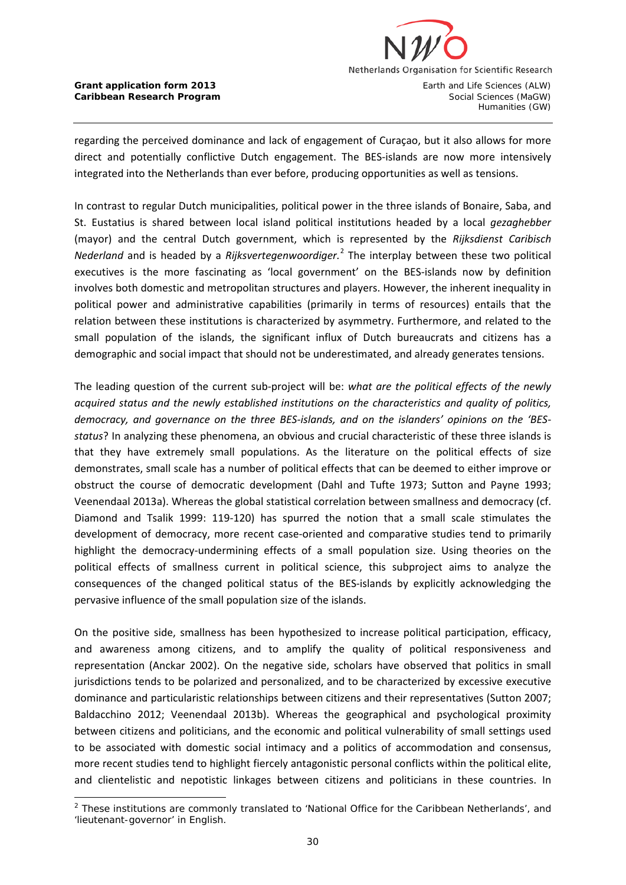regarding the perceived dominance and lack of engagement of Curaçao, but it also allows for more direct and potentially conflictive Dutch engagement. The BES-islands are now more intensively integrated into the Netherlands than ever before, producing opportunities as well as tensions.

In contrast to regular Dutch municipalities, political power in the three islands of Bonaire, Saba, and St. Eustatius is shared between local island political institutions headed by a local *gezaghebber* (mayor) and the central Dutch government, which is represented by the *Rijksdienst Caribisch Nederland* and is headed by a *Rijksvertegenwoordiger.*[2] The interplay between these two political executives is the more fascinating as 'local government' on the BES-islands now by definition involves both domestic and metropolitan structures and players. However, the inherent inequality in political power and administrative capabilities (primarily in terms of resources) entails that the relation between these institutions is characterized by asymmetry. Furthermore, and related to the small population of the islands, the significant influx of Dutch bureaucrats and citizens has a demographic and social impact that should not be underestimated, and already generates tensions.

The leading question of the current sub-project will be: *what are the political effects of the newly acquired status and the newly established institutions on the characteristics and quality of politics, democracy, and governance on the three BES-islands, and on the islanders' opinions on the 'BES-status*? In analyzing these phenomena, an obvious and crucial characteristic of these three islands is that they have extremely small populations. As the literature on the political effects of size demonstrates, small scale has a number of political effects that can be deemed to either improve or obstruct the course of democratic development (Dahl and Tufte 1973; Sutton and Payne 1993; Veenendaal 2013a). Whereas the global statistical correlation between smallness and democracy (cf. Diamond and Tsalik 1999: 119-120) has spurred the notion that a small scale stimulates the development of democracy, more recent case-oriented and comparative studies tend to primarily highlight the democracy-undermining effects of a small population size. Using theories on the political effects of smallness current in political science, this subproject aims to analyze the consequences of the changed political status of the BES-islands by explicitly acknowledging the pervasive influence of the small population size of the islands.

On the positive side, smallness has been hypothesized to increase political participation, efficacy, and awareness among citizens, and to amplify the quality of political responsiveness and representation (Anckar 2002). On the negative side, scholars have observed that politics in small jurisdictions tends to be polarized and personalized, and to be characterized by excessive executive dominance and particularistic relationships between citizens and their representatives (Sutton 2007; Baldacchino 2012; Veenendaal 2013b). Whereas the geographical and psychological proximity between citizens and politicians, and the economic and political vulnerability of small settings used to be associated with domestic social intimacy and a politics of accommodation and consensus, more recent studies tend to highlight fiercely antagonistic personal conflicts within the political elite, and clientelistic and nepotistic linkages between citizens and politicians in these countries. In

[2] These institutions are commonly translated to 'National Office for the Caribbean Netherlands', and 'lieutenant-governor' in English.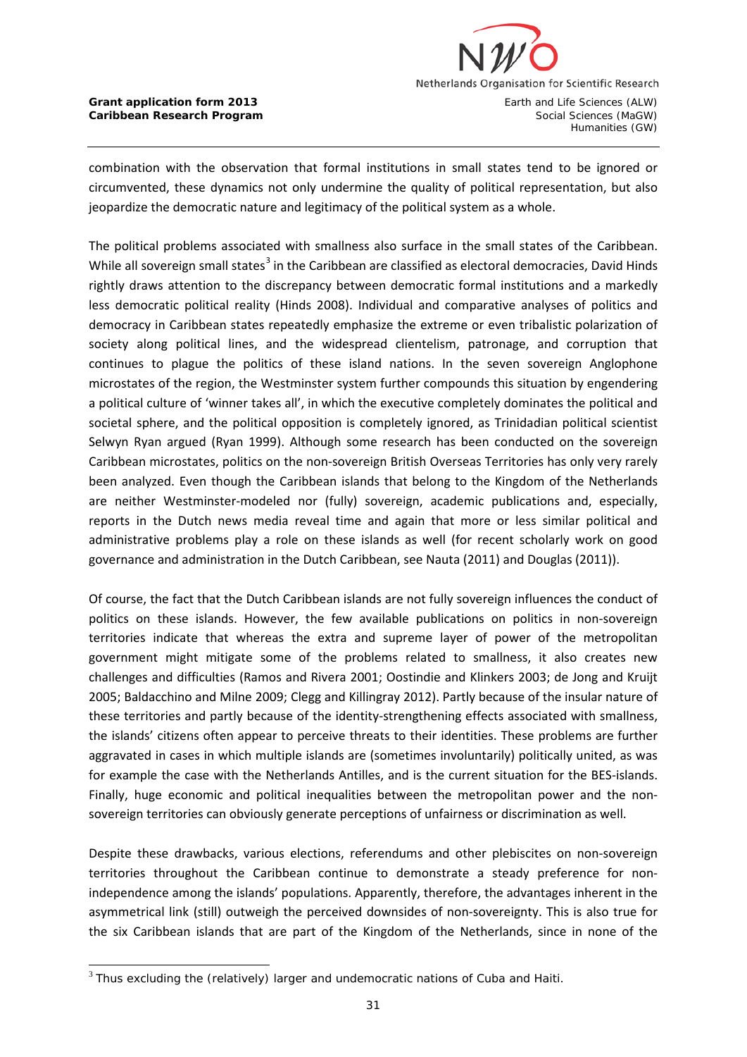combination with the observation that formal institutions in small states tend to be ignored or circumvented, these dynamics not only undermine the quality of political representation, but also jeopardize the democratic nature and legitimacy of the political system as a whole.

The political problems associated with smallness also surface in the small states of the Caribbean. While all sovereign small states[3] in the Caribbean are classified as electoral democracies, David Hinds rightly draws attention to the discrepancy between democratic formal institutions and a markedly less democratic political reality (Hinds 2008). Individual and comparative analyses of politics and democracy in Caribbean states repeatedly emphasize the extreme or even tribalistic polarization of society along political lines, and the widespread clientelism, patronage, and corruption that continues to plague the politics of these island nations. In the seven sovereign Anglophone microstates of the region, the Westminster system further compounds this situation by engendering a political culture of 'winner takes all', in which the executive completely dominates the political and societal sphere, and the political opposition is completely ignored, as Trinidadian political scientist Selwyn Ryan argued (Ryan 1999). Although some research has been conducted on the sovereign Caribbean microstates, politics on the non-sovereign British Overseas Territories has only very rarely been analyzed. Even though the Caribbean islands that belong to the Kingdom of the Netherlands are neither Westminster-modeled nor (fully) sovereign, academic publications and, especially, reports in the Dutch news media reveal time and again that more or less similar political and administrative problems play a role on these islands as well (for recent scholarly work on good governance and administration in the Dutch Caribbean, see Nauta (2011) and Douglas (2011)).

Of course, the fact that the Dutch Caribbean islands are not fully sovereign influences the conduct of politics on these islands. However, the few available publications on politics in non-sovereign territories indicate that whereas the extra and supreme layer of power of the metropolitan government might mitigate some of the problems related to smallness, it also creates new challenges and difficulties (Ramos and Rivera 2001; Oostindie and Klinkers 2003; de Jong and Kruijt 2005; Baldacchino and Milne 2009; Clegg and Killingray 2012). Partly because of the insular nature of these territories and partly because of the identity-strengthening effects associated with smallness, the islands' citizens often appear to perceive threats to their identities. These problems are further aggravated in cases in which multiple islands are (sometimes involuntarily) politically united, as was for example the case with the Netherlands Antilles, and is the current situation for the BES-islands. Finally, huge economic and political inequalities between the metropolitan power and the non-sovereign territories can obviously generate perceptions of unfairness or discrimination as well.

Despite these drawbacks, various elections, referendums and other plebiscites on non-sovereign territories throughout the Caribbean continue to demonstrate a steady preference for non-independence among the islands' populations. Apparently, therefore, the advantages inherent in the asymmetrical link (still) outweigh the perceived downsides of non-sovereignty. This is also true for the six Caribbean islands that are part of the Kingdom of the Netherlands, since in none of the

[3] Thus excluding the (relatively) larger and undemocratic nations of Cuba and Haiti.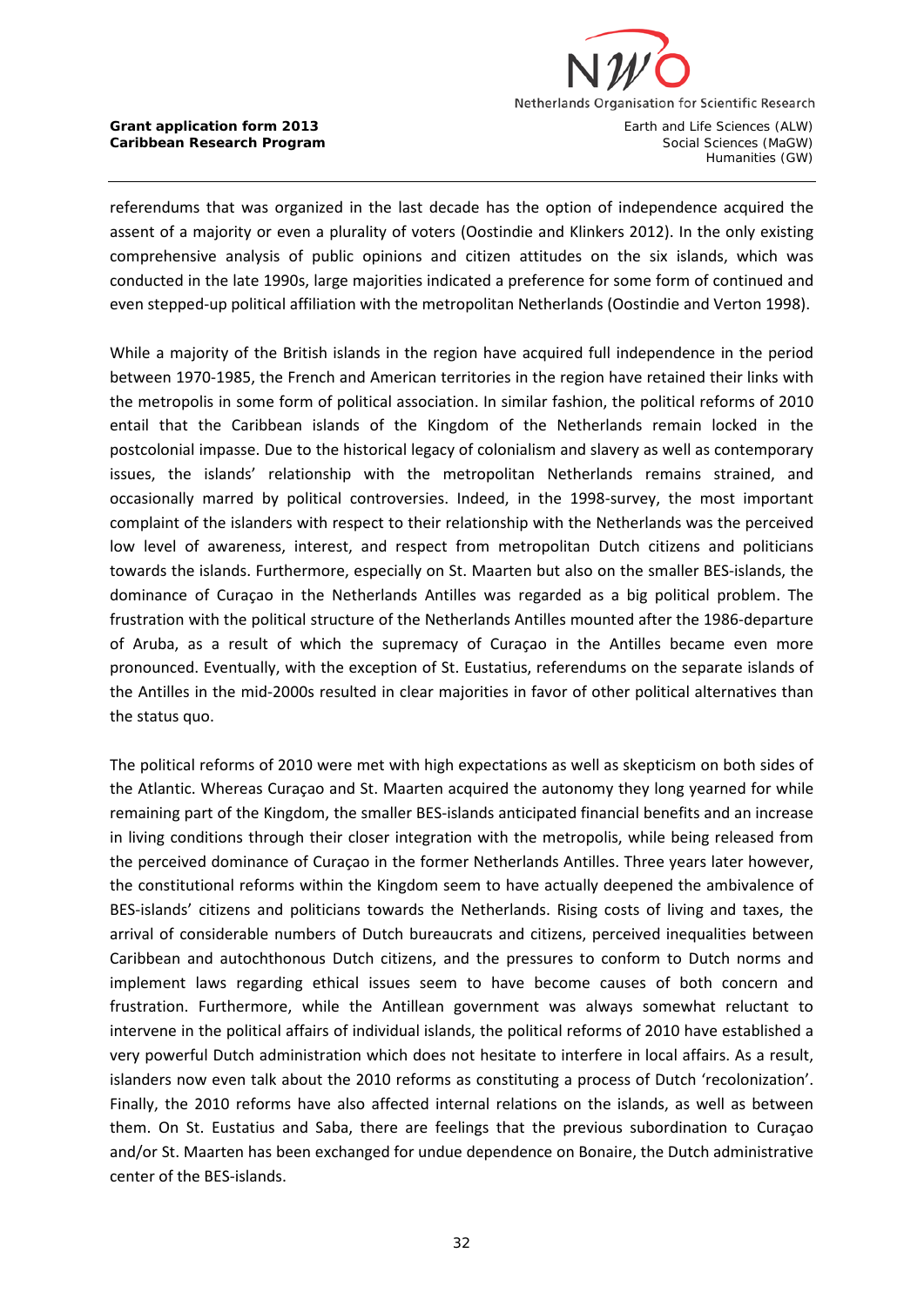referendums that was organized in the last decade has the option of independence acquired the assent of a majority or even a plurality of voters (Oostindie and Klinkers 2012). In the only existing comprehensive analysis of public opinions and citizen attitudes on the six islands, which was conducted in the late 1990s, large majorities indicated a preference for some form of continued and even stepped-up political affiliation with the metropolitan Netherlands (Oostindie and Verton 1998).

While a majority of the British islands in the region have acquired full independence in the period between 1970-1985, the French and American territories in the region have retained their links with the metropolis in some form of political association. In similar fashion, the political reforms of 2010 entail that the Caribbean islands of the Kingdom of the Netherlands remain locked in the postcolonial impasse. Due to the historical legacy of colonialism and slavery as well as contemporary issues, the islands' relationship with the metropolitan Netherlands remains strained, and occasionally marred by political controversies. Indeed, in the 1998-survey, the most important complaint of the islanders with respect to their relationship with the Netherlands was the perceived low level of awareness, interest, and respect from metropolitan Dutch citizens and politicians towards the islands. Furthermore, especially on St. Maarten but also on the smaller BES-islands, the dominance of Curaçao in the Netherlands Antilles was regarded as a big political problem. The frustration with the political structure of the Netherlands Antilles mounted after the 1986-departure of Aruba, as a result of which the supremacy of Curaçao in the Antilles became even more pronounced. Eventually, with the exception of St. Eustatius, referendums on the separate islands of the Antilles in the mid-2000s resulted in clear majorities in favor of other political alternatives than the status quo.

The political reforms of 2010 were met with high expectations as well as skepticism on both sides of the Atlantic. Whereas Curaçao and St. Maarten acquired the autonomy they long yearned for while remaining part of the Kingdom, the smaller BES-islands anticipated financial benefits and an increase in living conditions through their closer integration with the metropolis, while being released from the perceived dominance of Curaçao in the former Netherlands Antilles. Three years later however, the constitutional reforms within the Kingdom seem to have actually deepened the ambivalence of BES-islands' citizens and politicians towards the Netherlands. Rising costs of living and taxes, the arrival of considerable numbers of Dutch bureaucrats and citizens, perceived inequalities between Caribbean and autochthonous Dutch citizens, and the pressures to conform to Dutch norms and implement laws regarding ethical issues seem to have become causes of both concern and frustration. Furthermore, while the Antillean government was always somewhat reluctant to intervene in the political affairs of individual islands, the political reforms of 2010 have established a very powerful Dutch administration which does not hesitate to interfere in local affairs. As a result, islanders now even talk about the 2010 reforms as constituting a process of Dutch 'recolonization'. Finally, the 2010 reforms have also affected internal relations on the islands, as well as between them. On St. Eustatius and Saba, there are feelings that the previous subordination to Curaçao and/or St. Maarten has been exchanged for undue dependence on Bonaire, the Dutch administrative center of the BES-islands.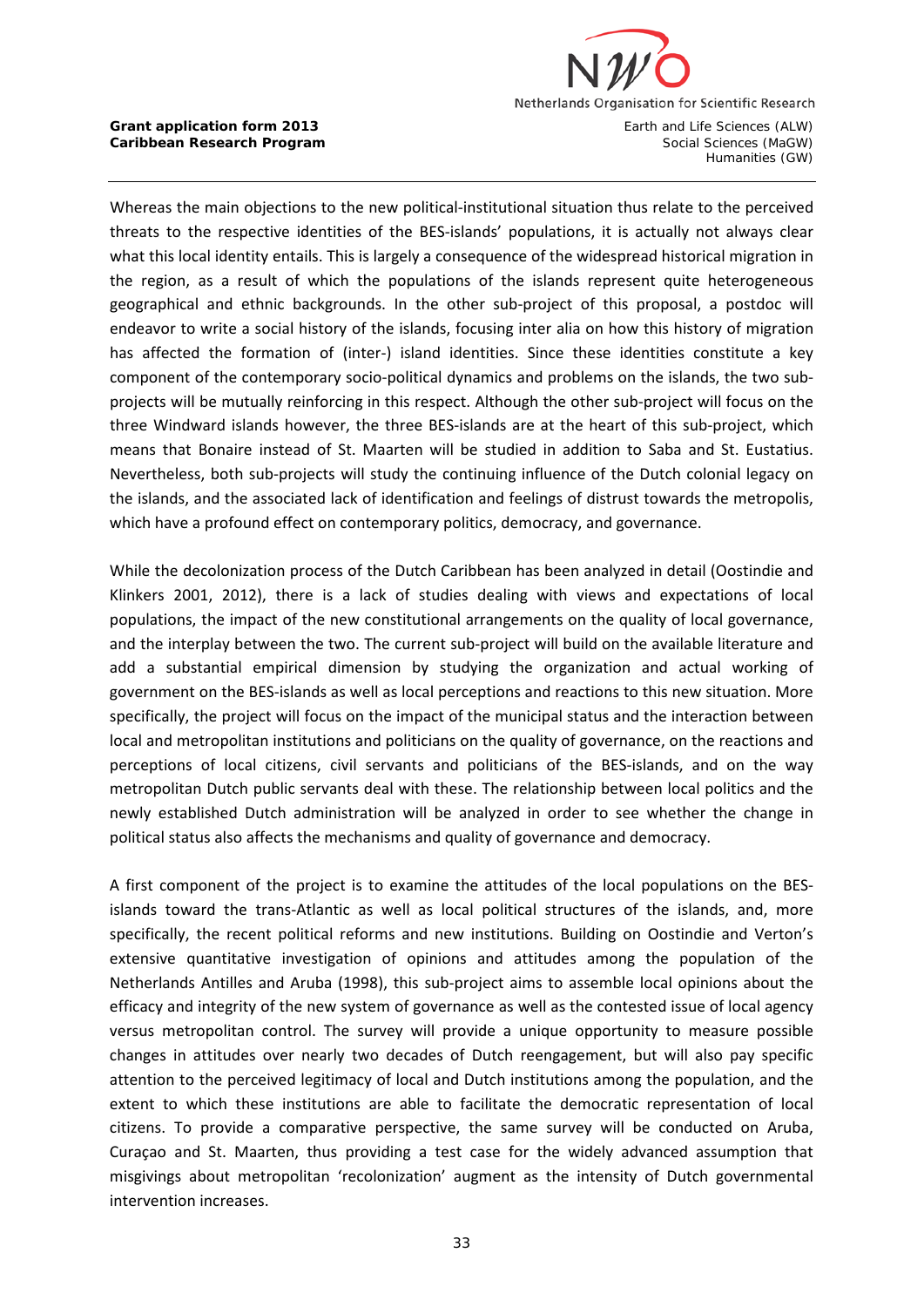Whereas the main objections to the new political-institutional situation thus relate to the perceived threats to the respective identities of the BES-islands' populations, it is actually not always clear what this local identity entails. This is largely a consequence of the widespread historical migration in the region, as a result of which the populations of the islands represent quite heterogeneous geographical and ethnic backgrounds. In the other sub-project of this proposal, a postdoc will endeavor to write a social history of the islands, focusing inter alia on how this history of migration has affected the formation of (inter-) island identities. Since these identities constitute a key component of the contemporary socio-political dynamics and problems on the islands, the two sub-projects will be mutually reinforcing in this respect. Although the other sub-project will focus on the three Windward islands however, the three BES-islands are at the heart of this sub-project, which means that Bonaire instead of St. Maarten will be studied in addition to Saba and St. Eustatius. Nevertheless, both sub-projects will study the continuing influence of the Dutch colonial legacy on the islands, and the associated lack of identification and feelings of distrust towards the metropolis, which have a profound effect on contemporary politics, democracy, and governance.

While the decolonization process of the Dutch Caribbean has been analyzed in detail (Oostindie and Klinkers 2001, 2012), there is a lack of studies dealing with views and expectations of local populations, the impact of the new constitutional arrangements on the quality of local governance, and the interplay between the two. The current sub-project will build on the available literature and add a substantial empirical dimension by studying the organization and actual working of government on the BES-islands as well as local perceptions and reactions to this new situation. More specifically, the project will focus on the impact of the municipal status and the interaction between local and metropolitan institutions and politicians on the quality of governance, on the reactions and perceptions of local citizens, civil servants and politicians of the BES-islands, and on the way metropolitan Dutch public servants deal with these. The relationship between local politics and the newly established Dutch administration will be analyzed in order to see whether the change in political status also affects the mechanisms and quality of governance and democracy.

A first component of the project is to examine the attitudes of the local populations on the BES-islands toward the trans-Atlantic as well as local political structures of the islands, and, more specifically, the recent political reforms and new institutions. Building on Oostindie and Verton's extensive quantitative investigation of opinions and attitudes among the population of the Netherlands Antilles and Aruba (1998), this sub-project aims to assemble local opinions about the efficacy and integrity of the new system of governance as well as the contested issue of local agency versus metropolitan control. The survey will provide a unique opportunity to measure possible changes in attitudes over nearly two decades of Dutch reengagement, but will also pay specific attention to the perceived legitimacy of local and Dutch institutions among the population, and the extent to which these institutions are able to facilitate the democratic representation of local citizens. To provide a comparative perspective, the same survey will be conducted on Aruba, Curaçao and St. Maarten, thus providing a test case for the widely advanced assumption that misgivings about metropolitan 'recolonization' augment as the intensity of Dutch governmental intervention increases.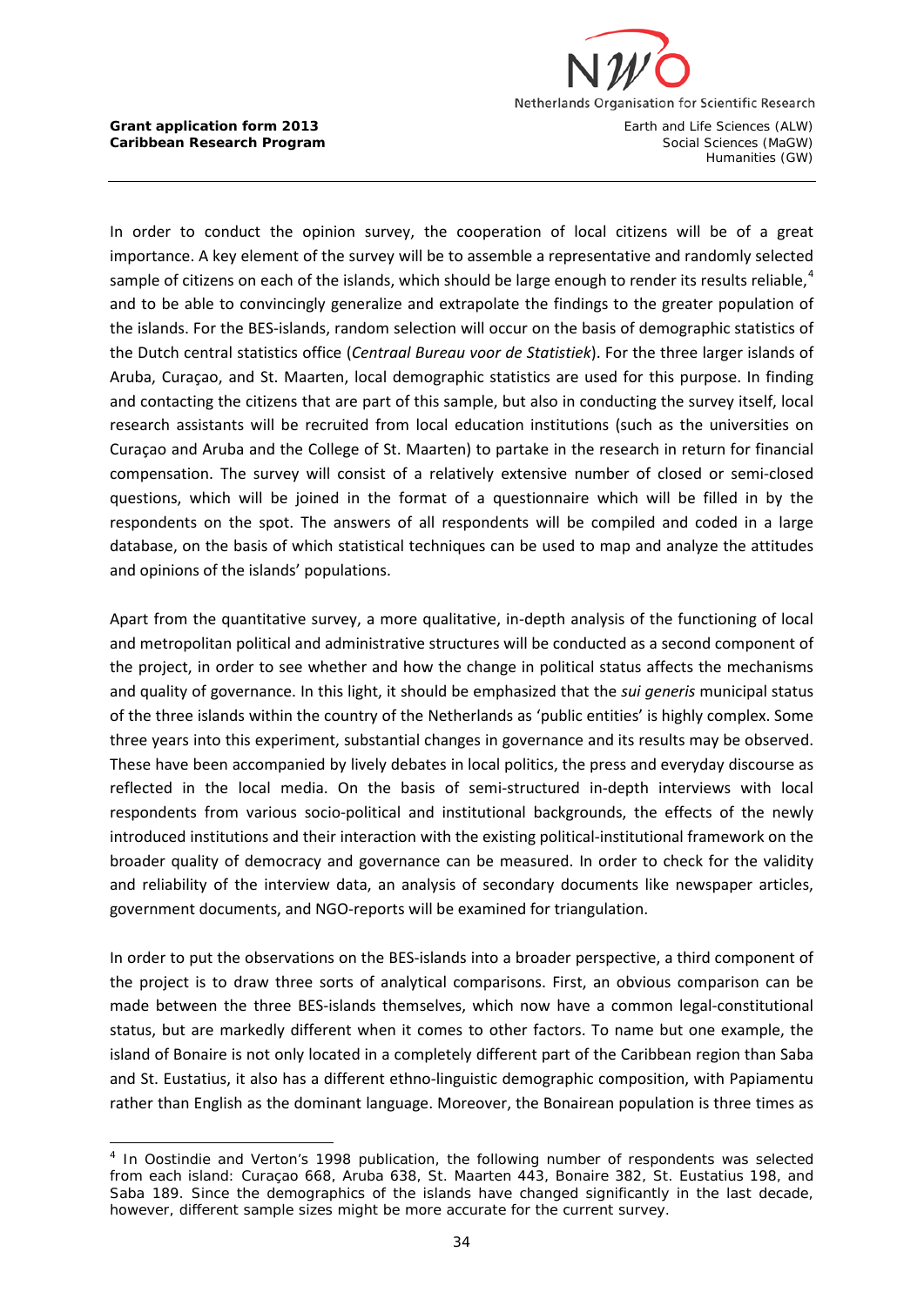In order to conduct the opinion survey, the cooperation of local citizens will be of a great importance. A key element of the survey will be to assemble a representative and randomly selected sample of citizens on each of the islands, which should be large enough to render its results reliable,[4] and to be able to convincingly generalize and extrapolate the findings to the greater population of the islands. For the BES-islands, random selection will occur on the basis of demographic statistics of the Dutch central statistics office (*Centraal Bureau voor de Statistiek*). For the three larger islands of Aruba, Curaçao, and St. Maarten, local demographic statistics are used for this purpose. In finding and contacting the citizens that are part of this sample, but also in conducting the survey itself, local research assistants will be recruited from local education institutions (such as the universities on Curaçao and Aruba and the College of St. Maarten) to partake in the research in return for financial compensation. The survey will consist of a relatively extensive number of closed or semi-closed questions, which will be joined in the format of a questionnaire which will be filled in by the respondents on the spot. The answers of all respondents will be compiled and coded in a large database, on the basis of which statistical techniques can be used to map and analyze the attitudes and opinions of the islands' populations.

Apart from the quantitative survey, a more qualitative, in-depth analysis of the functioning of local and metropolitan political and administrative structures will be conducted as a second component of the project, in order to see whether and how the change in political status affects the mechanisms and quality of governance. In this light, it should be emphasized that the *sui generis* municipal status of the three islands within the country of the Netherlands as 'public entities' is highly complex. Some three years into this experiment, substantial changes in governance and its results may be observed. These have been accompanied by lively debates in local politics, the press and everyday discourse as reflected in the local media. On the basis of semi-structured in-depth interviews with local respondents from various socio-political and institutional backgrounds, the effects of the newly introduced institutions and their interaction with the existing political-institutional framework on the broader quality of democracy and governance can be measured. In order to check for the validity and reliability of the interview data, an analysis of secondary documents like newspaper articles, government documents, and NGO-reports will be examined for triangulation.

In order to put the observations on the BES-islands into a broader perspective, a third component of the project is to draw three sorts of analytical comparisons. First, an obvious comparison can be made between the three BES-islands themselves, which now have a common legal-constitutional status, but are markedly different when it comes to other factors. To name but one example, the island of Bonaire is not only located in a completely different part of the Caribbean region than Saba and St. Eustatius, it also has a different ethno-linguistic demographic composition, with Papiamentu rather than English as the dominant language. Moreover, the Bonairean population is three times as

---

[4] In Oostindie and Verton's 1998 publication, the following number of respondents was selected from each island: Curaçao 668, Aruba 638, St. Maarten 443, Bonaire 382, St. Eustatius 198, and Saba 189. Since the demographics of the islands have changed significantly in the last decade, however, different sample sizes might be more accurate for the current survey.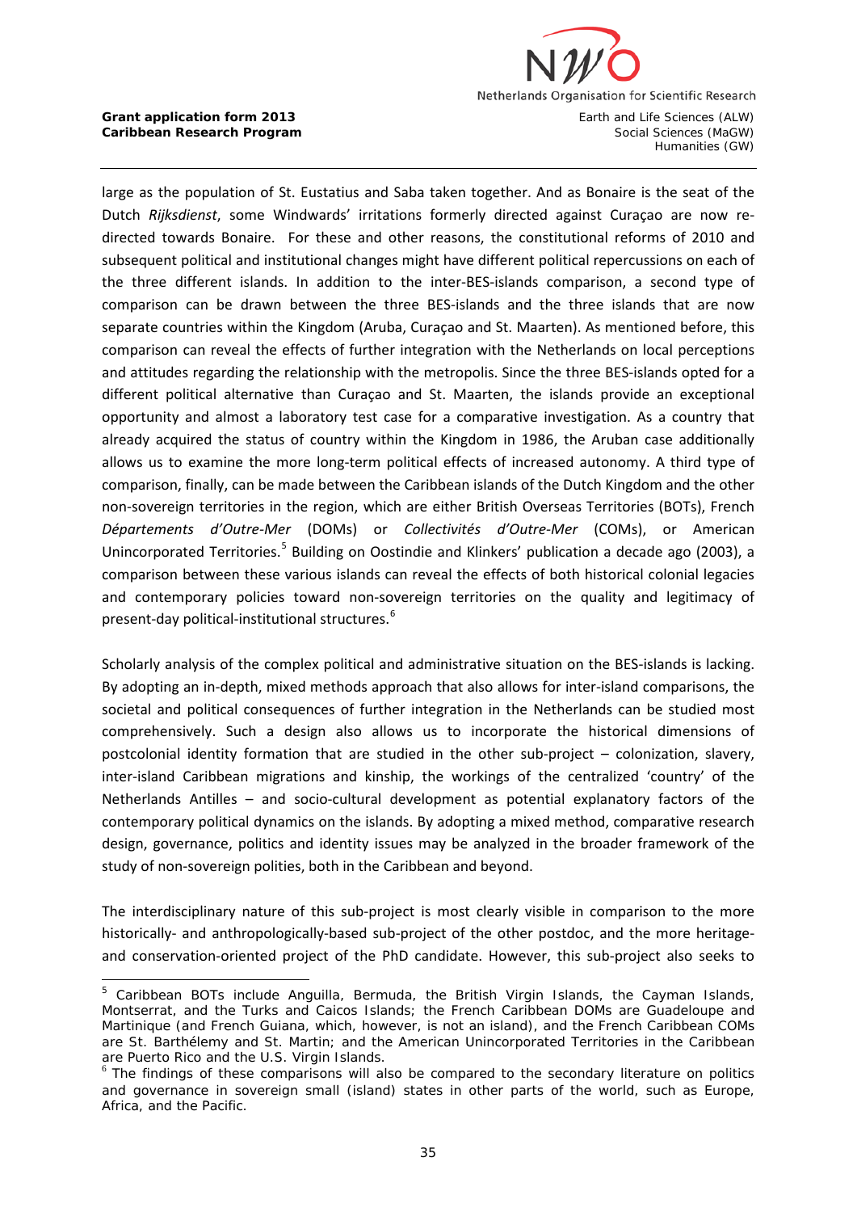large as the population of St. Eustatius and Saba taken together. And as Bonaire is the seat of the Dutch *Rijksdienst*, some Windwards' irritations formerly directed against Curaçao are now re-directed towards Bonaire. For these and other reasons, the constitutional reforms of 2010 and subsequent political and institutional changes might have different political repercussions on each of the three different islands. In addition to the inter-BES-islands comparison, a second type of comparison can be drawn between the three BES-islands and the three islands that are now separate countries within the Kingdom (Aruba, Curaçao and St. Maarten). As mentioned before, this comparison can reveal the effects of further integration with the Netherlands on local perceptions and attitudes regarding the relationship with the metropolis. Since the three BES-islands opted for a different political alternative than Curaçao and St. Maarten, the islands provide an exceptional opportunity and almost a laboratory test case for a comparative investigation. As a country that already acquired the status of country within the Kingdom in 1986, the Aruban case additionally allows us to examine the more long-term political effects of increased autonomy. A third type of comparison, finally, can be made between the Caribbean islands of the Dutch Kingdom and the other non-sovereign territories in the region, which are either British Overseas Territories (BOTs), French *Départements d'Outre-Mer* (DOMs) or *Collectivités d'Outre-Mer* (COMs), or American Unincorporated Territories.[5] Building on Oostindie and Klinkers' publication a decade ago (2003), a comparison between these various islands can reveal the effects of both historical colonial legacies and contemporary policies toward non-sovereign territories on the quality and legitimacy of present-day political-institutional structures.[6]

Scholarly analysis of the complex political and administrative situation on the BES-islands is lacking. By adopting an in-depth, mixed methods approach that also allows for inter-island comparisons, the societal and political consequences of further integration in the Netherlands can be studied most comprehensively. Such a design also allows us to incorporate the historical dimensions of postcolonial identity formation that are studied in the other sub-project – colonization, slavery, inter-island Caribbean migrations and kinship, the workings of the centralized 'country' of the Netherlands Antilles – and socio-cultural development as potential explanatory factors of the contemporary political dynamics on the islands. By adopting a mixed method, comparative research design, governance, politics and identity issues may be analyzed in the broader framework of the study of non-sovereign polities, both in the Caribbean and beyond.

The interdisciplinary nature of this sub-project is most clearly visible in comparison to the more historically- and anthropologically-based sub-project of the other postdoc, and the more heritage- and conservation-oriented project of the PhD candidate. However, this sub-project also seeks to

---

[5] Caribbean BOTs include Anguilla, Bermuda, the British Virgin Islands, the Cayman Islands, Montserrat, and the Turks and Caicos Islands; the French Caribbean DOMs are Guadeloupe and Martinique (and French Guiana, which, however, is not an island), and the French Caribbean COMs are St. Barthélemy and St. Martin; and the American Unincorporated Territories in the Caribbean are Puerto Rico and the U.S. Virgin Islands.

[6] The findings of these comparisons will also be compared to the secondary literature on politics and governance in sovereign small (island) states in other parts of the world, such as Europe, Africa, and the Pacific.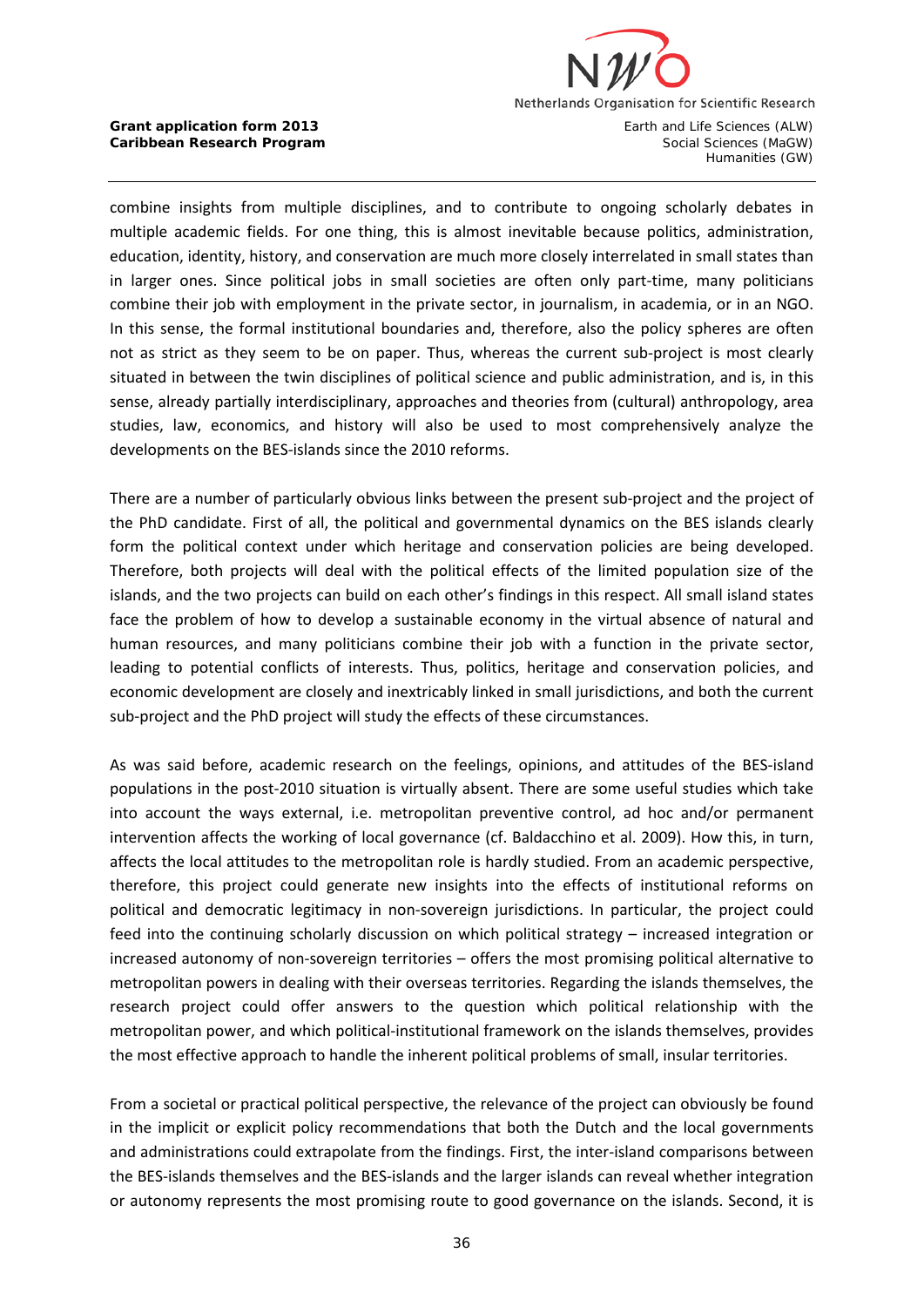combine insights from multiple disciplines, and to contribute to ongoing scholarly debates in multiple academic fields. For one thing, this is almost inevitable because politics, administration, education, identity, history, and conservation are much more closely interrelated in small states than in larger ones. Since political jobs in small societies are often only part-time, many politicians combine their job with employment in the private sector, in journalism, in academia, or in an NGO. In this sense, the formal institutional boundaries and, therefore, also the policy spheres are often not as strict as they seem to be on paper. Thus, whereas the current sub-project is most clearly situated in between the twin disciplines of political science and public administration, and is, in this sense, already partially interdisciplinary, approaches and theories from (cultural) anthropology, area studies, law, economics, and history will also be used to most comprehensively analyze the developments on the BES-islands since the 2010 reforms.

There are a number of particularly obvious links between the present sub-project and the project of the PhD candidate. First of all, the political and governmental dynamics on the BES islands clearly form the political context under which heritage and conservation policies are being developed. Therefore, both projects will deal with the political effects of the limited population size of the islands, and the two projects can build on each other's findings in this respect. All small island states face the problem of how to develop a sustainable economy in the virtual absence of natural and human resources, and many politicians combine their job with a function in the private sector, leading to potential conflicts of interests. Thus, politics, heritage and conservation policies, and economic development are closely and inextricably linked in small jurisdictions, and both the current sub-project and the PhD project will study the effects of these circumstances.

As was said before, academic research on the feelings, opinions, and attitudes of the BES-island populations in the post-2010 situation is virtually absent. There are some useful studies which take into account the ways external, i.e. metropolitan preventive control, ad hoc and/or permanent intervention affects the working of local governance (cf. Baldacchino et al. 2009). How this, in turn, affects the local attitudes to the metropolitan role is hardly studied. From an academic perspective, therefore, this project could generate new insights into the effects of institutional reforms on political and democratic legitimacy in non-sovereign jurisdictions. In particular, the project could feed into the continuing scholarly discussion on which political strategy – increased integration or increased autonomy of non-sovereign territories – offers the most promising political alternative to metropolitan powers in dealing with their overseas territories. Regarding the islands themselves, the research project could offer answers to the question which political relationship with the metropolitan power, and which political-institutional framework on the islands themselves, provides the most effective approach to handle the inherent political problems of small, insular territories.

From a societal or practical political perspective, the relevance of the project can obviously be found in the implicit or explicit policy recommendations that both the Dutch and the local governments and administrations could extrapolate from the findings. First, the inter-island comparisons between the BES-islands themselves and the BES-islands and the larger islands can reveal whether integration or autonomy represents the most promising route to good governance on the islands. Second, it is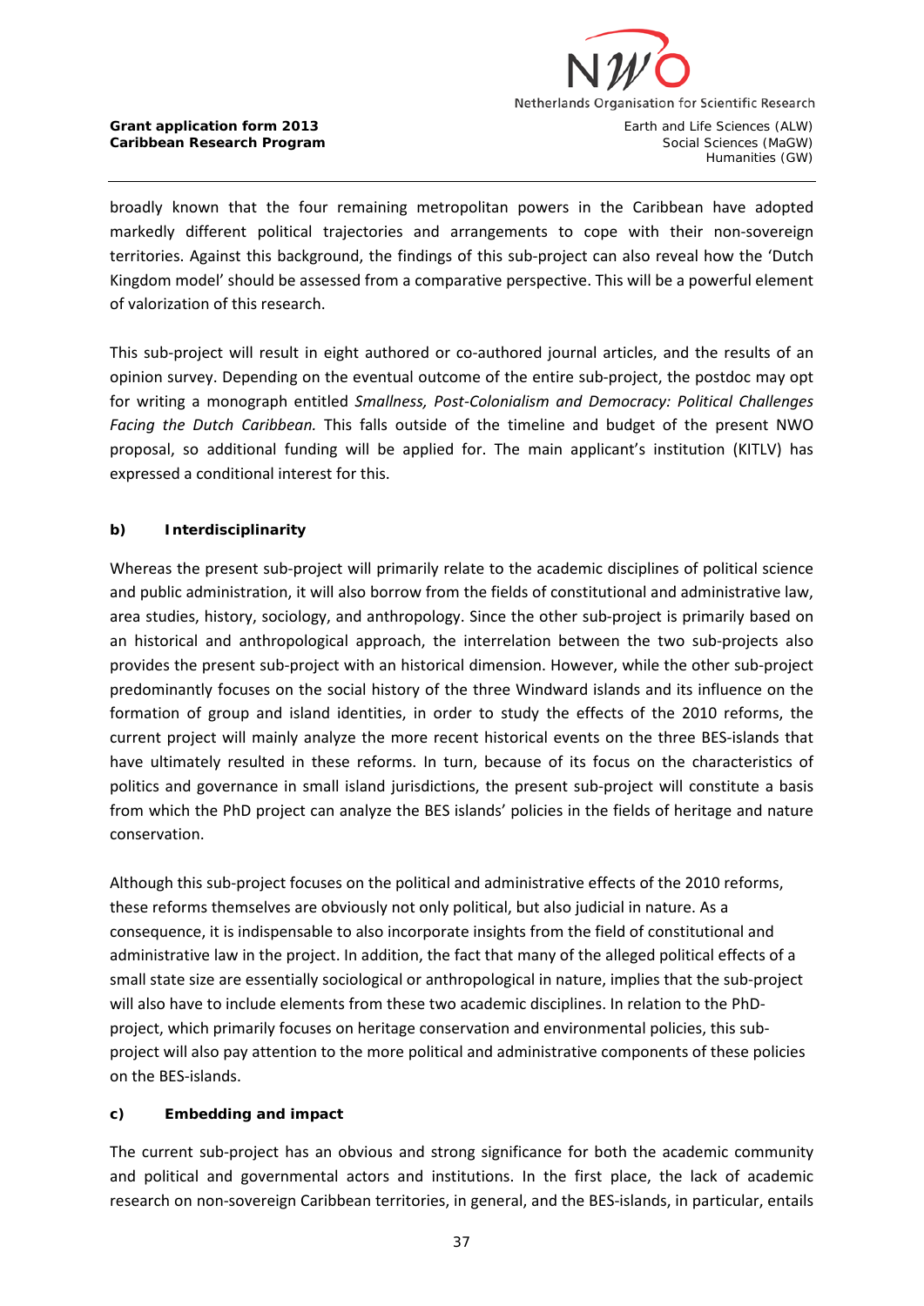broadly known that the four remaining metropolitan powers in the Caribbean have adopted markedly different political trajectories and arrangements to cope with their non-sovereign territories. Against this background, the findings of this sub-project can also reveal how the 'Dutch Kingdom model' should be assessed from a comparative perspective. This will be a powerful element of valorization of this research.

This sub-project will result in eight authored or co-authored journal articles, and the results of an opinion survey. Depending on the eventual outcome of the entire sub-project, the postdoc may opt for writing a monograph entitled *Smallness, Post-Colonialism and Democracy: Political Challenges Facing the Dutch Caribbean.* This falls outside of the timeline and budget of the present NWO proposal, so additional funding will be applied for. The main applicant's institution (KITLV) has expressed a conditional interest for this.

**b) Interdisciplinarity**

Whereas the present sub-project will primarily relate to the academic disciplines of political science and public administration, it will also borrow from the fields of constitutional and administrative law, area studies, history, sociology, and anthropology. Since the other sub-project is primarily based on an historical and anthropological approach, the interrelation between the two sub-projects also provides the present sub-project with an historical dimension. However, while the other sub-project predominantly focuses on the social history of the three Windward islands and its influence on the formation of group and island identities, in order to study the effects of the 2010 reforms, the current project will mainly analyze the more recent historical events on the three BES-islands that have ultimately resulted in these reforms. In turn, because of its focus on the characteristics of politics and governance in small island jurisdictions, the present sub-project will constitute a basis from which the PhD project can analyze the BES islands' policies in the fields of heritage and nature conservation.

Although this sub-project focuses on the political and administrative effects of the 2010 reforms, these reforms themselves are obviously not only political, but also judicial in nature. As a consequence, it is indispensable to also incorporate insights from the field of constitutional and administrative law in the project. In addition, the fact that many of the alleged political effects of a small state size are essentially sociological or anthropological in nature, implies that the sub-project will also have to include elements from these two academic disciplines. In relation to the PhD-project, which primarily focuses on heritage conservation and environmental policies, this sub-project will also pay attention to the more political and administrative components of these policies on the BES-islands.

**c) Embedding and impact**

The current sub-project has an obvious and strong significance for both the academic community and political and governmental actors and institutions. In the first place, the lack of academic research on non-sovereign Caribbean territories, in general, and the BES-islands, in particular, entails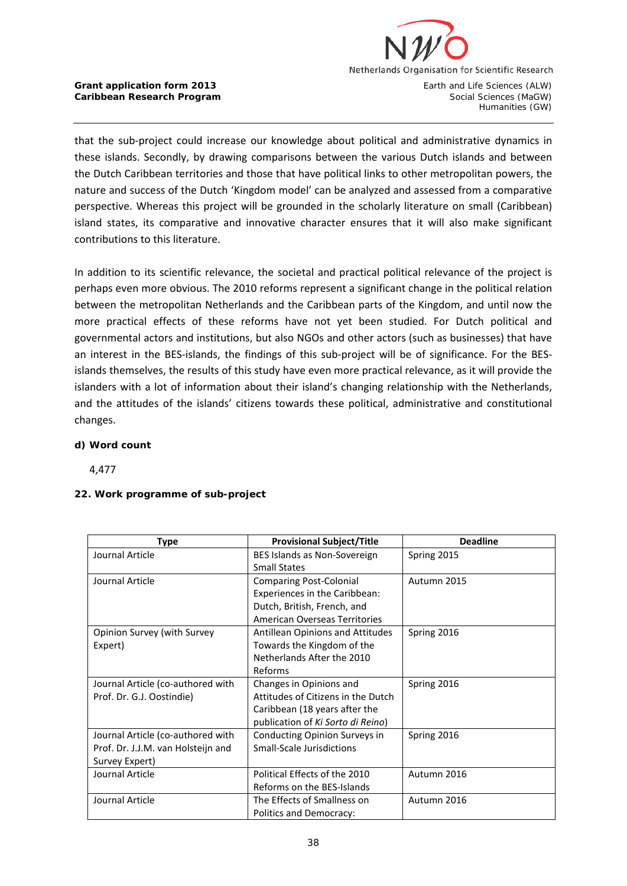that the sub-project could increase our knowledge about political and administrative dynamics in these islands. Secondly, by drawing comparisons between the various Dutch islands and between the Dutch Caribbean territories and those that have political links to other metropolitan powers, the nature and success of the Dutch 'Kingdom model' can be analyzed and assessed from a comparative perspective. Whereas this project will be grounded in the scholarly literature on small (Caribbean) island states, its comparative and innovative character ensures that it will also make significant contributions to this literature.

In addition to its scientific relevance, the societal and practical political relevance of the project is perhaps even more obvious. The 2010 reforms represent a significant change in the political relation between the metropolitan Netherlands and the Caribbean parts of the Kingdom, and until now the more practical effects of these reforms have not yet been studied. For Dutch political and governmental actors and institutions, but also NGOs and other actors (such as businesses) that have an interest in the BES-islands, the findings of this sub-project will be of significance. For the BES-islands themselves, the results of this study have even more practical relevance, as it will provide the islanders with a lot of information about their island's changing relationship with the Netherlands, and the attitudes of the islands' citizens towards these political, administrative and constitutional changes.

**d) Word count**

4,477

**22. Work programme of sub-project**

| Type | Provisional Subject/Title | Deadline |
|---|---|---|
| Journal Article | BES Islands as Non-Sovereign Small States | Spring 2015 |
| Journal Article | Comparing Post-Colonial Experiences in the Caribbean: Dutch, British, French, and American Overseas Territories | Autumn 2015 |
| Opinion Survey (with Survey Expert) | Antillean Opinions and Attitudes Towards the Kingdom of the Netherlands After the 2010 Reforms | Spring 2016 |
| Journal Article (co-authored with Prof. Dr. G.J. Oostindie) | Changes in Opinions and Attitudes of Citizens in the Dutch Caribbean (18 years after the publication of *Ki Sorto di Reino*) | Spring 2016 |
| Journal Article (co-authored with Prof. Dr. J.J.M. van Holsteijn and Survey Expert) | Conducting Opinion Surveys in Small-Scale Jurisdictions | Spring 2016 |
| Journal Article | Political Effects of the 2010 Reforms on the BES-Islands | Autumn 2016 |
| Journal Article | The Effects of Smallness on Politics and Democracy: | Autumn 2016 |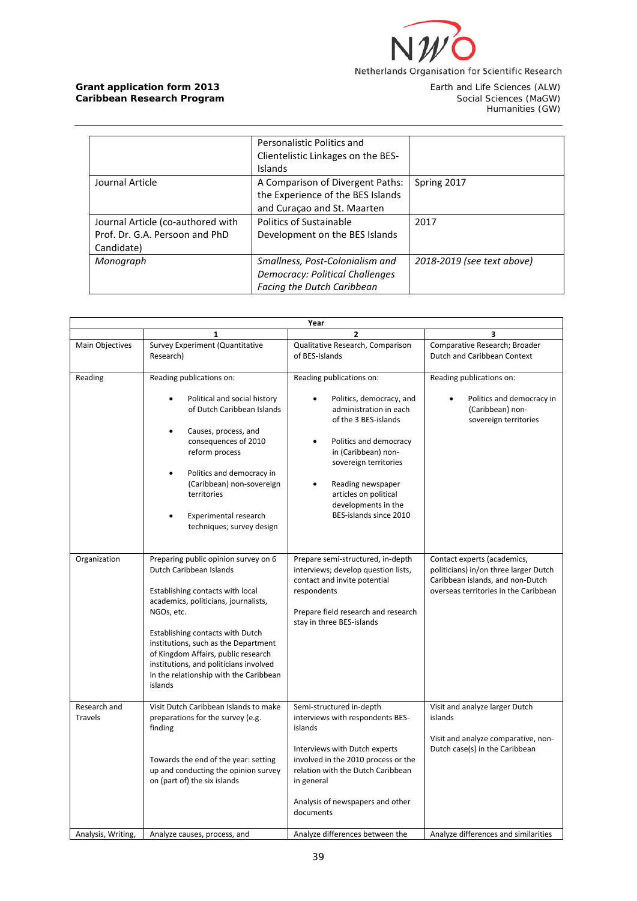| | Personalistic Politics and Clientelistic Linkages on the BES-Islands | |
|---|---|---|
| Journal Article | A Comparison of Divergent Paths: the Experience of the BES Islands and Curaçao and St. Maarten | Spring 2017 |
| Journal Article (co-authored with Prof. Dr. G.A. Persoon and PhD Candidate) | Politics of Sustainable Development on the BES Islands | 2017 |
| *Monograph* | *Smallness, Post-Colonialism and Democracy: Political Challenges Facing the Dutch Caribbean* | *2018-2019 (see text above)* |

| | Year | | |
|---|---|---|---|
| | **1** | **2** | **3** |
| Main Objectives | Survey Experiment (Quantitative Research) | Qualitative Research, Comparison of BES-Islands | Comparative Research; Broader Dutch and Caribbean Context |
| Reading | Reading publications on:<br>• Political and social history of Dutch Caribbean Islands<br>• Causes, process, and consequences of 2010 reform process<br>• Politics and democracy in (Caribbean) non-sovereign territories<br>• Experimental research techniques; survey design | Reading publications on:<br>• Politics, democracy, and administration in each of the 3 BES-islands<br>• Politics and democracy in (Caribbean) non-sovereign territories<br>• Reading newspaper articles on political developments in the BES-islands since 2010 | Reading publications on:<br>• Politics and democracy in (Caribbean) non-sovereign territories |
| Organization | Preparing public opinion survey on 6 Dutch Caribbean Islands<br><br>Establishing contacts with local academics, politicians, journalists, NGOs, etc.<br><br>Establishing contacts with Dutch institutions, such as the Department of Kingdom Affairs, public research institutions, and politicians involved in the relationship with the Caribbean islands | Prepare semi-structured, in-depth interviews; develop question lists, contact and invite potential respondents<br><br>Prepare field research and research stay in three BES-islands | Contact experts (academics, politicians) in/on three larger Dutch Caribbean islands, and non-Dutch overseas territories in the Caribbean |
| Research and Travels | Visit Dutch Caribbean Islands to make preparations for the survey (e.g. finding<br><br>Towards the end of the year: setting up and conducting the opinion survey on (part of) the six islands | Semi-structured in-depth interviews with respondents BES-islands<br><br>Interviews with Dutch experts involved in the 2010 process or the relation with the Dutch Caribbean in general<br><br>Analysis of newspapers and other documents | Visit and analyze larger Dutch islands<br><br>Visit and analyze comparative, non-Dutch case(s) in the Caribbean |
| Analysis, Writing, | Analyze causes, process, and | Analyze differences between the | Analyze differences and similarities |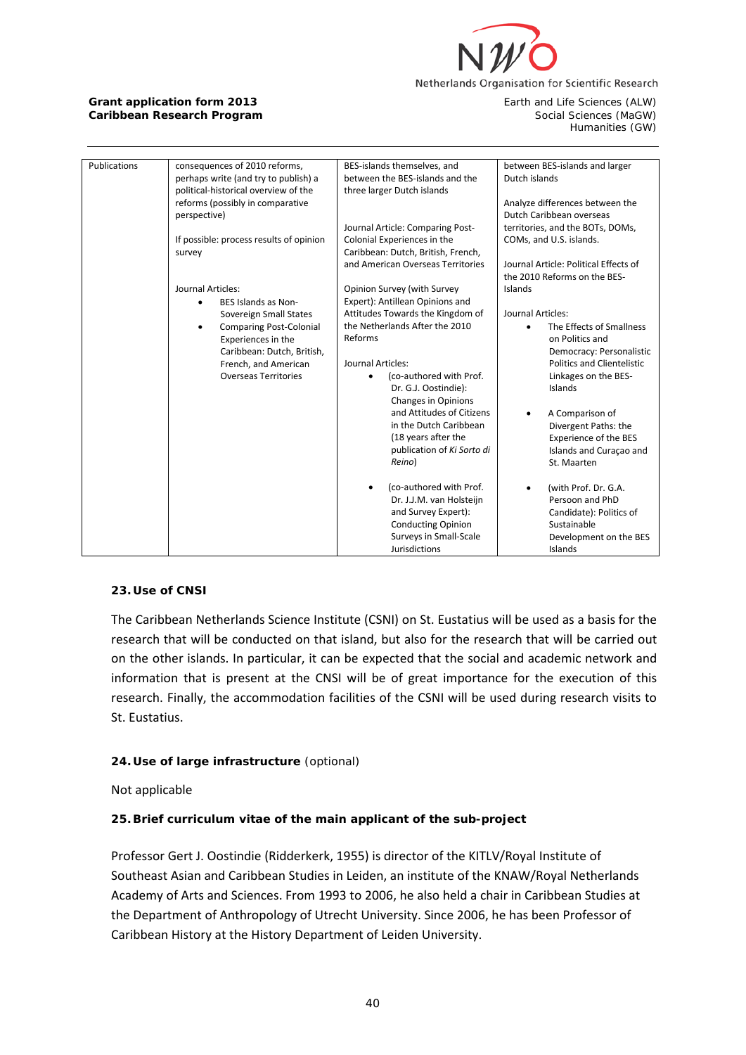| Publications | consequences of 2010 reforms, perhaps write (and try to publish) a political-historical overview of the reforms (possibly in comparative perspective)<br><br>If possible: process results of opinion survey<br><br>Journal Articles:<br>• BES Islands as Non-Sovereign Small States<br>• Comparing Post-Colonial Experiences in the Caribbean: Dutch, British, French, and American Overseas Territories | BES-islands themselves, and between the BES-islands and the three larger Dutch islands<br><br>Journal Article: Comparing Post-Colonial Experiences in the Caribbean: Dutch, British, French, and American Overseas Territories<br><br>Opinion Survey (with Survey Expert): Antillean Opinions and Attitudes Towards the Kingdom of the Netherlands After the 2010 Reforms<br><br>Journal Articles:<br>• (co-authored with Prof. Dr. G.J. Oostindie): Changes in Opinions and Attitudes of Citizens in the Dutch Caribbean (18 years after the publication of *Ki Sorto di Reino*)<br>• (co-authored with Prof. Dr. J.J.M. van Holsteijn and Survey Expert): Conducting Opinion Surveys in Small-Scale Jurisdictions | between BES-islands and larger Dutch islands<br><br>Analyze differences between the Dutch Caribbean overseas territories, and the BOTs, DOMs, COMs, and U.S. islands.<br><br>Journal Article: Political Effects of the 2010 Reforms on the BES-Islands<br><br>Journal Articles:<br>• The Effects of Smallness on Politics and Democracy: Personalistic Politics and Clientelistic Linkages on the BES-Islands<br>• A Comparison of Divergent Paths: the Experience of the BES Islands and Curaçao and St. Maarten<br>• (with Prof. Dr. G.A. Persoon and PhD Candidate): Politics of Sustainable Development on the BES Islands |
|---|---|---|---|

### 23. Use of CNSI

The Caribbean Netherlands Science Institute (CSNI) on St. Eustatius will be used as a basis for the research that will be conducted on that island, but also for the research that will be carried out on the other islands. In particular, it can be expected that the social and academic network and information that is present at the CNSI will be of great importance for the execution of this research. Finally, the accommodation facilities of the CSNI will be used during research visits to St. Eustatius.

### 24. Use of large infrastructure (optional)

Not applicable

### 25. Brief curriculum vitae of the main applicant of the sub-project

Professor Gert J. Oostindie (Ridderkerk, 1955) is director of the KITLV/Royal Institute of Southeast Asian and Caribbean Studies in Leiden, an institute of the KNAW/Royal Netherlands Academy of Arts and Sciences. From 1993 to 2006, he also held a chair in Caribbean Studies at the Department of Anthropology of Utrecht University. Since 2006, he has been Professor of Caribbean History at the History Department of Leiden University.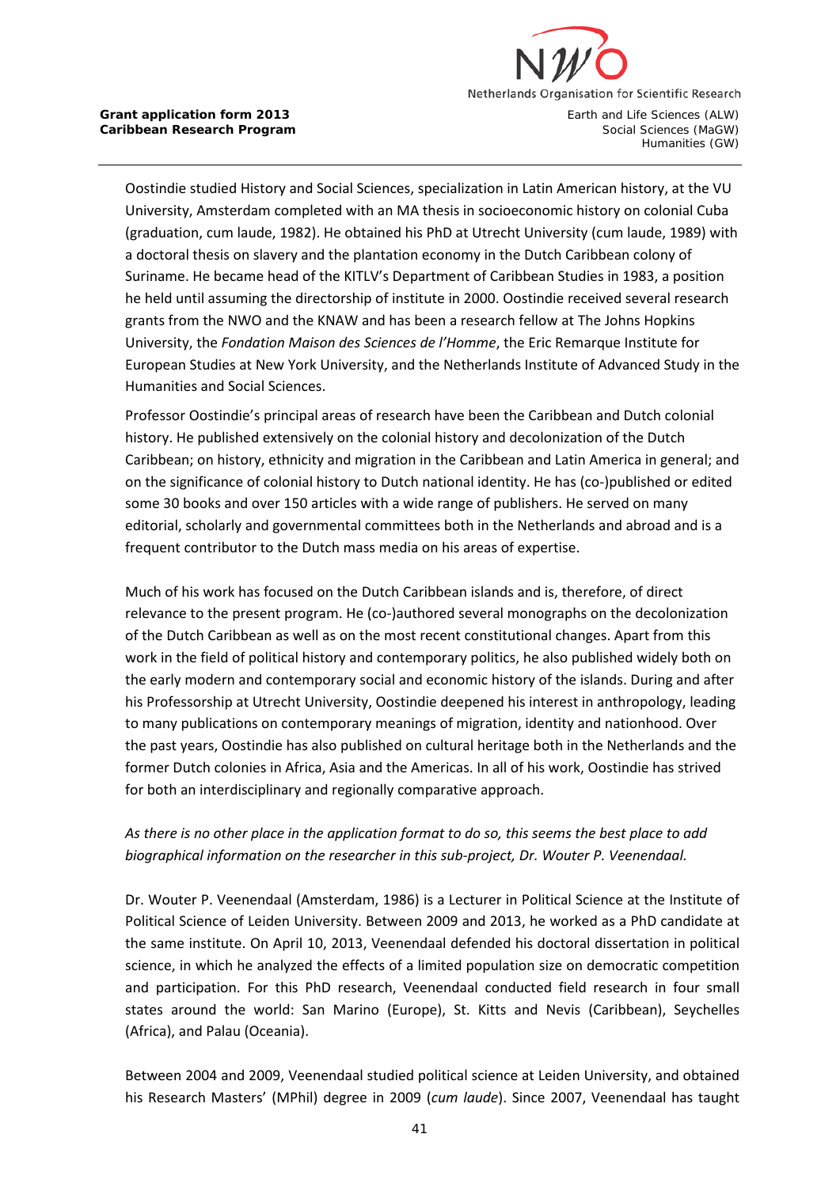Oostindie studied History and Social Sciences, specialization in Latin American history, at the VU University, Amsterdam completed with an MA thesis in socioeconomic history on colonial Cuba (graduation, cum laude, 1982). He obtained his PhD at Utrecht University (cum laude, 1989) with a doctoral thesis on slavery and the plantation economy in the Dutch Caribbean colony of Suriname. He became head of the KITLV's Department of Caribbean Studies in 1983, a position he held until assuming the directorship of institute in 2000. Oostindie received several research grants from the NWO and the KNAW and has been a research fellow at The Johns Hopkins University, the *Fondation Maison des Sciences de l'Homme*, the Eric Remarque Institute for European Studies at New York University, and the Netherlands Institute of Advanced Study in the Humanities and Social Sciences.

Professor Oostindie's principal areas of research have been the Caribbean and Dutch colonial history. He published extensively on the colonial history and decolonization of the Dutch Caribbean; on history, ethnicity and migration in the Caribbean and Latin America in general; and on the significance of colonial history to Dutch national identity. He has (co-)published or edited some 30 books and over 150 articles with a wide range of publishers. He served on many editorial, scholarly and governmental committees both in the Netherlands and abroad and is a frequent contributor to the Dutch mass media on his areas of expertise.

Much of his work has focused on the Dutch Caribbean islands and is, therefore, of direct relevance to the present program. He (co-)authored several monographs on the decolonization of the Dutch Caribbean as well as on the most recent constitutional changes. Apart from this work in the field of political history and contemporary politics, he also published widely both on the early modern and contemporary social and economic history of the islands. During and after his Professorship at Utrecht University, Oostindie deepened his interest in anthropology, leading to many publications on contemporary meanings of migration, identity and nationhood. Over the past years, Oostindie has also published on cultural heritage both in the Netherlands and the former Dutch colonies in Africa, Asia and the Americas. In all of his work, Oostindie has strived for both an interdisciplinary and regionally comparative approach.

*As there is no other place in the application format to do so, this seems the best place to add biographical information on the researcher in this sub-project, Dr. Wouter P. Veenendaal.*

Dr. Wouter P. Veenendaal (Amsterdam, 1986) is a Lecturer in Political Science at the Institute of Political Science of Leiden University. Between 2009 and 2013, he worked as a PhD candidate at the same institute. On April 10, 2013, Veenendaal defended his doctoral dissertation in political science, in which he analyzed the effects of a limited population size on democratic competition and participation. For this PhD research, Veenendaal conducted field research in four small states around the world: San Marino (Europe), St. Kitts and Nevis (Caribbean), Seychelles (Africa), and Palau (Oceania).

Between 2004 and 2009, Veenendaal studied political science at Leiden University, and obtained his Research Masters' (MPhil) degree in 2009 (*cum laude*). Since 2007, Veenendaal has taught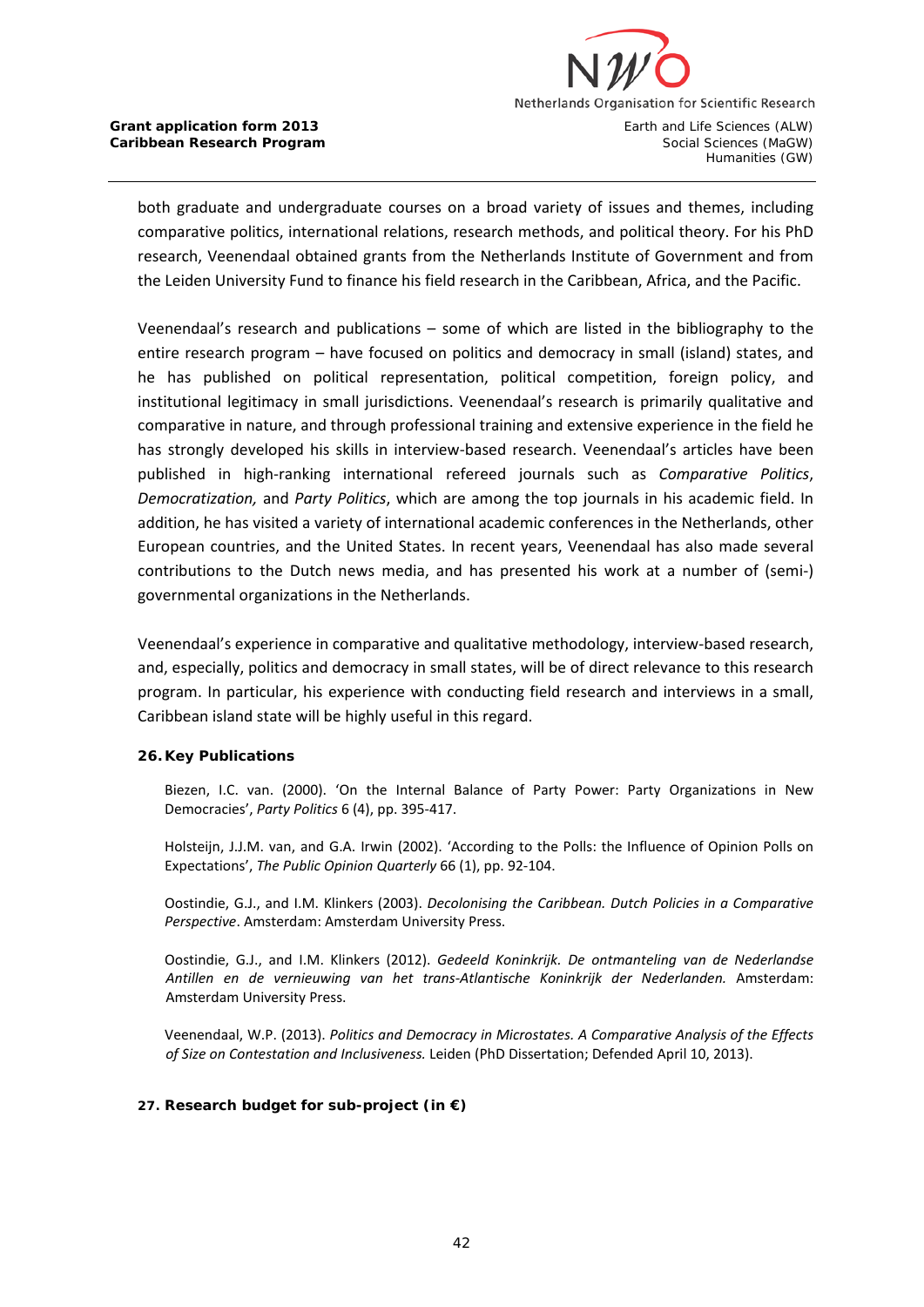both graduate and undergraduate courses on a broad variety of issues and themes, including comparative politics, international relations, research methods, and political theory. For his PhD research, Veenendaal obtained grants from the Netherlands Institute of Government and from the Leiden University Fund to finance his field research in the Caribbean, Africa, and the Pacific.

Veenendaal's research and publications – some of which are listed in the bibliography to the entire research program – have focused on politics and democracy in small (island) states, and he has published on political representation, political competition, foreign policy, and institutional legitimacy in small jurisdictions. Veenendaal's research is primarily qualitative and comparative in nature, and through professional training and extensive experience in the field he has strongly developed his skills in interview-based research. Veenendaal's articles have been published in high-ranking international refereed journals such as *Comparative Politics*, *Democratization,* and *Party Politics*, which are among the top journals in his academic field. In addition, he has visited a variety of international academic conferences in the Netherlands, other European countries, and the United States. In recent years, Veenendaal has also made several contributions to the Dutch news media, and has presented his work at a number of (semi-) governmental organizations in the Netherlands.

Veenendaal's experience in comparative and qualitative methodology, interview-based research, and, especially, politics and democracy in small states, will be of direct relevance to this research program. In particular, his experience with conducting field research and interviews in a small, Caribbean island state will be highly useful in this regard.

**26. Key Publications**

Biezen, I.C. van. (2000). 'On the Internal Balance of Party Power: Party Organizations in New Democracies', *Party Politics* 6 (4), pp. 395-417.

Holsteijn, J.J.M. van, and G.A. Irwin (2002). 'According to the Polls: the Influence of Opinion Polls on Expectations', *The Public Opinion Quarterly* 66 (1), pp. 92-104.

Oostindie, G.J., and I.M. Klinkers (2003). *Decolonising the Caribbean. Dutch Policies in a Comparative Perspective*. Amsterdam: Amsterdam University Press.

Oostindie, G.J., and I.M. Klinkers (2012). *Gedeeld Koninkrijk. De ontmanteling van de Nederlandse Antillen en de vernieuwing van het trans-Atlantische Koninkrijk der Nederlanden.* Amsterdam: Amsterdam University Press.

Veenendaal, W.P. (2013). *Politics and Democracy in Microstates. A Comparative Analysis of the Effects of Size on Contestation and Inclusiveness.* Leiden (PhD Dissertation; Defended April 10, 2013).

**27. Research budget for sub-project (in €)**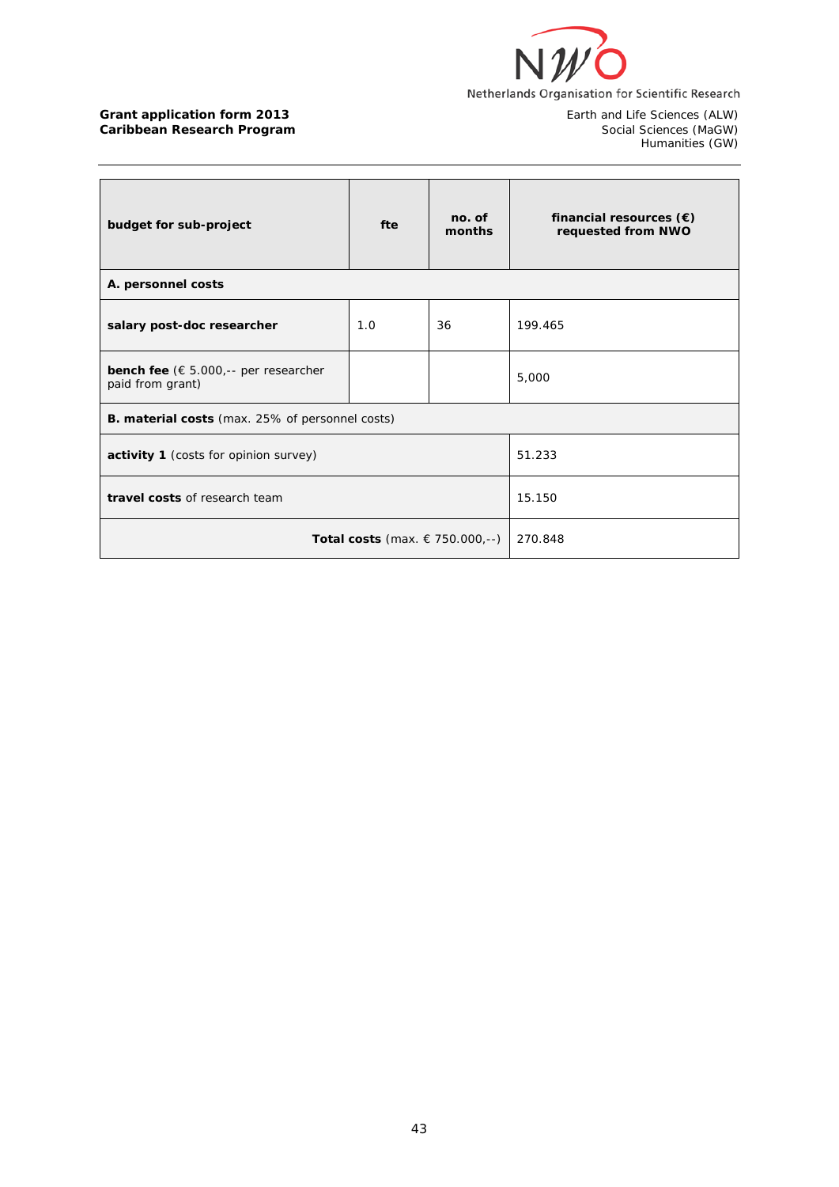**Grant application form 2013**
**Caribbean Research Program**

Netherlands Organisation for Scientific Research

Earth and Life Sciences (ALW)
Social Sciences (MaGW)
Humanities (GW)

| **budget for sub-project** | **fte** | **no. of months** | **financial resources (€) requested from NWO** |
|---|---|---|---|
| **A. personnel costs** | | | |
| **salary post-doc researcher** | 1.0 | 36 | 199.465 |
| **bench fee** (€ 5.000,-- per researcher paid from grant) | | | 5,000 |
| **B. material costs** (max. 25% of personnel costs) | | | |
| **activity 1** (costs for opinion survey) | | | 51.233 |
| **travel costs** of research team | | | 15.150 |
| **Total costs** (max. € 750.000,--) | | | 270.848 |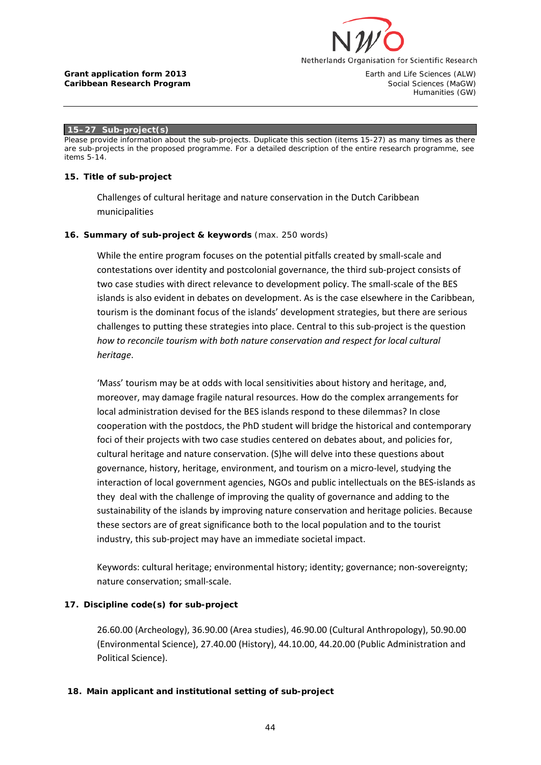**15–27 Sub-project(s)**

Please provide information about the sub-projects. Duplicate this section (items 15-27) as many times as there are sub-projects in the proposed programme. For a detailed description of the entire research programme, see items 5-14.

**15. Title of sub-project**

Challenges of cultural heritage and nature conservation in the Dutch Caribbean municipalities

**16. Summary of sub-project & keywords** (max. 250 words)

While the entire program focuses on the potential pitfalls created by small-scale and contestations over identity and postcolonial governance, the third sub-project consists of two case studies with direct relevance to development policy. The small-scale of the BES islands is also evident in debates on development. As is the case elsewhere in the Caribbean, tourism is the dominant focus of the islands' development strategies, but there are serious challenges to putting these strategies into place. Central to this sub-project is the question *how to reconcile tourism with both nature conservation and respect for local cultural heritage*.

'Mass' tourism may be at odds with local sensitivities about history and heritage, and, moreover, may damage fragile natural resources. How do the complex arrangements for local administration devised for the BES islands respond to these dilemmas? In close cooperation with the postdocs, the PhD student will bridge the historical and contemporary foci of their projects with two case studies centered on debates about, and policies for, cultural heritage and nature conservation. (S)he will delve into these questions about governance, history, heritage, environment, and tourism on a micro-level, studying the interaction of local government agencies, NGOs and public intellectuals on the BES-islands as they deal with the challenge of improving the quality of governance and adding to the sustainability of the islands by improving nature conservation and heritage policies. Because these sectors are of great significance both to the local population and to the tourist industry, this sub-project may have an immediate societal impact.

Keywords: cultural heritage; environmental history; identity; governance; non-sovereignty; nature conservation; small-scale.

**17. Discipline code(s) for sub-project**

26.60.00 (Archeology), 36.90.00 (Area studies), 46.90.00 (Cultural Anthropology), 50.90.00 (Environmental Science), 27.40.00 (History), 44.10.00, 44.20.00 (Public Administration and Political Science).

**18. Main applicant and institutional setting of sub-project**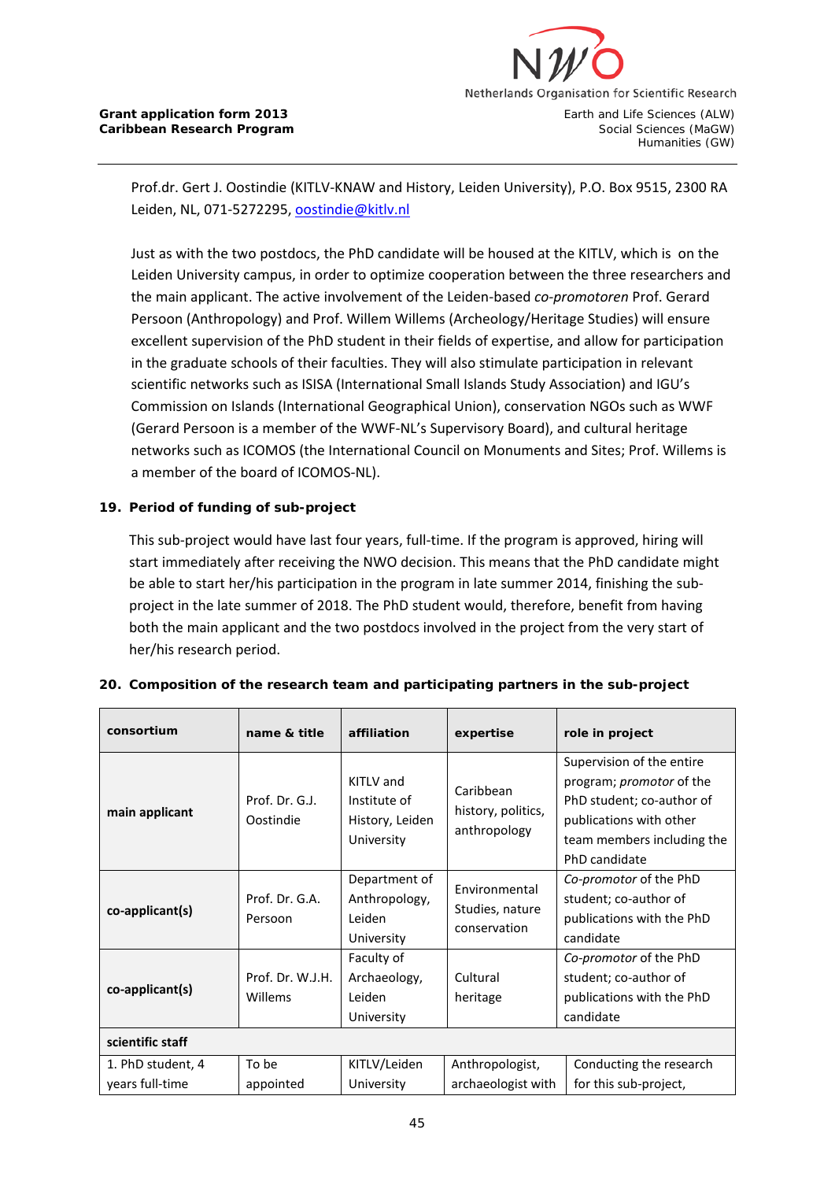Prof.dr. Gert J. Oostindie (KITLV-KNAW and History, Leiden University), P.O. Box 9515, 2300 RA Leiden, NL, 071-5272295, oostindie@kitlv.nl

Just as with the two postdocs, the PhD candidate will be housed at the KITLV, which is on the Leiden University campus, in order to optimize cooperation between the three researchers and the main applicant. The active involvement of the Leiden-based *co-promotoren* Prof. Gerard Persoon (Anthropology) and Prof. Willem Willems (Archeology/Heritage Studies) will ensure excellent supervision of the PhD student in their fields of expertise, and allow for participation in the graduate schools of their faculties. They will also stimulate participation in relevant scientific networks such as ISISA (International Small Islands Study Association) and IGU's Commission on Islands (International Geographical Union), conservation NGOs such as WWF (Gerard Persoon is a member of the WWF-NL's Supervisory Board), and cultural heritage networks such as ICOMOS (the International Council on Monuments and Sites; Prof. Willems is a member of the board of ICOMOS-NL).

## 19. Period of funding of sub-project

This sub-project would have last four years, full-time. If the program is approved, hiring will start immediately after receiving the NWO decision. This means that the PhD candidate might be able to start her/his participation in the program in late summer 2014, finishing the sub-project in the late summer of 2018. The PhD student would, therefore, benefit from having both the main applicant and the two postdocs involved in the project from the very start of her/his research period.

## 20. Composition of the research team and participating partners in the sub-project

| consortium | name & title | affiliation | expertise | role in project |
|---|---|---|---|---|
| **main applicant** | Prof. Dr. G.J. Oostindie | KITLV and Institute of History, Leiden University | Caribbean history, politics, anthropology | Supervision of the entire program; *promotor* of the PhD student; co-author of publications with other team members including the PhD candidate |
| **co-applicant(s)** | Prof. Dr. G.A. Persoon | Department of Anthropology, Leiden University | Environmental Studies, nature conservation | *Co-promotor* of the PhD student; co-author of publications with the PhD candidate |
| **co-applicant(s)** | Prof. Dr. W.J.H. Willems | Faculty of Archaeology, Leiden University | Cultural heritage | *Co-promotor* of the PhD student; co-author of publications with the PhD candidate |
| **scientific staff** | | | | |
| 1. PhD student, 4 years full-time | To be appointed | KITLV/Leiden University | Anthropologist, archaeologist with | Conducting the research for this sub-project, |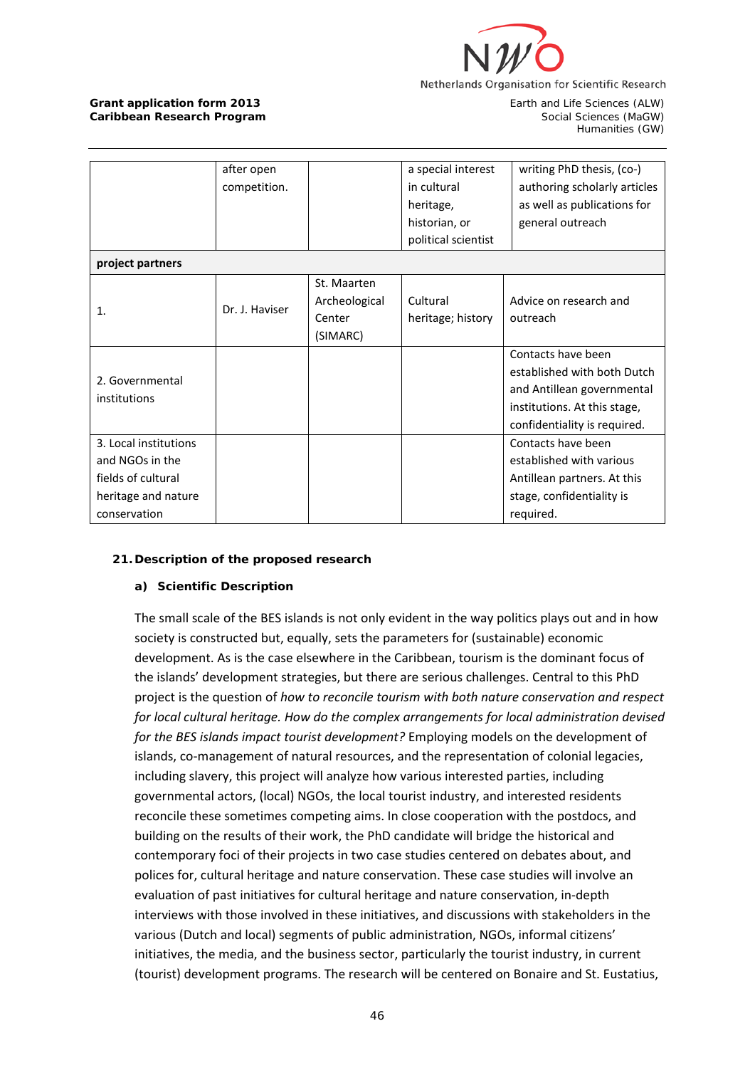| | after open competition. | | a special interest in cultural heritage, historian, or political scientist | writing PhD thesis, (co-) authoring scholarly articles as well as publications for general outreach |
|---|---|---|---|---|
| **project partners** | | | | |
| 1. | Dr. J. Haviser | St. Maarten Archeological Center (SIMARC) | Cultural heritage; history | Advice on research and outreach |
| 2. Governmental institutions | | | | Contacts have been established with both Dutch and Antillean governmental institutions. At this stage, confidentiality is required. |
| 3. Local institutions and NGOs in the fields of cultural heritage and nature conservation | | | | Contacts have been established with various Antillean partners. At this stage, confidentiality is required. |

**21. Description of the proposed research**

**a) Scientific Description**

The small scale of the BES islands is not only evident in the way politics plays out and in how society is constructed but, equally, sets the parameters for (sustainable) economic development. As is the case elsewhere in the Caribbean, tourism is the dominant focus of the islands' development strategies, but there are serious challenges. Central to this PhD project is the question of *how to reconcile tourism with both nature conservation and respect for local cultural heritage. How do the complex arrangements for local administration devised for the BES islands impact tourist development?* Employing models on the development of islands, co-management of natural resources, and the representation of colonial legacies, including slavery, this project will analyze how various interested parties, including governmental actors, (local) NGOs, the local tourist industry, and interested residents reconcile these sometimes competing aims. In close cooperation with the postdocs, and building on the results of their work, the PhD candidate will bridge the historical and contemporary foci of their projects in two case studies centered on debates about, and polices for, cultural heritage and nature conservation. These case studies will involve an evaluation of past initiatives for cultural heritage and nature conservation, in-depth interviews with those involved in these initiatives, and discussions with stakeholders in the various (Dutch and local) segments of public administration, NGOs, informal citizens' initiatives, the media, and the business sector, particularly the tourist industry, in current (tourist) development programs. The research will be centered on Bonaire and St. Eustatius,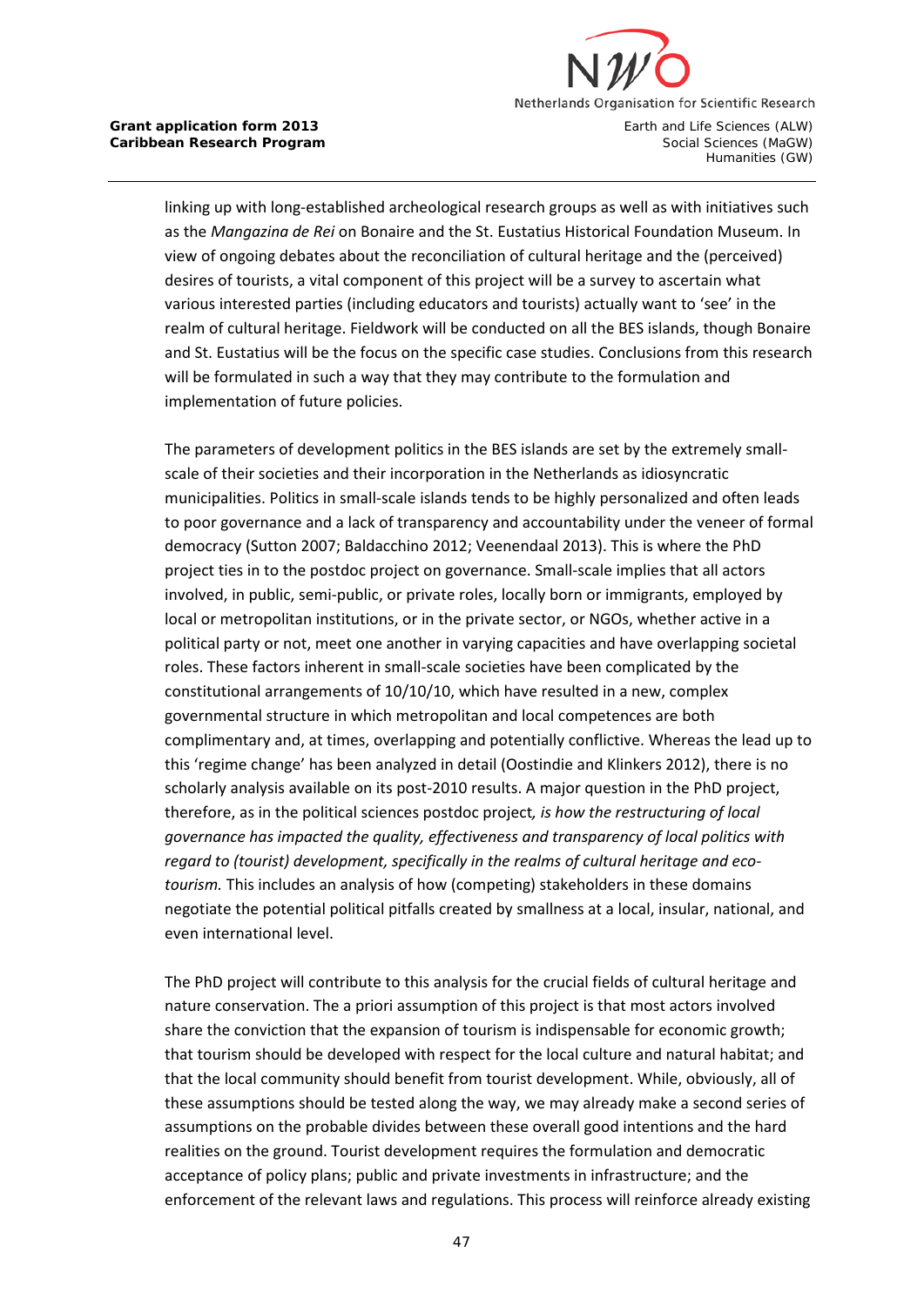linking up with long-established archeological research groups as well as with initiatives such as the *Mangazina de Rei* on Bonaire and the St. Eustatius Historical Foundation Museum. In view of ongoing debates about the reconciliation of cultural heritage and the (perceived) desires of tourists, a vital component of this project will be a survey to ascertain what various interested parties (including educators and tourists) actually want to 'see' in the realm of cultural heritage. Fieldwork will be conducted on all the BES islands, though Bonaire and St. Eustatius will be the focus on the specific case studies. Conclusions from this research will be formulated in such a way that they may contribute to the formulation and implementation of future policies.

The parameters of development politics in the BES islands are set by the extremely small-scale of their societies and their incorporation in the Netherlands as idiosyncratic municipalities. Politics in small-scale islands tends to be highly personalized and often leads to poor governance and a lack of transparency and accountability under the veneer of formal democracy (Sutton 2007; Baldacchino 2012; Veenendaal 2013). This is where the PhD project ties in to the postdoc project on governance. Small-scale implies that all actors involved, in public, semi-public, or private roles, locally born or immigrants, employed by local or metropolitan institutions, or in the private sector, or NGOs, whether active in a political party or not, meet one another in varying capacities and have overlapping societal roles. These factors inherent in small-scale societies have been complicated by the constitutional arrangements of 10/10/10, which have resulted in a new, complex governmental structure in which metropolitan and local competences are both complimentary and, at times, overlapping and potentially conflictive. Whereas the lead up to this 'regime change' has been analyzed in detail (Oostindie and Klinkers 2012), there is no scholarly analysis available on its post-2010 results. A major question in the PhD project, therefore, as in the political sciences postdoc project*, is how the restructuring of local governance has impacted the quality, effectiveness and transparency of local politics with regard to (tourist) development, specifically in the realms of cultural heritage and eco-tourism.* This includes an analysis of how (competing) stakeholders in these domains negotiate the potential political pitfalls created by smallness at a local, insular, national, and even international level.

The PhD project will contribute to this analysis for the crucial fields of cultural heritage and nature conservation. The a priori assumption of this project is that most actors involved share the conviction that the expansion of tourism is indispensable for economic growth; that tourism should be developed with respect for the local culture and natural habitat; and that the local community should benefit from tourist development. While, obviously, all of these assumptions should be tested along the way, we may already make a second series of assumptions on the probable divides between these overall good intentions and the hard realities on the ground. Tourist development requires the formulation and democratic acceptance of policy plans; public and private investments in infrastructure; and the enforcement of the relevant laws and regulations. This process will reinforce already existing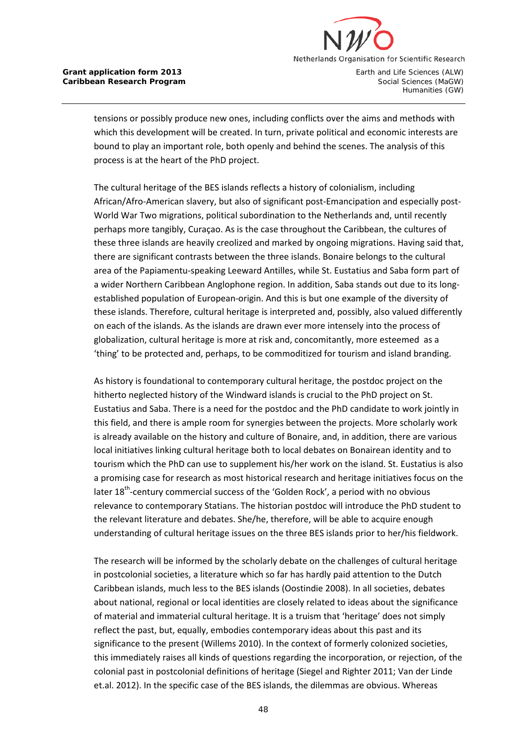tensions or possibly produce new ones, including conflicts over the aims and methods with which this development will be created. In turn, private political and economic interests are bound to play an important role, both openly and behind the scenes. The analysis of this process is at the heart of the PhD project.

The cultural heritage of the BES islands reflects a history of colonialism, including African/Afro-American slavery, but also of significant post-Emancipation and especially post-World War Two migrations, political subordination to the Netherlands and, until recently perhaps more tangibly, Curaçao. As is the case throughout the Caribbean, the cultures of these three islands are heavily creolized and marked by ongoing migrations. Having said that, there are significant contrasts between the three islands. Bonaire belongs to the cultural area of the Papiamentu-speaking Leeward Antilles, while St. Eustatius and Saba form part of a wider Northern Caribbean Anglophone region. In addition, Saba stands out due to its long-established population of European-origin. And this is but one example of the diversity of these islands. Therefore, cultural heritage is interpreted and, possibly, also valued differently on each of the islands. As the islands are drawn ever more intensely into the process of globalization, cultural heritage is more at risk and, concomitantly, more esteemed as a 'thing' to be protected and, perhaps, to be commoditized for tourism and island branding.

As history is foundational to contemporary cultural heritage, the postdoc project on the hitherto neglected history of the Windward islands is crucial to the PhD project on St. Eustatius and Saba. There is a need for the postdoc and the PhD candidate to work jointly in this field, and there is ample room for synergies between the projects. More scholarly work is already available on the history and culture of Bonaire, and, in addition, there are various local initiatives linking cultural heritage both to local debates on Bonairean identity and to tourism which the PhD can use to supplement his/her work on the island. St. Eustatius is also a promising case for research as most historical research and heritage initiatives focus on the later 18th-century commercial success of the 'Golden Rock', a period with no obvious relevance to contemporary Statians. The historian postdoc will introduce the PhD student to the relevant literature and debates. She/he, therefore, will be able to acquire enough understanding of cultural heritage issues on the three BES islands prior to her/his fieldwork.

The research will be informed by the scholarly debate on the challenges of cultural heritage in postcolonial societies, a literature which so far has hardly paid attention to the Dutch Caribbean islands, much less to the BES islands (Oostindie 2008). In all societies, debates about national, regional or local identities are closely related to ideas about the significance of material and immaterial cultural heritage. It is a truism that 'heritage' does not simply reflect the past, but, equally, embodies contemporary ideas about this past and its significance to the present (Willems 2010). In the context of formerly colonized societies, this immediately raises all kinds of questions regarding the incorporation, or rejection, of the colonial past in postcolonial definitions of heritage (Siegel and Righter 2011; Van der Linde et.al. 2012). In the specific case of the BES islands, the dilemmas are obvious. Whereas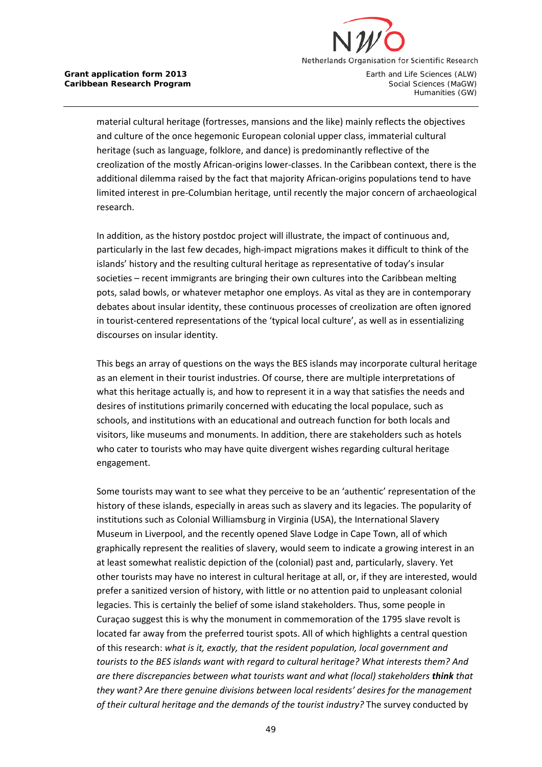material cultural heritage (fortresses, mansions and the like) mainly reflects the objectives and culture of the once hegemonic European colonial upper class, immaterial cultural heritage (such as language, folklore, and dance) is predominantly reflective of the creolization of the mostly African-origins lower-classes. In the Caribbean context, there is the additional dilemma raised by the fact that majority African-origins populations tend to have limited interest in pre-Columbian heritage, until recently the major concern of archaeological research.

In addition, as the history postdoc project will illustrate, the impact of continuous and, particularly in the last few decades, high-impact migrations makes it difficult to think of the islands' history and the resulting cultural heritage as representative of today's insular societies – recent immigrants are bringing their own cultures into the Caribbean melting pots, salad bowls, or whatever metaphor one employs. As vital as they are in contemporary debates about insular identity, these continuous processes of creolization are often ignored in tourist-centered representations of the 'typical local culture', as well as in essentializing discourses on insular identity.

This begs an array of questions on the ways the BES islands may incorporate cultural heritage as an element in their tourist industries. Of course, there are multiple interpretations of what this heritage actually is, and how to represent it in a way that satisfies the needs and desires of institutions primarily concerned with educating the local populace, such as schools, and institutions with an educational and outreach function for both locals and visitors, like museums and monuments. In addition, there are stakeholders such as hotels who cater to tourists who may have quite divergent wishes regarding cultural heritage engagement.

Some tourists may want to see what they perceive to be an 'authentic' representation of the history of these islands, especially in areas such as slavery and its legacies. The popularity of institutions such as Colonial Williamsburg in Virginia (USA), the International Slavery Museum in Liverpool, and the recently opened Slave Lodge in Cape Town, all of which graphically represent the realities of slavery, would seem to indicate a growing interest in an at least somewhat realistic depiction of the (colonial) past and, particularly, slavery. Yet other tourists may have no interest in cultural heritage at all, or, if they are interested, would prefer a sanitized version of history, with little or no attention paid to unpleasant colonial legacies. This is certainly the belief of some island stakeholders. Thus, some people in Curaçao suggest this is why the monument in commemoration of the 1795 slave revolt is located far away from the preferred tourist spots. All of which highlights a central question of this research: *what is it, exactly, that the resident population, local government and tourists to the BES islands want with regard to cultural heritage? What interests them? And are there discrepancies between what tourists want and what (local) stakeholders* ***think*** *that they want? Are there genuine divisions between local residents' desires for the management of their cultural heritage and the demands of the tourist industry?* The survey conducted by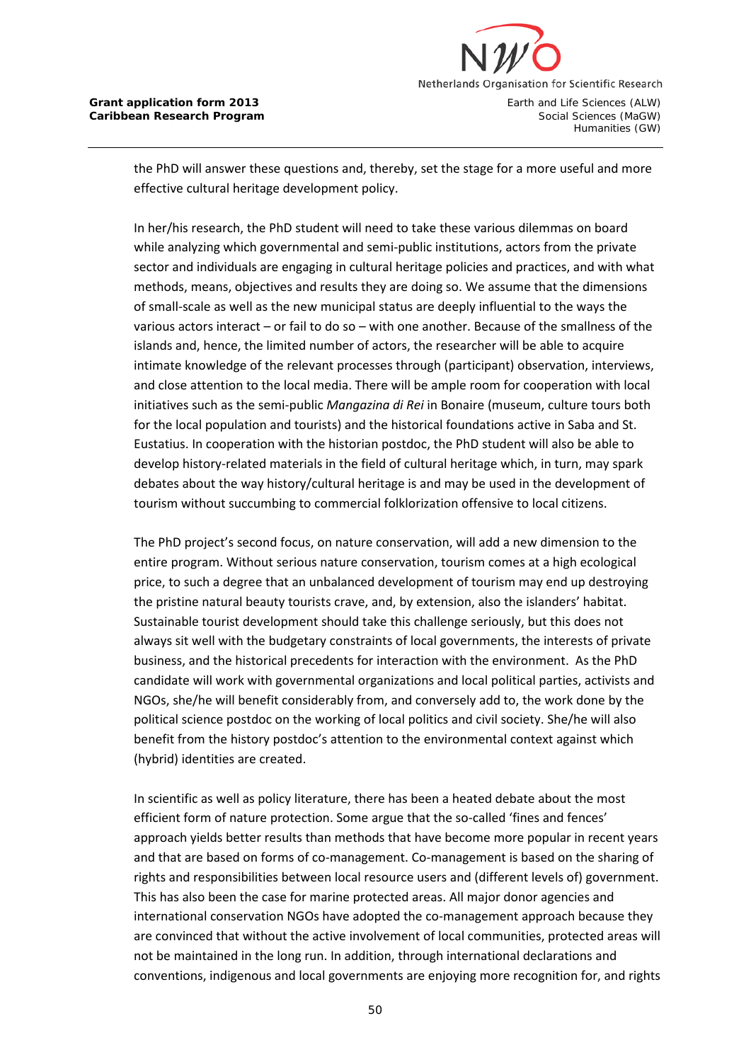the PhD will answer these questions and, thereby, set the stage for a more useful and more effective cultural heritage development policy.

In her/his research, the PhD student will need to take these various dilemmas on board while analyzing which governmental and semi-public institutions, actors from the private sector and individuals are engaging in cultural heritage policies and practices, and with what methods, means, objectives and results they are doing so. We assume that the dimensions of small-scale as well as the new municipal status are deeply influential to the ways the various actors interact – or fail to do so – with one another. Because of the smallness of the islands and, hence, the limited number of actors, the researcher will be able to acquire intimate knowledge of the relevant processes through (participant) observation, interviews, and close attention to the local media. There will be ample room for cooperation with local initiatives such as the semi-public *Mangazina di Rei* in Bonaire (museum, culture tours both for the local population and tourists) and the historical foundations active in Saba and St. Eustatius. In cooperation with the historian postdoc, the PhD student will also be able to develop history-related materials in the field of cultural heritage which, in turn, may spark debates about the way history/cultural heritage is and may be used in the development of tourism without succumbing to commercial folklorization offensive to local citizens.

The PhD project's second focus, on nature conservation, will add a new dimension to the entire program. Without serious nature conservation, tourism comes at a high ecological price, to such a degree that an unbalanced development of tourism may end up destroying the pristine natural beauty tourists crave, and, by extension, also the islanders' habitat. Sustainable tourist development should take this challenge seriously, but this does not always sit well with the budgetary constraints of local governments, the interests of private business, and the historical precedents for interaction with the environment. As the PhD candidate will work with governmental organizations and local political parties, activists and NGOs, she/he will benefit considerably from, and conversely add to, the work done by the political science postdoc on the working of local politics and civil society. She/he will also benefit from the history postdoc's attention to the environmental context against which (hybrid) identities are created.

In scientific as well as policy literature, there has been a heated debate about the most efficient form of nature protection. Some argue that the so-called 'fines and fences' approach yields better results than methods that have become more popular in recent years and that are based on forms of co-management. Co-management is based on the sharing of rights and responsibilities between local resource users and (different levels of) government. This has also been the case for marine protected areas. All major donor agencies and international conservation NGOs have adopted the co-management approach because they are convinced that without the active involvement of local communities, protected areas will not be maintained in the long run. In addition, through international declarations and conventions, indigenous and local governments are enjoying more recognition for, and rights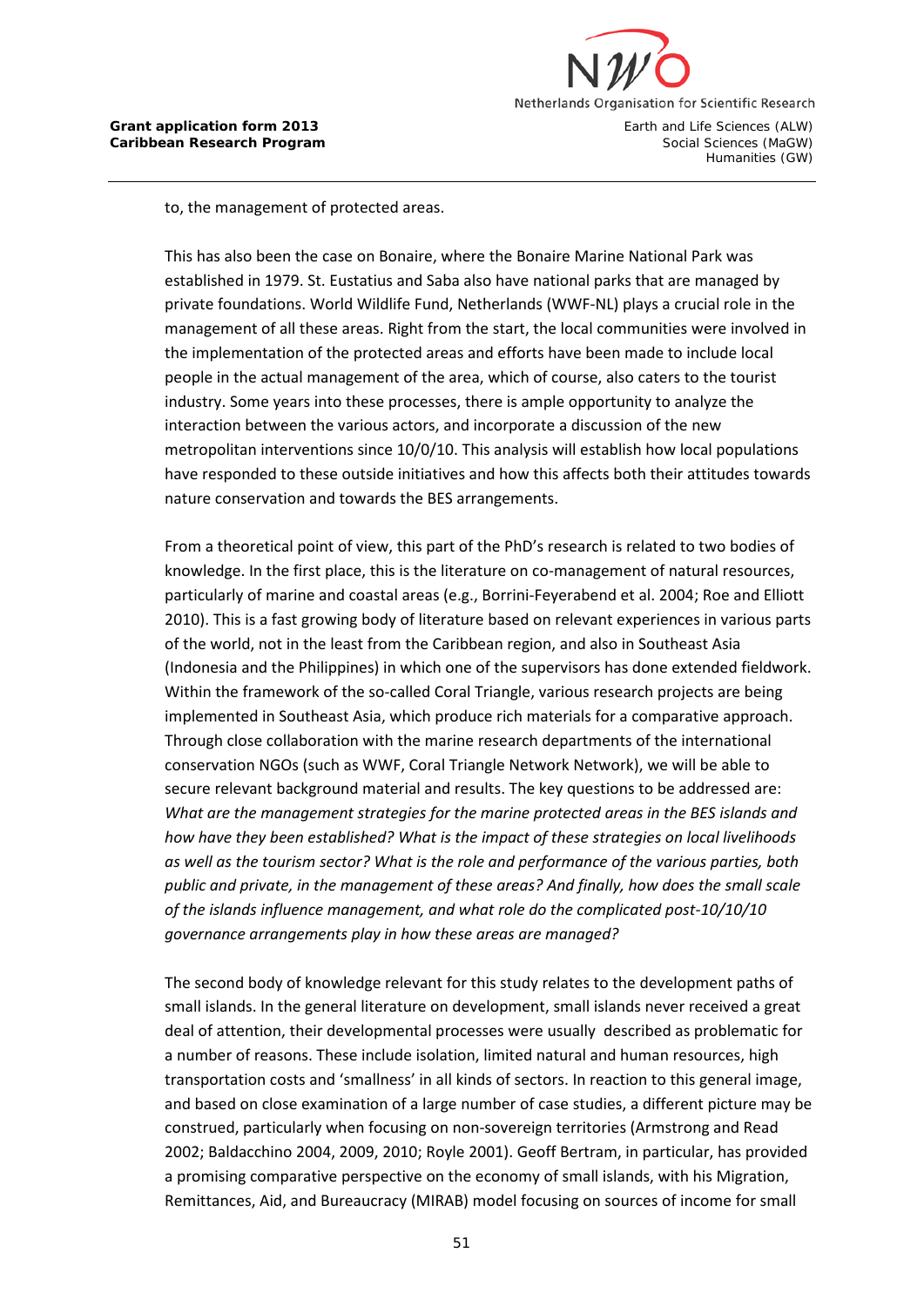to, the management of protected areas.

This has also been the case on Bonaire, where the Bonaire Marine National Park was established in 1979. St. Eustatius and Saba also have national parks that are managed by private foundations. World Wildlife Fund, Netherlands (WWF-NL) plays a crucial role in the management of all these areas. Right from the start, the local communities were involved in the implementation of the protected areas and efforts have been made to include local people in the actual management of the area, which of course, also caters to the tourist industry. Some years into these processes, there is ample opportunity to analyze the interaction between the various actors, and incorporate a discussion of the new metropolitan interventions since 10/0/10. This analysis will establish how local populations have responded to these outside initiatives and how this affects both their attitudes towards nature conservation and towards the BES arrangements.

From a theoretical point of view, this part of the PhD's research is related to two bodies of knowledge. In the first place, this is the literature on co-management of natural resources, particularly of marine and coastal areas (e.g., Borrini-Feyerabend et al. 2004; Roe and Elliott 2010). This is a fast growing body of literature based on relevant experiences in various parts of the world, not in the least from the Caribbean region, and also in Southeast Asia (Indonesia and the Philippines) in which one of the supervisors has done extended fieldwork. Within the framework of the so-called Coral Triangle, various research projects are being implemented in Southeast Asia, which produce rich materials for a comparative approach. Through close collaboration with the marine research departments of the international conservation NGOs (such as WWF, Coral Triangle Network Network), we will be able to secure relevant background material and results. The key questions to be addressed are: *What are the management strategies for the marine protected areas in the BES islands and how have they been established? What is the impact of these strategies on local livelihoods as well as the tourism sector? What is the role and performance of the various parties, both public and private, in the management of these areas? And finally, how does the small scale of the islands influence management, and what role do the complicated post-10/10/10 governance arrangements play in how these areas are managed?*

The second body of knowledge relevant for this study relates to the development paths of small islands. In the general literature on development, small islands never received a great deal of attention, their developmental processes were usually described as problematic for a number of reasons. These include isolation, limited natural and human resources, high transportation costs and 'smallness' in all kinds of sectors. In reaction to this general image, and based on close examination of a large number of case studies, a different picture may be construed, particularly when focusing on non-sovereign territories (Armstrong and Read 2002; Baldacchino 2004, 2009, 2010; Royle 2001). Geoff Bertram, in particular, has provided a promising comparative perspective on the economy of small islands, with his Migration, Remittances, Aid, and Bureaucracy (MIRAB) model focusing on sources of income for small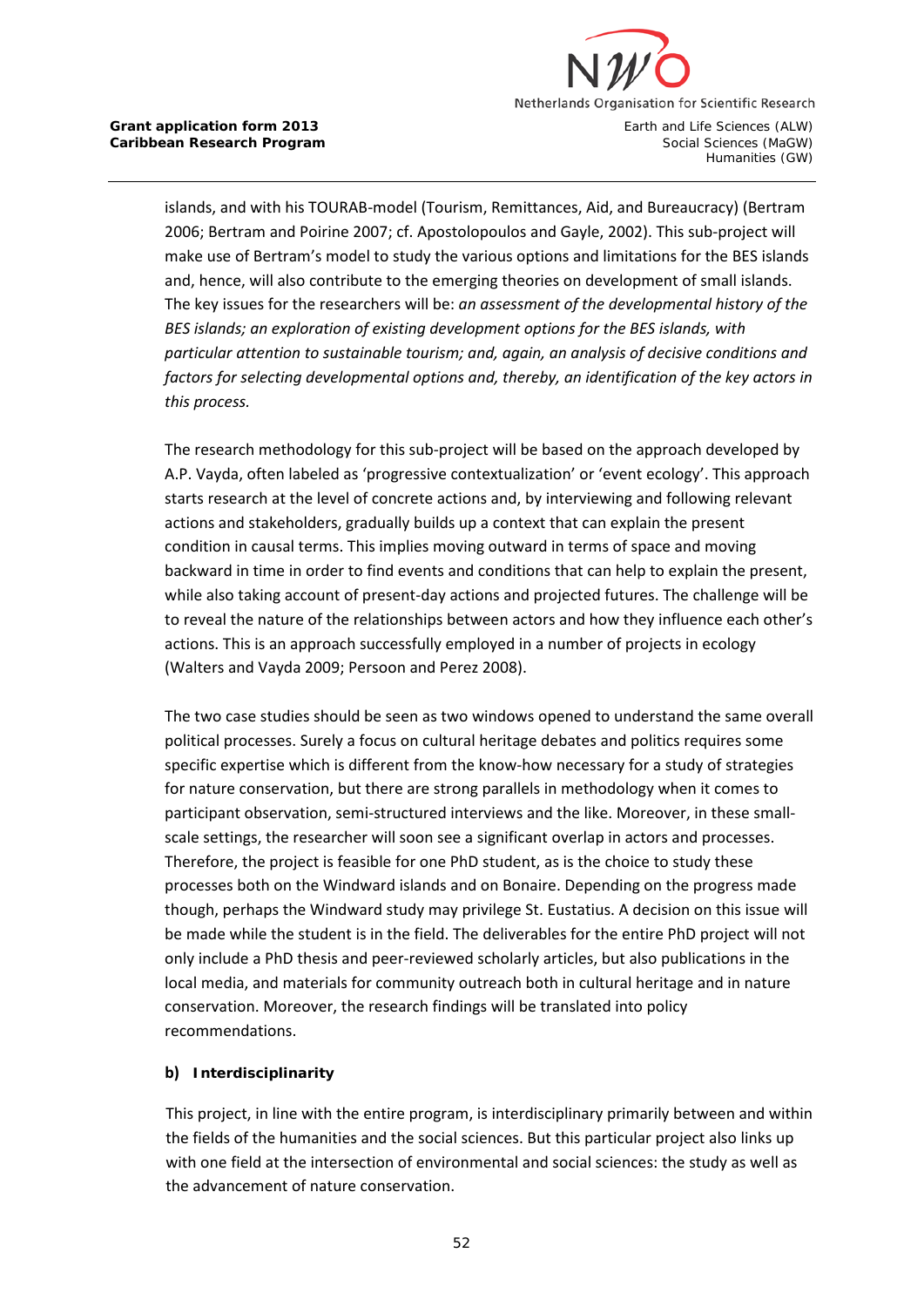islands, and with his TOURAB-model (Tourism, Remittances, Aid, and Bureaucracy) (Bertram 2006; Bertram and Poirine 2007; cf. Apostolopoulos and Gayle, 2002). This sub-project will make use of Bertram's model to study the various options and limitations for the BES islands and, hence, will also contribute to the emerging theories on development of small islands. The key issues for the researchers will be: *an assessment of the developmental history of the BES islands; an exploration of existing development options for the BES islands, with particular attention to sustainable tourism; and, again, an analysis of decisive conditions and factors for selecting developmental options and, thereby, an identification of the key actors in this process.*

The research methodology for this sub-project will be based on the approach developed by A.P. Vayda, often labeled as 'progressive contextualization' or 'event ecology'. This approach starts research at the level of concrete actions and, by interviewing and following relevant actions and stakeholders, gradually builds up a context that can explain the present condition in causal terms. This implies moving outward in terms of space and moving backward in time in order to find events and conditions that can help to explain the present, while also taking account of present-day actions and projected futures. The challenge will be to reveal the nature of the relationships between actors and how they influence each other's actions. This is an approach successfully employed in a number of projects in ecology (Walters and Vayda 2009; Persoon and Perez 2008).

The two case studies should be seen as two windows opened to understand the same overall political processes. Surely a focus on cultural heritage debates and politics requires some specific expertise which is different from the know-how necessary for a study of strategies for nature conservation, but there are strong parallels in methodology when it comes to participant observation, semi-structured interviews and the like. Moreover, in these small-scale settings, the researcher will soon see a significant overlap in actors and processes. Therefore, the project is feasible for one PhD student, as is the choice to study these processes both on the Windward islands and on Bonaire. Depending on the progress made though, perhaps the Windward study may privilege St. Eustatius. A decision on this issue will be made while the student is in the field. The deliverables for the entire PhD project will not only include a PhD thesis and peer-reviewed scholarly articles, but also publications in the local media, and materials for community outreach both in cultural heritage and in nature conservation. Moreover, the research findings will be translated into policy recommendations.

**b) Interdisciplinarity**

This project, in line with the entire program, is interdisciplinary primarily between and within the fields of the humanities and the social sciences. But this particular project also links up with one field at the intersection of environmental and social sciences: the study as well as the advancement of nature conservation.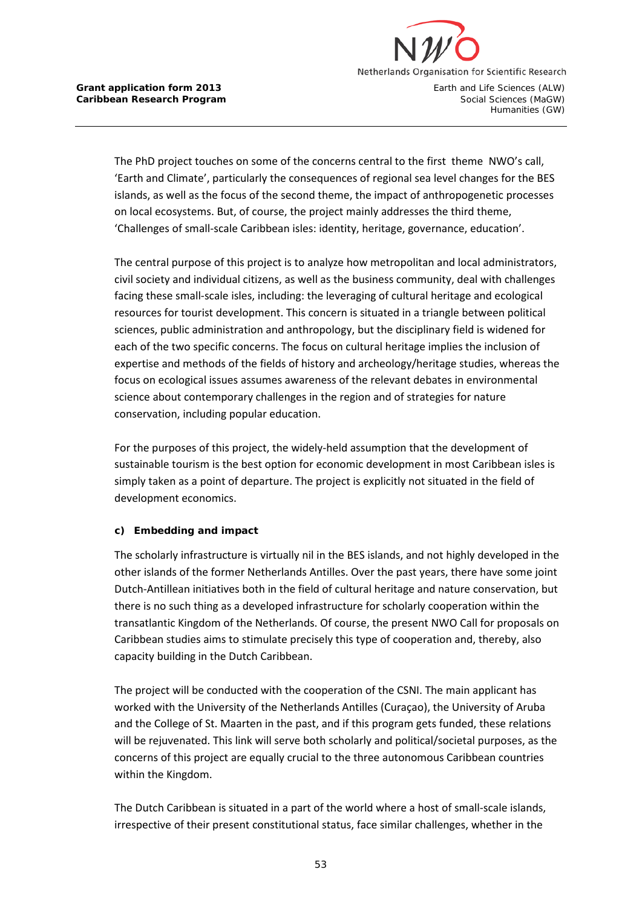The PhD project touches on some of the concerns central to the first theme NWO's call, 'Earth and Climate', particularly the consequences of regional sea level changes for the BES islands, as well as the focus of the second theme, the impact of anthropogenetic processes on local ecosystems. But, of course, the project mainly addresses the third theme, 'Challenges of small-scale Caribbean isles: identity, heritage, governance, education'.

The central purpose of this project is to analyze how metropolitan and local administrators, civil society and individual citizens, as well as the business community, deal with challenges facing these small-scale isles, including: the leveraging of cultural heritage and ecological resources for tourist development. This concern is situated in a triangle between political sciences, public administration and anthropology, but the disciplinary field is widened for each of the two specific concerns. The focus on cultural heritage implies the inclusion of expertise and methods of the fields of history and archeology/heritage studies, whereas the focus on ecological issues assumes awareness of the relevant debates in environmental science about contemporary challenges in the region and of strategies for nature conservation, including popular education.

For the purposes of this project, the widely-held assumption that the development of sustainable tourism is the best option for economic development in most Caribbean isles is simply taken as a point of departure. The project is explicitly not situated in the field of development economics.

**c) Embedding and impact**

The scholarly infrastructure is virtually nil in the BES islands, and not highly developed in the other islands of the former Netherlands Antilles. Over the past years, there have some joint Dutch-Antillean initiatives both in the field of cultural heritage and nature conservation, but there is no such thing as a developed infrastructure for scholarly cooperation within the transatlantic Kingdom of the Netherlands. Of course, the present NWO Call for proposals on Caribbean studies aims to stimulate precisely this type of cooperation and, thereby, also capacity building in the Dutch Caribbean.

The project will be conducted with the cooperation of the CSNI. The main applicant has worked with the University of the Netherlands Antilles (Curaçao), the University of Aruba and the College of St. Maarten in the past, and if this program gets funded, these relations will be rejuvenated. This link will serve both scholarly and political/societal purposes, as the concerns of this project are equally crucial to the three autonomous Caribbean countries within the Kingdom.

The Dutch Caribbean is situated in a part of the world where a host of small-scale islands, irrespective of their present constitutional status, face similar challenges, whether in the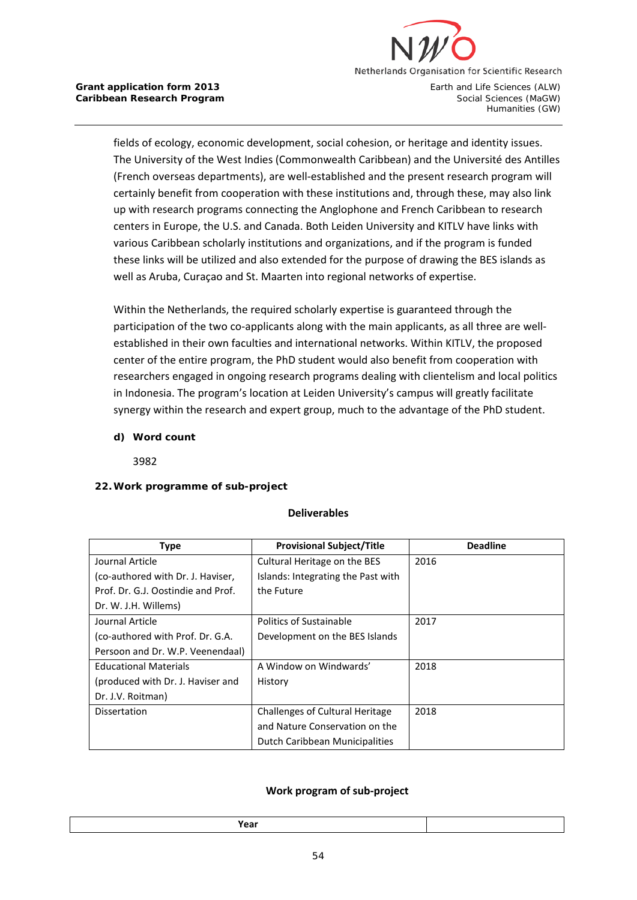fields of ecology, economic development, social cohesion, or heritage and identity issues. The University of the West Indies (Commonwealth Caribbean) and the Université des Antilles (French overseas departments), are well-established and the present research program will certainly benefit from cooperation with these institutions and, through these, may also link up with research programs connecting the Anglophone and French Caribbean to research centers in Europe, the U.S. and Canada. Both Leiden University and KITLV have links with various Caribbean scholarly institutions and organizations, and if the program is funded these links will be utilized and also extended for the purpose of drawing the BES islands as well as Aruba, Curaçao and St. Maarten into regional networks of expertise.

Within the Netherlands, the required scholarly expertise is guaranteed through the participation of the two co-applicants along with the main applicants, as all three are well-established in their own faculties and international networks. Within KITLV, the proposed center of the entire program, the PhD student would also benefit from cooperation with researchers engaged in ongoing research programs dealing with clientelism and local politics in Indonesia. The program's location at Leiden University's campus will greatly facilitate synergy within the research and expert group, much to the advantage of the PhD student.

**d) Word count**

3982

**22. Work programme of sub-project**

**Deliverables**

| Type | Provisional Subject/Title | Deadline |
|---|---|---|
| Journal Article (co-authored with Dr. J. Haviser, Prof. Dr. G.J. Oostindie and Prof. Dr. W. J.H. Willems) | Cultural Heritage on the BES Islands: Integrating the Past with the Future | 2016 |
| Journal Article (co-authored with Prof. Dr. G.A. Persoon and Dr. W.P. Veenendaal) | Politics of Sustainable Development on the BES Islands | 2017 |
| Educational Materials (produced with Dr. J. Haviser and Dr. J.V. Roitman) | A Window on Windwards' History | 2018 |
| Dissertation | Challenges of Cultural Heritage and Nature Conservation on the Dutch Caribbean Municipalities | 2018 |

**Work program of sub-project**

| Year | |
|---|---|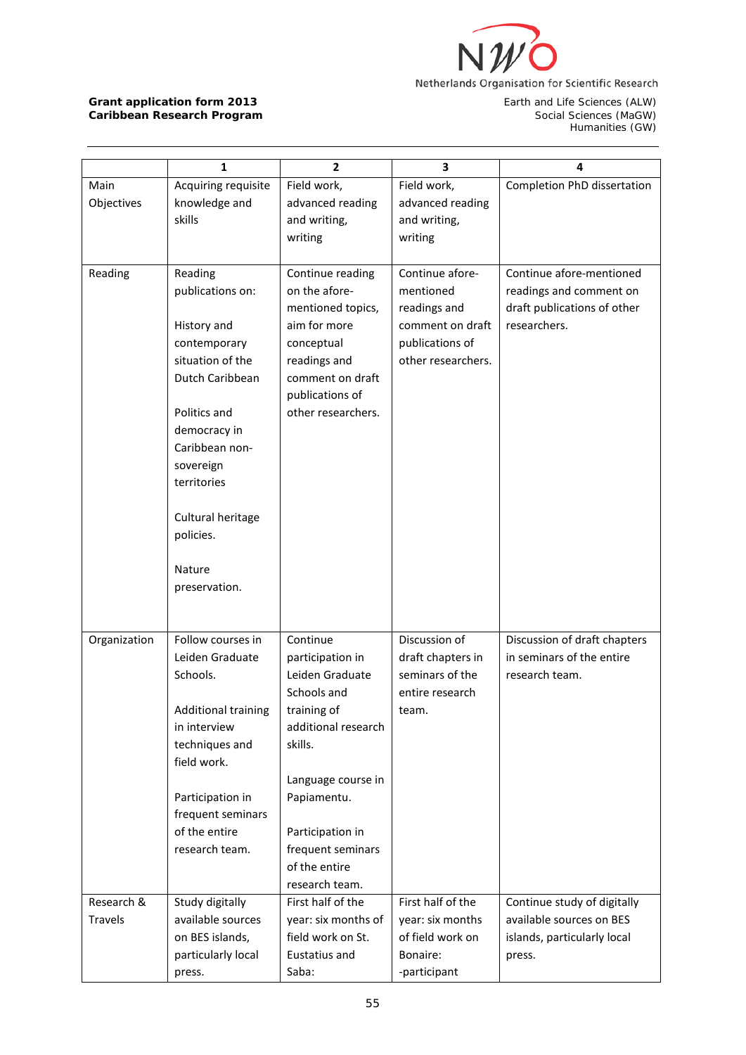| | 1 | 2 | 3 | 4 |
|---|---|---|---|---|
| Main Objectives | Acquiring requisite knowledge and skills | Field work, advanced reading and writing, writing | Field work, advanced reading and writing, writing | Completion PhD dissertation |
| Reading | Reading publications on:<br><br>History and contemporary situation of the Dutch Caribbean<br><br>Politics and democracy in Caribbean non-sovereign territories<br><br>Cultural heritage policies.<br><br>Nature preservation. | Continue reading on the afore-mentioned topics, aim for more conceptual readings and comment on draft publications of other researchers. | Continue afore-mentioned readings and comment on draft publications of other researchers. | Continue afore-mentioned readings and comment on draft publications of other researchers. |
| Organization | Follow courses in Leiden Graduate Schools.<br><br>Additional training in interview techniques and field work.<br><br>Participation in frequent seminars of the entire research team. | Continue participation in Leiden Graduate Schools and training of additional research skills.<br><br>Language course in Papiamentu.<br><br>Participation in frequent seminars of the entire research team. | Discussion of draft chapters in seminars of the entire research team. | Discussion of draft chapters in seminars of the entire research team. |
| Research & Travels | Study digitally available sources on BES islands, particularly local press. | First half of the year: six months of field work on St. Eustatius and Saba: | First half of the year: six months of field work on Bonaire:<br>-participant | Continue study of digitally available sources on BES islands, particularly local press. |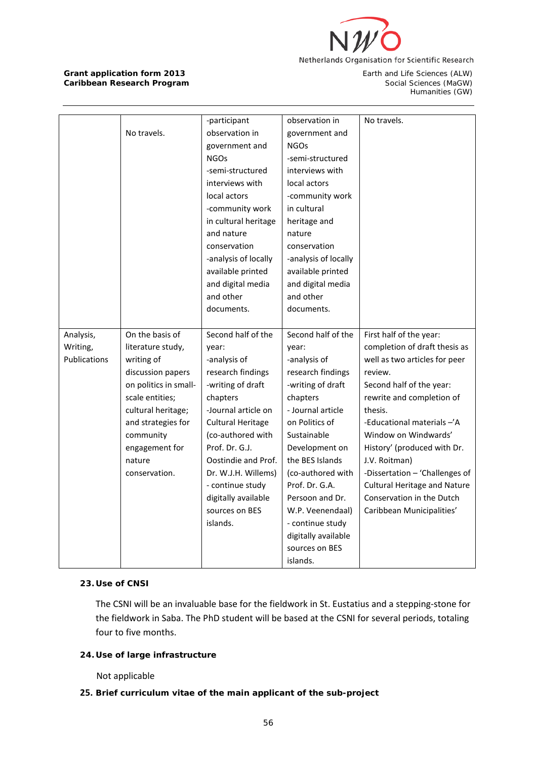| | | | | |
|---|---|---|---|---|
| | No travels. | -participant observation in government and NGOs<br>-semi-structured interviews with local actors<br>-community work in cultural heritage and nature conservation<br>-analysis of locally available printed and digital media and other documents. | observation in government and NGOs<br>-semi-structured interviews with local actors<br>-community work in cultural heritage and nature conservation<br>-analysis of locally available printed and digital media and other documents. | No travels. |
| Analysis, Writing, Publications | On the basis of literature study, writing of discussion papers on politics in small-scale entities; cultural heritage; and strategies for community engagement for nature conservation. | Second half of the year:<br>-analysis of research findings<br>-writing of draft chapters<br>-Journal article on Cultural Heritage (co-authored with Prof. Dr. G.J. Oostindie and Prof. Dr. W.J.H. Willems)<br>- continue study digitally available sources on BES islands. | Second half of the year:<br>-analysis of research findings<br>-writing of draft chapters<br>- Journal article on Politics of Sustainable Development on the BES Islands (co-authored with Prof. Dr. G.A. Persoon and Dr. W.P. Veenendaal)<br>- continue study digitally available sources on BES islands. | First half of the year: completion of draft thesis as well as two articles for peer review.<br>Second half of the year: rewrite and completion of thesis.<br>-Educational materials –'A Window on Windwards' History' (produced with Dr. J.V. Roitman)<br>-Dissertation – 'Challenges of Cultural Heritage and Nature Conservation in the Dutch Caribbean Municipalities' |

**23. Use of CNSI**

The CSNI will be an invaluable base for the fieldwork in St. Eustatius and a stepping-stone for the fieldwork in Saba. The PhD student will be based at the CSNI for several periods, totaling four to five months.

**24. Use of large infrastructure**

Not applicable

**25. Brief curriculum vitae of the main applicant of the sub-project**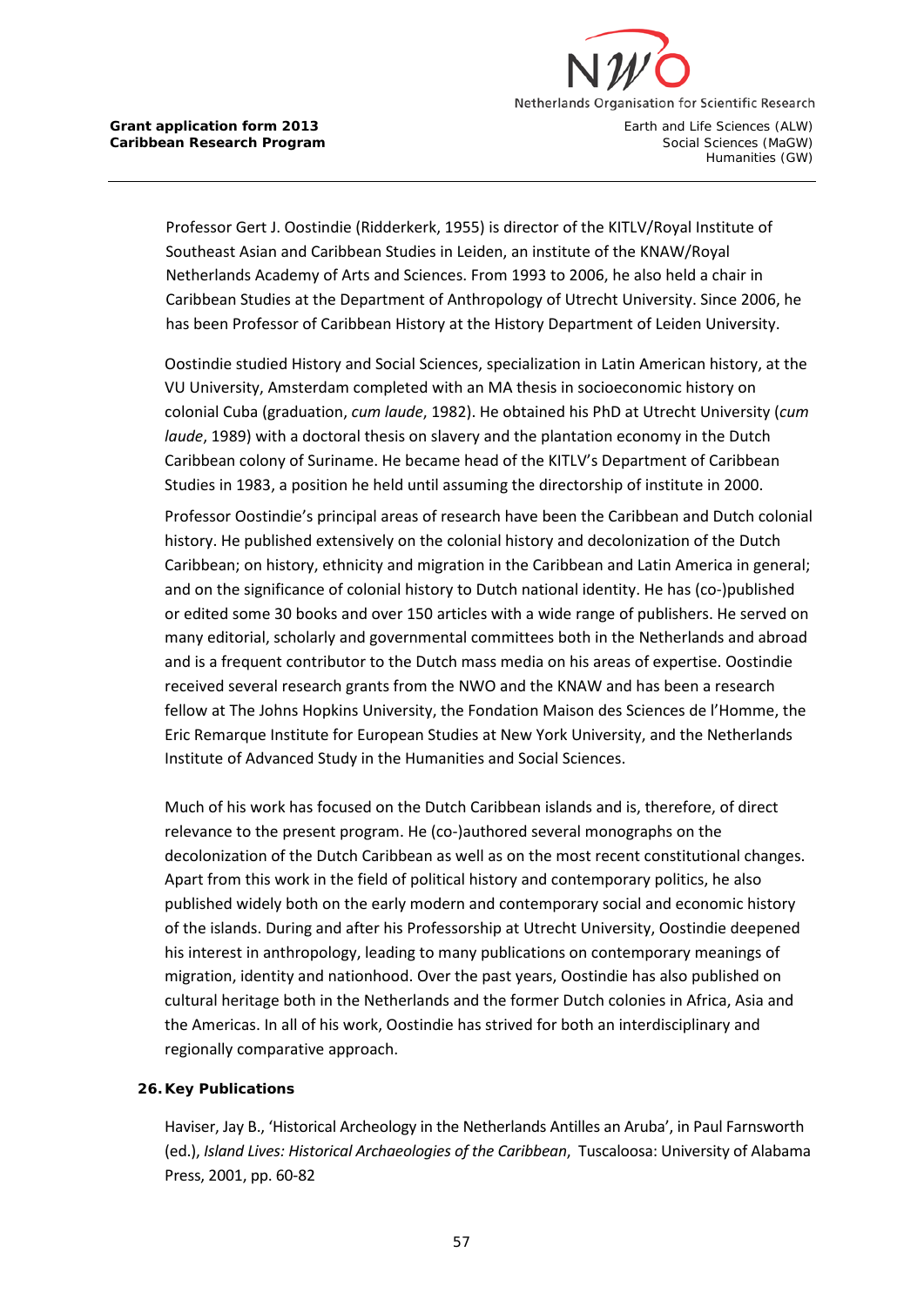Professor Gert J. Oostindie (Ridderkerk, 1955) is director of the KITLV/Royal Institute of Southeast Asian and Caribbean Studies in Leiden, an institute of the KNAW/Royal Netherlands Academy of Arts and Sciences. From 1993 to 2006, he also held a chair in Caribbean Studies at the Department of Anthropology of Utrecht University. Since 2006, he has been Professor of Caribbean History at the History Department of Leiden University.

Oostindie studied History and Social Sciences, specialization in Latin American history, at the VU University, Amsterdam completed with an MA thesis in socioeconomic history on colonial Cuba (graduation, *cum laude*, 1982). He obtained his PhD at Utrecht University (*cum laude*, 1989) with a doctoral thesis on slavery and the plantation economy in the Dutch Caribbean colony of Suriname. He became head of the KITLV's Department of Caribbean Studies in 1983, a position he held until assuming the directorship of institute in 2000.

Professor Oostindie's principal areas of research have been the Caribbean and Dutch colonial history. He published extensively on the colonial history and decolonization of the Dutch Caribbean; on history, ethnicity and migration in the Caribbean and Latin America in general; and on the significance of colonial history to Dutch national identity. He has (co-)published or edited some 30 books and over 150 articles with a wide range of publishers. He served on many editorial, scholarly and governmental committees both in the Netherlands and abroad and is a frequent contributor to the Dutch mass media on his areas of expertise. Oostindie received several research grants from the NWO and the KNAW and has been a research fellow at The Johns Hopkins University, the Fondation Maison des Sciences de l'Homme, the Eric Remarque Institute for European Studies at New York University, and the Netherlands Institute of Advanced Study in the Humanities and Social Sciences.

Much of his work has focused on the Dutch Caribbean islands and is, therefore, of direct relevance to the present program. He (co-)authored several monographs on the decolonization of the Dutch Caribbean as well as on the most recent constitutional changes. Apart from this work in the field of political history and contemporary politics, he also published widely both on the early modern and contemporary social and economic history of the islands. During and after his Professorship at Utrecht University, Oostindie deepened his interest in anthropology, leading to many publications on contemporary meanings of migration, identity and nationhood. Over the past years, Oostindie has also published on cultural heritage both in the Netherlands and the former Dutch colonies in Africa, Asia and the Americas. In all of his work, Oostindie has strived for both an interdisciplinary and regionally comparative approach.

**26. Key Publications**

Haviser, Jay B., 'Historical Archeology in the Netherlands Antilles an Aruba', in Paul Farnsworth (ed.), *Island Lives: Historical Archaeologies of the Caribbean*, Tuscaloosa: University of Alabama Press, 2001, pp. 60-82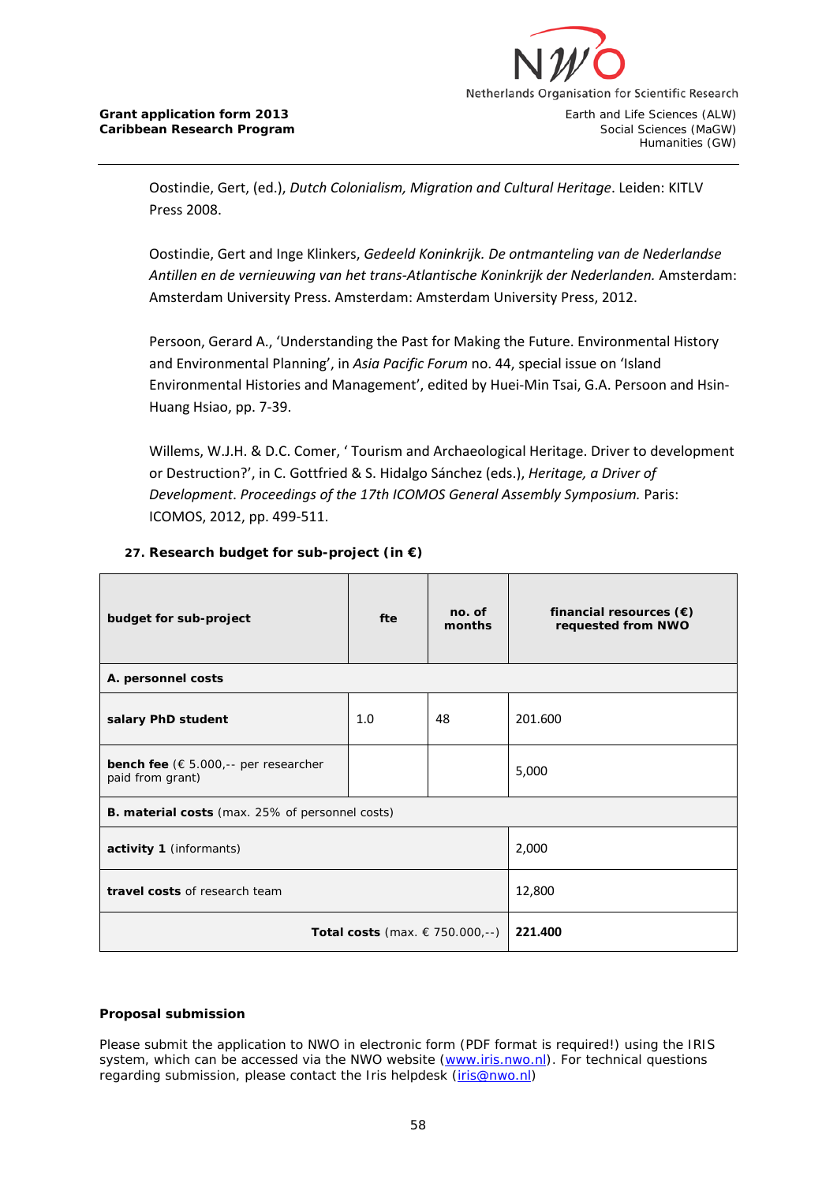Oostindie, Gert, (ed.), *Dutch Colonialism, Migration and Cultural Heritage*. Leiden: KITLV Press 2008.

Oostindie, Gert and Inge Klinkers, *Gedeeld Koninkrijk. De ontmanteling van de Nederlandse Antillen en de vernieuwing van het trans-Atlantische Koninkrijk der Nederlanden.* Amsterdam: Amsterdam University Press. Amsterdam: Amsterdam University Press, 2012.

Persoon, Gerard A., 'Understanding the Past for Making the Future. Environmental History and Environmental Planning', in *Asia Pacific Forum* no. 44, special issue on 'Island Environmental Histories and Management', edited by Huei-Min Tsai, G.A. Persoon and Hsin-Huang Hsiao, pp. 7-39.

Willems, W.J.H. & D.C. Comer, ' Tourism and Archaeological Heritage. Driver to development or Destruction?', in C. Gottfried & S. Hidalgo Sánchez (eds.), *Heritage, a Driver of Development. Proceedings of the 17th ICOMOS General Assembly Symposium.* Paris: ICOMOS, 2012, pp. 499-511.

**27. Research budget for sub-project (in €)**

| budget for sub-project | fte | no. of months | financial resources (€) requested from NWO |
|---|---|---|---|
| **A. personnel costs** | | | |
| **salary PhD student** | 1.0 | 48 | 201.600 |
| **bench fee** (€ 5.000,-- per researcher paid from grant) | | | 5,000 |
| **B. material costs** (max. 25% of personnel costs) | | | |
| **activity 1** (informants) | | | 2,000 |
| **travel costs** of research team | | | 12,800 |
| **Total costs** (max. € 750.000,--) | | | **221.400** |

**Proposal submission**

Please submit the application to NWO in electronic form (PDF format is required!) using the IRIS system, which can be accessed via the NWO website (www.iris.nwo.nl). For technical questions regarding submission, please contact the Iris helpdesk (iris@nwo.nl)